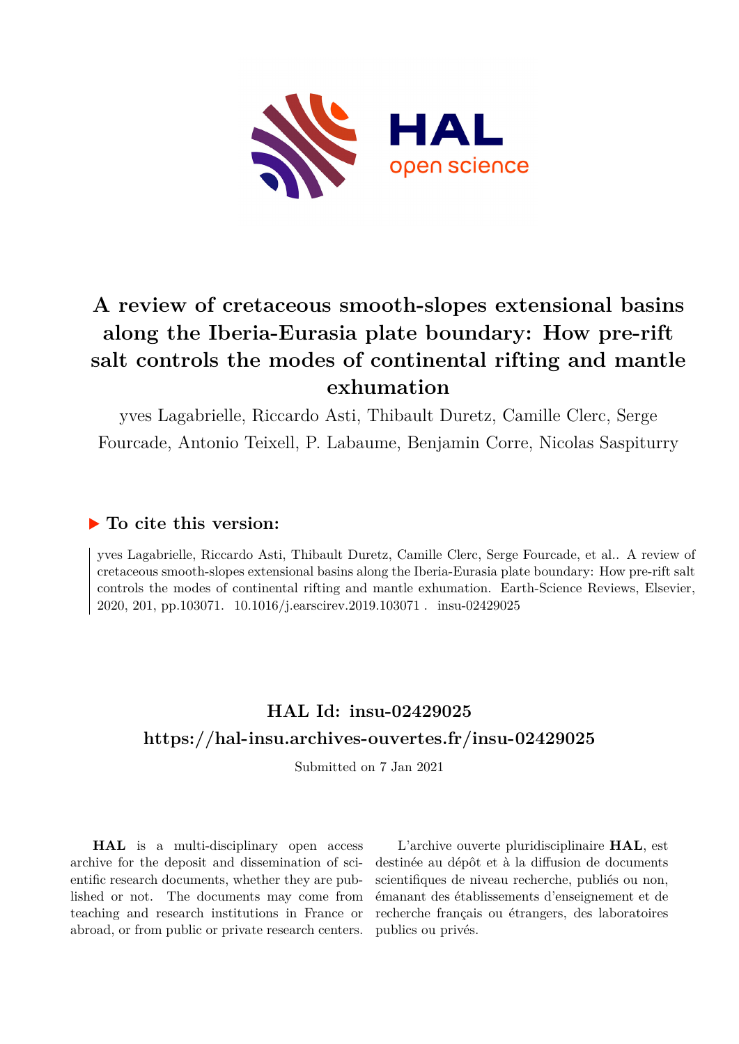# A review of cretaceous smooth-slopes extensional basins along the Iberia-Eurasia plate boundary: How pre-rift salt controls the modes of continental rifting and mantle exhumation

yves Lagabrielle, Riccardo Asti, Thibault Duretz, Camille Clerc, Serge Fourcade, Antonio Teixell, P. Labaume, Benjamin Corre, Nicolas Saspiturry

## ▶ To cite this version:

yves Lagabrielle, Riccardo Asti, Thibault Duretz, Camille Clerc, Serge Fourcade, et al.. A review of cretaceous smooth-slopes extensional basins along the Iberia-Eurasia plate boundary: How pre-rift salt controls the modes of continental rifting and mantle exhumation. Earth-Science Reviews, Elsevier, 2020, 201, pp.103071. 10.1016/j.earscirev.2019.103071 . insu-02429025

## HAL Id: insu-02429025

## https://hal-insu.archives-ouvertes.fr/insu-02429025

Submitted on 7 Jan 2021

**HAL** is a multi-disciplinary open access archive for the deposit and dissemination of scientific research documents, whether they are published or not. The documents may come from teaching and research institutions in France or abroad, or from public or private research centers.

L'archive ouverte pluridisciplinaire **HAL**, est destinée au dépôt et à la diffusion de documents scientifiques de niveau recherche, publiés ou non, émanant des établissements d'enseignement et de recherche français ou étrangers, des laboratoires publics ou privés.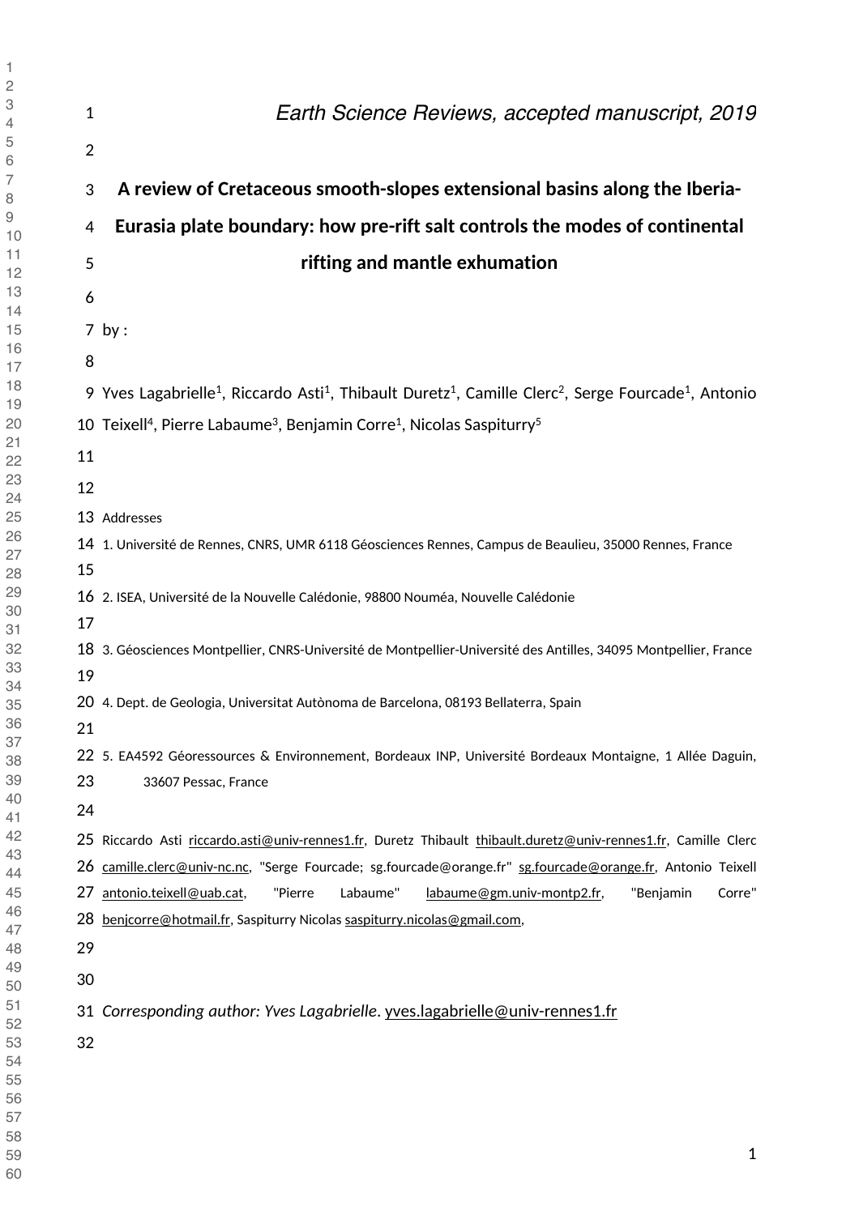*Earth Science Reviews, accepted manuscript, 2019*

# A review of Cretaceous smooth-slopes extensional basins along the Iberia-Eurasia plate boundary: how pre-rift salt controls the modes of continental rifting and mantle exhumation

by :

Yves Lagabrielle[1], Riccardo Asti[1], Thibault Duretz[1], Camille Clerc[2], Serge Fourcade[1], Antonio Teixell[4], Pierre Labaume[3], Benjamin Corre[1], Nicolas Saspiturry[5]

Addresses

1. Université de Rennes, CNRS, UMR 6118 Géosciences Rennes, Campus de Beaulieu, 35000 Rennes, France

2. ISEA, Université de la Nouvelle Calédonie, 98800 Nouméa, Nouvelle Calédonie

3. Géosciences Montpellier, CNRS-Université de Montpellier-Université des Antilles, 34095 Montpellier, France

4. Dept. de Geologia, Universitat Autònoma de Barcelona, 08193 Bellaterra, Spain

5. EA4592 Géoressources & Environnement, Bordeaux INP, Université Bordeaux Montaigne, 1 Allée Daguin, 33607 Pessac, France

Riccardo Asti riccardo.asti@univ-rennes1.fr, Duretz Thibault thibault.duretz@univ-rennes1.fr, Camille Clerc camille.clerc@univ-nc.nc, "Serge Fourcade; sg.fourcade@orange.fr" sg.fourcade@orange.fr, Antonio Teixell antonio.teixell@uab.cat, "Pierre Labaume" labaume@gm.univ-montp2.fr, "Benjamin Corre" benjcorre@hotmail.fr, Saspiturry Nicolas saspiturry.nicolas@gmail.com,

*Corresponding author: Yves Lagabrielle*. yves.lagabrielle@univ-rennes1.fr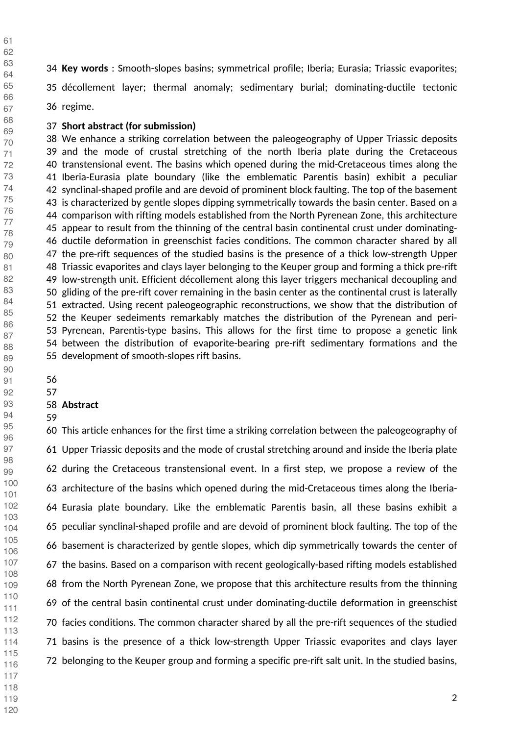**Key words** : Smooth-slopes basins; symmetrical profile; Iberia; Eurasia; Triassic evaporites; décollement layer; thermal anomaly; sedimentary burial; dominating-ductile tectonic regime.

**Short abstract (for submission)**

We enhance a striking correlation between the paleogeography of Upper Triassic deposits and the mode of crustal stretching of the north Iberia plate during the Cretaceous transtensional event. The basins which opened during the mid-Cretaceous times along the Iberia-Eurasia plate boundary (like the emblematic Parentis basin) exhibit a peculiar synclinal-shaped profile and are devoid of prominent block faulting. The top of the basement is characterized by gentle slopes dipping symmetrically towards the basin center. Based on a comparison with rifting models established from the North Pyrenean Zone, this architecture appear to result from the thinning of the central basin continental crust under dominating-ductile deformation in greenschist facies conditions. The common character shared by all the pre-rift sequences of the studied basins is the presence of a thick low-strength Upper Triassic evaporites and clays layer belonging to the Keuper group and forming a thick pre-rift low-strength unit. Efficient décollement along this layer triggers mechanical decoupling and gliding of the pre-rift cover remaining in the basin center as the continental crust is laterally extracted. Using recent paleogeographic reconstructions, we show that the distribution of the Keuper sedeiments remarkably matches the distribution of the Pyrenean and peri-Pyrenean, Parentis-type basins. This allows for the first time to propose a genetic link between the distribution of evaporite-bearing pre-rift sedimentary formations and the development of smooth-slopes rift basins.

## Abstract

This article enhances for the first time a striking correlation between the paleogeography of Upper Triassic deposits and the mode of crustal stretching around and inside the Iberia plate during the Cretaceous transtensional event. In a first step, we propose a review of the architecture of the basins which opened during the mid-Cretaceous times along the Iberia-Eurasia plate boundary. Like the emblematic Parentis basin, all these basins exhibit a peculiar synclinal-shaped profile and are devoid of prominent block faulting. The top of the basement is characterized by gentle slopes, which dip symmetrically towards the center of the basins. Based on a comparison with recent geologically-based rifting models established from the North Pyrenean Zone, we propose that this architecture results from the thinning of the central basin continental crust under dominating-ductile deformation in greenschist facies conditions. The common character shared by all the pre-rift sequences of the studied basins is the presence of a thick low-strength Upper Triassic evaporites and clays layer belonging to the Keuper group and forming a specific pre-rift salt unit. In the studied basins,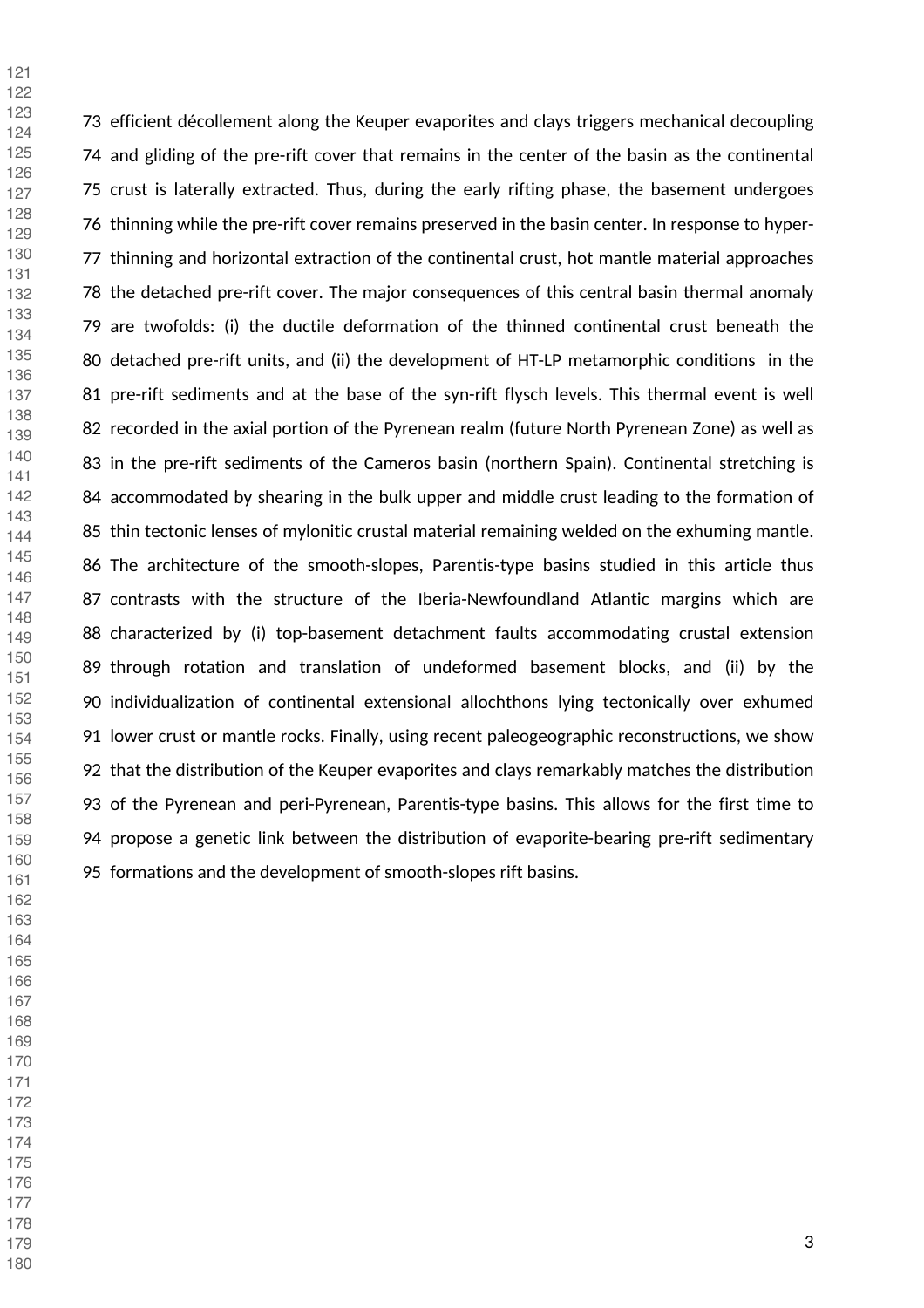efficient décollement along the Keuper evaporites and clays triggers mechanical decoupling and gliding of the pre-rift cover that remains in the center of the basin as the continental crust is laterally extracted. Thus, during the early rifting phase, the basement undergoes thinning while the pre-rift cover remains preserved in the basin center. In response to hyper-thinning and horizontal extraction of the continental crust, hot mantle material approaches the detached pre-rift cover. The major consequences of this central basin thermal anomaly are twofolds: (i) the ductile deformation of the thinned continental crust beneath the detached pre-rift units, and (ii) the development of HT-LP metamorphic conditions in the pre-rift sediments and at the base of the syn-rift flysch levels. This thermal event is well recorded in the axial portion of the Pyrenean realm (future North Pyrenean Zone) as well as in the pre-rift sediments of the Cameros basin (northern Spain). Continental stretching is accommodated by shearing in the bulk upper and middle crust leading to the formation of thin tectonic lenses of mylonitic crustal material remaining welded on the exhuming mantle. The architecture of the smooth-slopes, Parentis-type basins studied in this article thus contrasts with the structure of the Iberia-Newfoundland Atlantic margins which are characterized by (i) top-basement detachment faults accommodating crustal extension through rotation and translation of undeformed basement blocks, and (ii) by the individualization of continental extensional allochthons lying tectonically over exhumed lower crust or mantle rocks. Finally, using recent paleogeographic reconstructions, we show that the distribution of the Keuper evaporites and clays remarkably matches the distribution of the Pyrenean and peri-Pyrenean, Parentis-type basins. This allows for the first time to propose a genetic link between the distribution of evaporite-bearing pre-rift sedimentary formations and the development of smooth-slopes rift basins.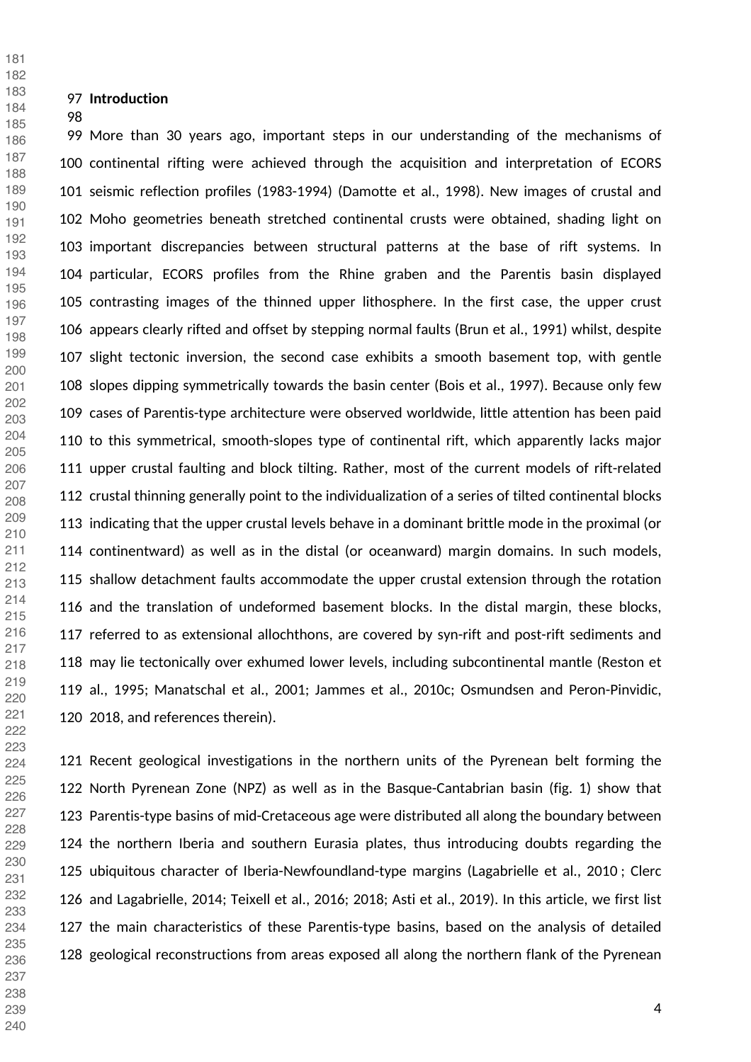## Introduction

More than 30 years ago, important steps in our understanding of the mechanisms of continental rifting were achieved through the acquisition and interpretation of ECORS seismic reflection profiles (1983-1994) (Damotte et al., 1998). New images of crustal and Moho geometries beneath stretched continental crusts were obtained, shading light on important discrepancies between structural patterns at the base of rift systems. In particular, ECORS profiles from the Rhine graben and the Parentis basin displayed contrasting images of the thinned upper lithosphere. In the first case, the upper crust appears clearly rifted and offset by stepping normal faults (Brun et al., 1991) whilst, despite slight tectonic inversion, the second case exhibits a smooth basement top, with gentle slopes dipping symmetrically towards the basin center (Bois et al., 1997). Because only few cases of Parentis-type architecture were observed worldwide, little attention has been paid to this symmetrical, smooth-slopes type of continental rift, which apparently lacks major upper crustal faulting and block tilting. Rather, most of the current models of rift-related crustal thinning generally point to the individualization of a series of tilted continental blocks indicating that the upper crustal levels behave in a dominant brittle mode in the proximal (or continentward) as well as in the distal (or oceanward) margin domains. In such models, shallow detachment faults accommodate the upper crustal extension through the rotation and the translation of undeformed basement blocks. In the distal margin, these blocks, referred to as extensional allochthons, are covered by syn-rift and post-rift sediments and may lie tectonically over exhumed lower levels, including subcontinental mantle (Reston et al., 1995; Manatschal et al., 2001; Jammes et al., 2010c; Osmundsen and Peron-Pinvidic, 2018, and references therein).

Recent geological investigations in the northern units of the Pyrenean belt forming the North Pyrenean Zone (NPZ) as well as in the Basque-Cantabrian basin (fig. 1) show that Parentis-type basins of mid-Cretaceous age were distributed all along the boundary between the northern Iberia and southern Eurasia plates, thus introducing doubts regarding the ubiquitous character of Iberia-Newfoundland-type margins (Lagabrielle et al., 2010 ; Clerc and Lagabrielle, 2014; Teixell et al., 2016; 2018; Asti et al., 2019). In this article, we first list the main characteristics of these Parentis-type basins, based on the analysis of detailed geological reconstructions from areas exposed all along the northern flank of the Pyrenean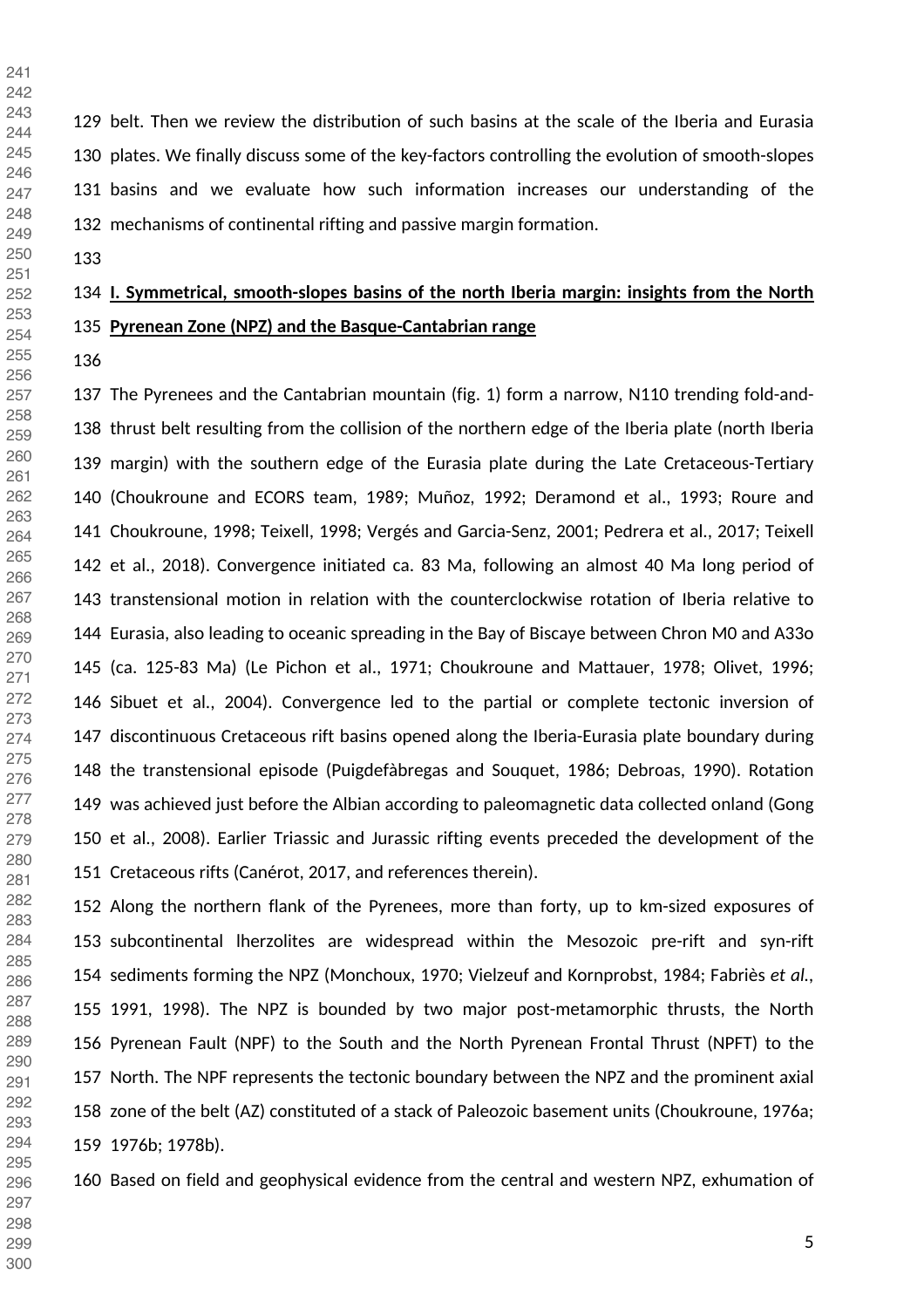belt. Then we review the distribution of such basins at the scale of the Iberia and Eurasia plates. We finally discuss some of the key-factors controlling the evolution of smooth-slopes basins and we evaluate how such information increases our understanding of the mechanisms of continental rifting and passive margin formation.

## **I. Symmetrical, smooth-slopes basins of the north Iberia margin: insights from the North Pyrenean Zone (NPZ) and the Basque-Cantabrian range**

The Pyrenees and the Cantabrian mountain (fig. 1) form a narrow, N110 trending fold-and-thrust belt resulting from the collision of the northern edge of the Iberia plate (north Iberia margin) with the southern edge of the Eurasia plate during the Late Cretaceous-Tertiary (Choukroune and ECORS team, 1989; Muñoz, 1992; Deramond et al., 1993; Roure and Choukroune, 1998; Teixell, 1998; Vergés and Garcia-Senz, 2001; Pedrera et al., 2017; Teixell et al., 2018). Convergence initiated ca. 83 Ma, following an almost 40 Ma long period of transtensional motion in relation with the counterclockwise rotation of Iberia relative to Eurasia, also leading to oceanic spreading in the Bay of Biscaye between Chron M0 and A33o (ca. 125-83 Ma) (Le Pichon et al., 1971; Choukroune and Mattauer, 1978; Olivet, 1996; Sibuet et al., 2004). Convergence led to the partial or complete tectonic inversion of discontinuous Cretaceous rift basins opened along the Iberia-Eurasia plate boundary during the transtensional episode (Puigdefàbregas and Souquet, 1986; Debroas, 1990). Rotation was achieved just before the Albian according to paleomagnetic data collected onland (Gong et al., 2008). Earlier Triassic and Jurassic rifting events preceded the development of the Cretaceous rifts (Canérot, 2017, and references therein).

Along the northern flank of the Pyrenees, more than forty, up to km-sized exposures of subcontinental lherzolites are widespread within the Mesozoic pre-rift and syn-rift sediments forming the NPZ (Monchoux, 1970; Vielzeuf and Kornprobst, 1984; Fabriès *et al.*, 1991, 1998). The NPZ is bounded by two major post-metamorphic thrusts, the North Pyrenean Fault (NPF) to the South and the North Pyrenean Frontal Thrust (NPFT) to the North. The NPF represents the tectonic boundary between the NPZ and the prominent axial zone of the belt (AZ) constituted of a stack of Paleozoic basement units (Choukroune, 1976a; 1976b; 1978b).

Based on field and geophysical evidence from the central and western NPZ, exhumation of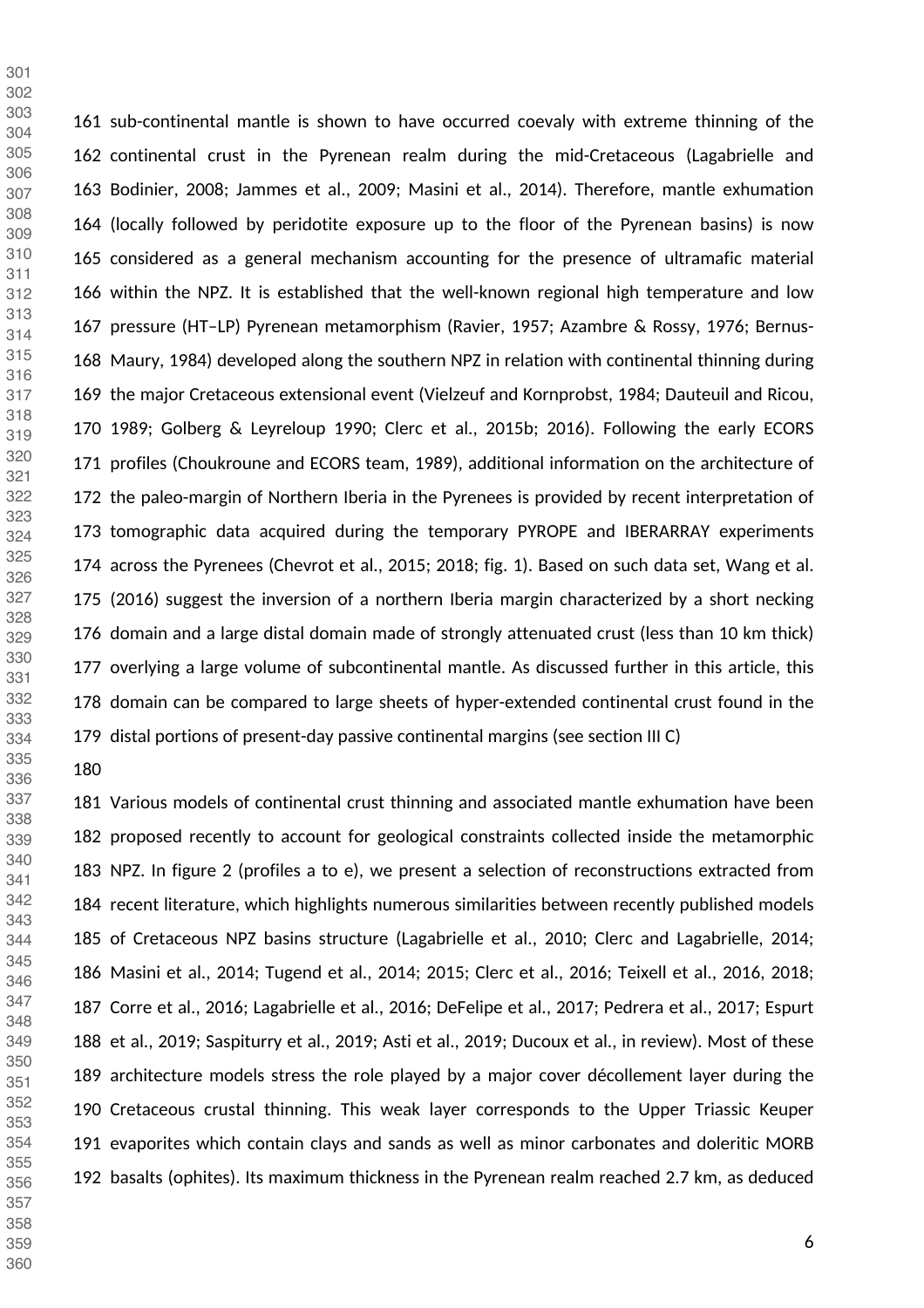sub-continental mantle is shown to have occurred coevaly with extreme thinning of the continental crust in the Pyrenean realm during the mid-Cretaceous (Lagabrielle and Bodinier, 2008; Jammes et al., 2009; Masini et al., 2014). Therefore, mantle exhumation (locally followed by peridotite exposure up to the floor of the Pyrenean basins) is now considered as a general mechanism accounting for the presence of ultramafic material within the NPZ. It is established that the well-known regional high temperature and low pressure (HT–LP) Pyrenean metamorphism (Ravier, 1957; Azambre & Rossy, 1976; Bernus-Maury, 1984) developed along the southern NPZ in relation with continental thinning during the major Cretaceous extensional event (Vielzeuf and Kornprobst, 1984; Dauteuil and Ricou, 1989; Golberg & Leyreloup 1990; Clerc et al., 2015b; 2016). Following the early ECORS profiles (Choukroune and ECORS team, 1989), additional information on the architecture of the paleo-margin of Northern Iberia in the Pyrenees is provided by recent interpretation of tomographic data acquired during the temporary PYROPE and IBERARRAY experiments across the Pyrenees (Chevrot et al., 2015; 2018; fig. 1). Based on such data set, Wang et al. (2016) suggest the inversion of a northern Iberia margin characterized by a short necking domain and a large distal domain made of strongly attenuated crust (less than 10 km thick) overlying a large volume of subcontinental mantle. As discussed further in this article, this domain can be compared to large sheets of hyper-extended continental crust found in the distal portions of present-day passive continental margins (see section III C)

Various models of continental crust thinning and associated mantle exhumation have been proposed recently to account for geological constraints collected inside the metamorphic NPZ. In figure 2 (profiles a to e), we present a selection of reconstructions extracted from recent literature, which highlights numerous similarities between recently published models of Cretaceous NPZ basins structure (Lagabrielle et al., 2010; Clerc and Lagabrielle, 2014; Masini et al., 2014; Tugend et al., 2014; 2015; Clerc et al., 2016; Teixell et al., 2016, 2018; Corre et al., 2016; Lagabrielle et al., 2016; DeFelipe et al., 2017; Pedrera et al., 2017; Espurt et al., 2019; Saspiturry et al., 2019; Asti et al., 2019; Ducoux et al., in review). Most of these architecture models stress the role played by a major cover décollement layer during the Cretaceous crustal thinning. This weak layer corresponds to the Upper Triassic Keuper evaporites which contain clays and sands as well as minor carbonates and doleritic MORB basalts (ophites). Its maximum thickness in the Pyrenean realm reached 2.7 km, as deduced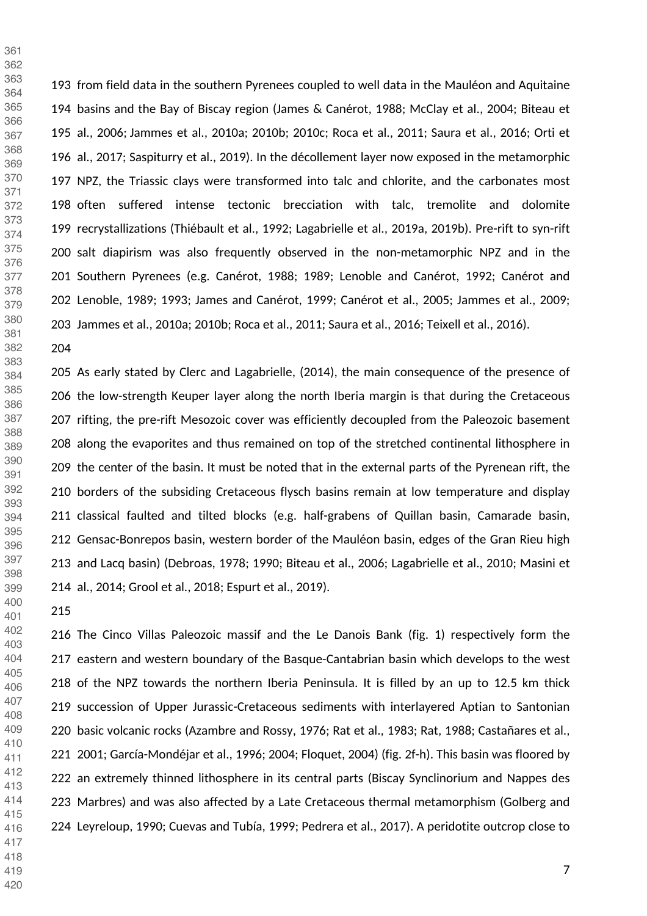from field data in the southern Pyrenees coupled to well data in the Mauléon and Aquitaine basins and the Bay of Biscay region (James & Canérot, 1988; McClay et al., 2004; Biteau et al., 2006; Jammes et al., 2010a; 2010b; 2010c; Roca et al., 2011; Saura et al., 2016; Orti et al., 2017; Saspiturry et al., 2019). In the décollement layer now exposed in the metamorphic NPZ, the Triassic clays were transformed into talc and chlorite, and the carbonates most often suffered intense tectonic brecciation with talc, tremolite and dolomite recrystallizations (Thiébault et al., 1992; Lagabrielle et al., 2019a, 2019b). Pre-rift to syn-rift salt diapirism was also frequently observed in the non-metamorphic NPZ and in the Southern Pyrenees (e.g. Canérot, 1988; 1989; Lenoble and Canérot, 1992; Canérot and Lenoble, 1989; 1993; James and Canérot, 1999; Canérot et al., 2005; Jammes et al., 2009; Jammes et al., 2010a; 2010b; Roca et al., 2011; Saura et al., 2016; Teixell et al., 2016).

As early stated by Clerc and Lagabrielle, (2014), the main consequence of the presence of the low-strength Keuper layer along the north Iberia margin is that during the Cretaceous rifting, the pre-rift Mesozoic cover was efficiently decoupled from the Paleozoic basement along the evaporites and thus remained on top of the stretched continental lithosphere in the center of the basin. It must be noted that in the external parts of the Pyrenean rift, the borders of the subsiding Cretaceous flysch basins remain at low temperature and display classical faulted and tilted blocks (e.g. half-grabens of Quillan basin, Camarade basin, Gensac-Bonrepos basin, western border of the Mauléon basin, edges of the Gran Rieu high and Lacq basin) (Debroas, 1978; 1990; Biteau et al., 2006; Lagabrielle et al., 2010; Masini et al., 2014; Grool et al., 2018; Espurt et al., 2019).

The Cinco Villas Paleozoic massif and the Le Danois Bank (fig. 1) respectively form the eastern and western boundary of the Basque-Cantabrian basin which develops to the west of the NPZ towards the northern Iberia Peninsula. It is filled by an up to 12.5 km thick succession of Upper Jurassic-Cretaceous sediments with interlayered Aptian to Santonian basic volcanic rocks (Azambre and Rossy, 1976; Rat et al., 1983; Rat, 1988; Castañares et al., 2001; García-Mondéjar et al., 1996; 2004; Floquet, 2004) (fig. 2f-h). This basin was floored by an extremely thinned lithosphere in its central parts (Biscay Synclinorium and Nappes des Marbres) and was also affected by a Late Cretaceous thermal metamorphism (Golberg and Leyreloup, 1990; Cuevas and Tubía, 1999; Pedrera et al., 2017). A peridotite outcrop close to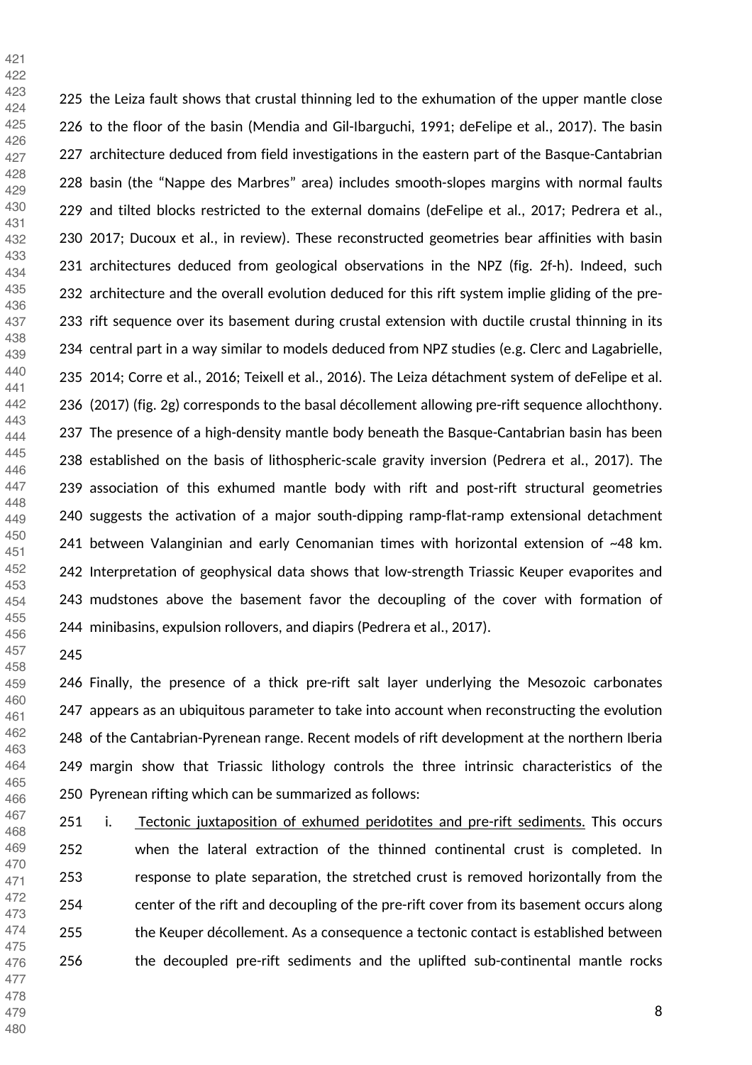the Leiza fault shows that crustal thinning led to the exhumation of the upper mantle close to the floor of the basin (Mendia and Gil-Ibarguchi, 1991; deFelipe et al., 2017). The basin architecture deduced from field investigations in the eastern part of the Basque-Cantabrian basin (the "Nappe des Marbres" area) includes smooth-slopes margins with normal faults and tilted blocks restricted to the external domains (deFelipe et al., 2017; Pedrera et al., 2017; Ducoux et al., in review). These reconstructed geometries bear affinities with basin architectures deduced from geological observations in the NPZ (fig. 2f-h). Indeed, such architecture and the overall evolution deduced for this rift system implie gliding of the pre-rift sequence over its basement during crustal extension with ductile crustal thinning in its central part in a way similar to models deduced from NPZ studies (e.g. Clerc and Lagabrielle, 2014; Corre et al., 2016; Teixell et al., 2016). The Leiza détachment system of deFelipe et al. (2017) (fig. 2g) corresponds to the basal décollement allowing pre-rift sequence allochthony. The presence of a high-density mantle body beneath the Basque-Cantabrian basin has been established on the basis of lithospheric-scale gravity inversion (Pedrera et al., 2017). The association of this exhumed mantle body with rift and post-rift structural geometries suggests the activation of a major south-dipping ramp-flat-ramp extensional detachment between Valanginian and early Cenomanian times with horizontal extension of ~48 km. Interpretation of geophysical data shows that low-strength Triassic Keuper evaporites and mudstones above the basement favor the decoupling of the cover with formation of minibasins, expulsion rollovers, and diapirs (Pedrera et al., 2017).

Finally, the presence of a thick pre-rift salt layer underlying the Mesozoic carbonates appears as an ubiquitous parameter to take into account when reconstructing the evolution of the Cantabrian-Pyrenean range. Recent models of rift development at the northern Iberia margin show that Triassic lithology controls the three intrinsic characteristics of the Pyrenean rifting which can be summarized as follows:

i. Tectonic juxtaposition of exhumed peridotites and pre-rift sediments. This occurs when the lateral extraction of the thinned continental crust is completed. In response to plate separation, the stretched crust is removed horizontally from the center of the rift and decoupling of the pre-rift cover from its basement occurs along the Keuper décollement. As a consequence a tectonic contact is established between the decoupled pre-rift sediments and the uplifted sub-continental mantle rocks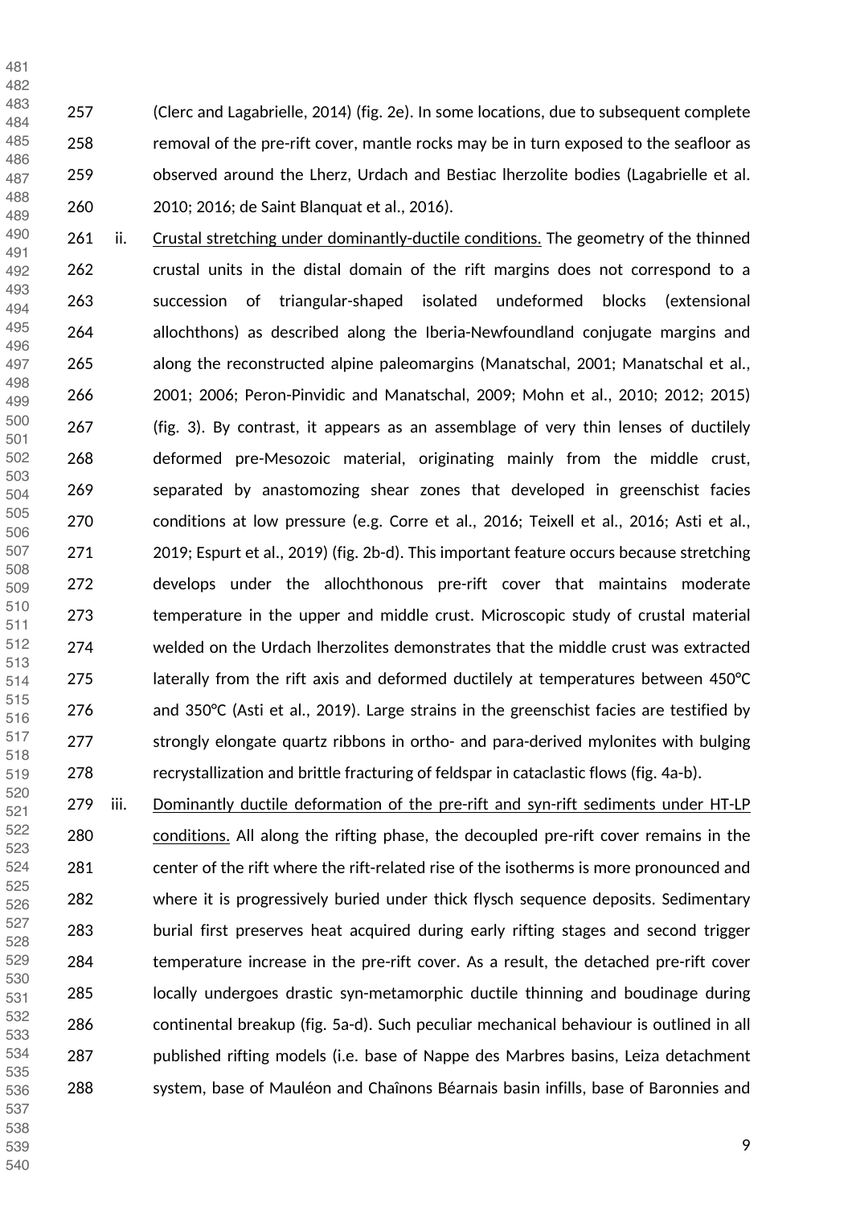(Clerc and Lagabrielle, 2014) (fig. 2e). In some locations, due to subsequent complete removal of the pre-rift cover, mantle rocks may be in turn exposed to the seafloor as observed around the Lherz, Urdach and Bestiac lherzolite bodies (Lagabrielle et al. 2010; 2016; de Saint Blanquat et al., 2016).

ii. Crustal stretching under dominantly-ductile conditions. The geometry of the thinned crustal units in the distal domain of the rift margins does not correspond to a succession of triangular-shaped isolated undeformed blocks (extensional allochthons) as described along the Iberia-Newfoundland conjugate margins and along the reconstructed alpine paleomargins (Manatschal, 2001; Manatschal et al., 2001; 2006; Peron-Pinvidic and Manatschal, 2009; Mohn et al., 2010; 2012; 2015) (fig. 3). By contrast, it appears as an assemblage of very thin lenses of ductilely deformed pre-Mesozoic material, originating mainly from the middle crust, separated by anastomozing shear zones that developed in greenschist facies conditions at low pressure (e.g. Corre et al., 2016; Teixell et al., 2016; Asti et al., 2019; Espurt et al., 2019) (fig. 2b-d). This important feature occurs because stretching develops under the allochthonous pre-rift cover that maintains moderate temperature in the upper and middle crust. Microscopic study of crustal material welded on the Urdach lherzolites demonstrates that the middle crust was extracted laterally from the rift axis and deformed ductilely at temperatures between 450°C and 350°C (Asti et al., 2019). Large strains in the greenschist facies are testified by strongly elongate quartz ribbons in ortho- and para-derived mylonites with bulging recrystallization and brittle fracturing of feldspar in cataclastic flows (fig. 4a-b).

iii. Dominantly ductile deformation of the pre-rift and syn-rift sediments under HT-LP conditions. All along the rifting phase, the decoupled pre-rift cover remains in the center of the rift where the rift-related rise of the isotherms is more pronounced and where it is progressively buried under thick flysch sequence deposits. Sedimentary burial first preserves heat acquired during early rifting stages and second trigger temperature increase in the pre-rift cover. As a result, the detached pre-rift cover locally undergoes drastic syn-metamorphic ductile thinning and boudinage during continental breakup (fig. 5a-d). Such peculiar mechanical behaviour is outlined in all published rifting models (i.e. base of Nappe des Marbres basins, Leiza detachment system, base of Mauléon and Chaînons Béarnais basin infills, base of Baronnies and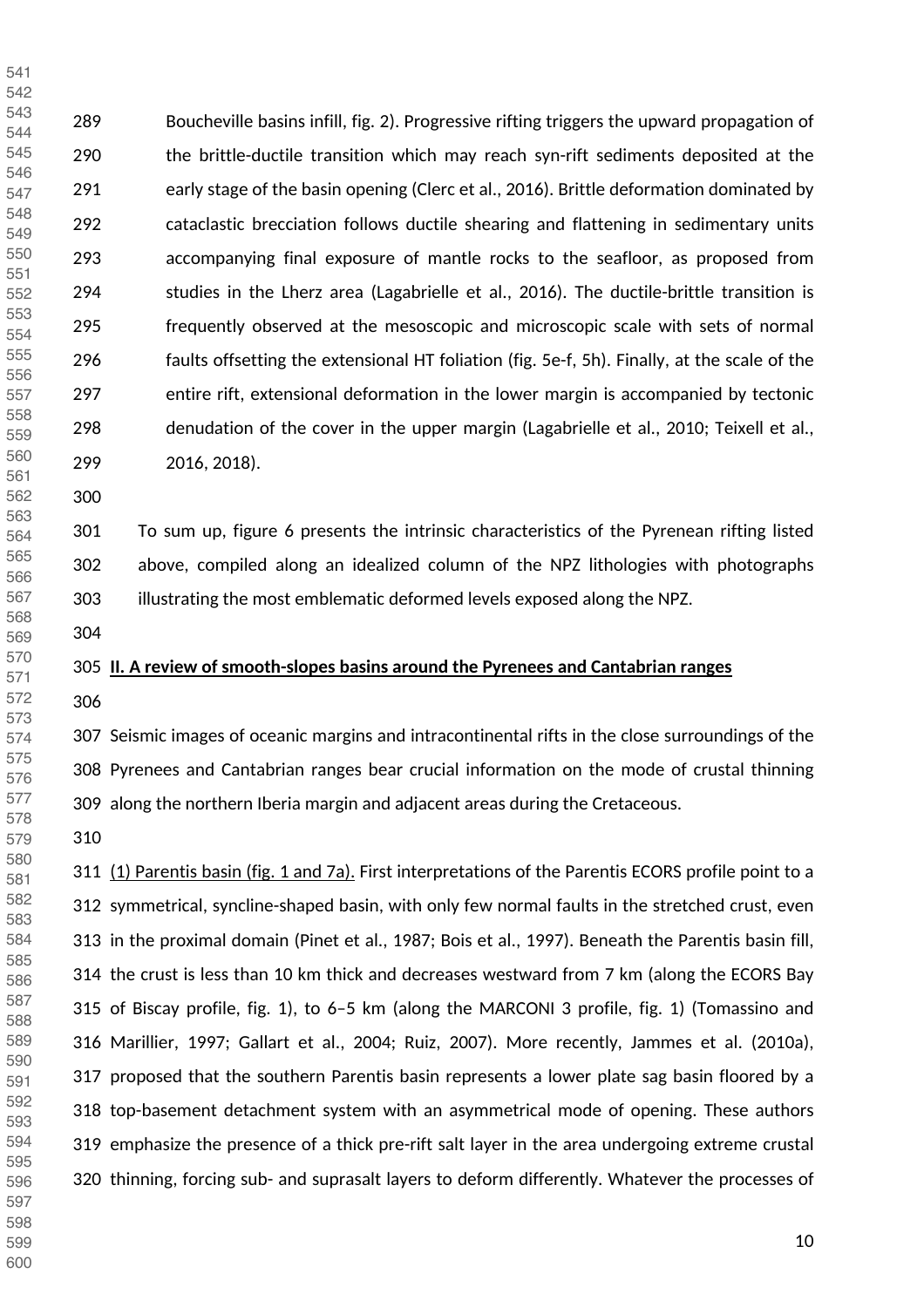Boucheville basins infill, fig. 2). Progressive rifting triggers the upward propagation of the brittle-ductile transition which may reach syn-rift sediments deposited at the early stage of the basin opening (Clerc et al., 2016). Brittle deformation dominated by cataclastic brecciation follows ductile shearing and flattening in sedimentary units accompanying final exposure of mantle rocks to the seafloor, as proposed from studies in the Lherz area (Lagabrielle et al., 2016). The ductile-brittle transition is frequently observed at the mesoscopic and microscopic scale with sets of normal faults offsetting the extensional HT foliation (fig. 5e-f, 5h). Finally, at the scale of the entire rift, extensional deformation in the lower margin is accompanied by tectonic denudation of the cover in the upper margin (Lagabrielle et al., 2010; Teixell et al., 2016, 2018).

To sum up, figure 6 presents the intrinsic characteristics of the Pyrenean rifting listed above, compiled along an idealized column of the NPZ lithologies with photographs illustrating the most emblematic deformed levels exposed along the NPZ.

## II. A review of smooth-slopes basins around the Pyrenees and Cantabrian ranges

Seismic images of oceanic margins and intracontinental rifts in the close surroundings of the Pyrenees and Cantabrian ranges bear crucial information on the mode of crustal thinning along the northern Iberia margin and adjacent areas during the Cretaceous.

(1) Parentis basin (fig. 1 and 7a). First interpretations of the Parentis ECORS profile point to a symmetrical, syncline-shaped basin, with only few normal faults in the stretched crust, even in the proximal domain (Pinet et al., 1987; Bois et al., 1997). Beneath the Parentis basin fill, the crust is less than 10 km thick and decreases westward from 7 km (along the ECORS Bay of Biscay profile, fig. 1), to 6–5 km (along the MARCONI 3 profile, fig. 1) (Tomassino and Marillier, 1997; Gallart et al., 2004; Ruiz, 2007). More recently, Jammes et al. (2010a), proposed that the southern Parentis basin represents a lower plate sag basin floored by a top-basement detachment system with an asymmetrical mode of opening. These authors emphasize the presence of a thick pre-rift salt layer in the area undergoing extreme crustal thinning, forcing sub- and suprasalt layers to deform differently. Whatever the processes of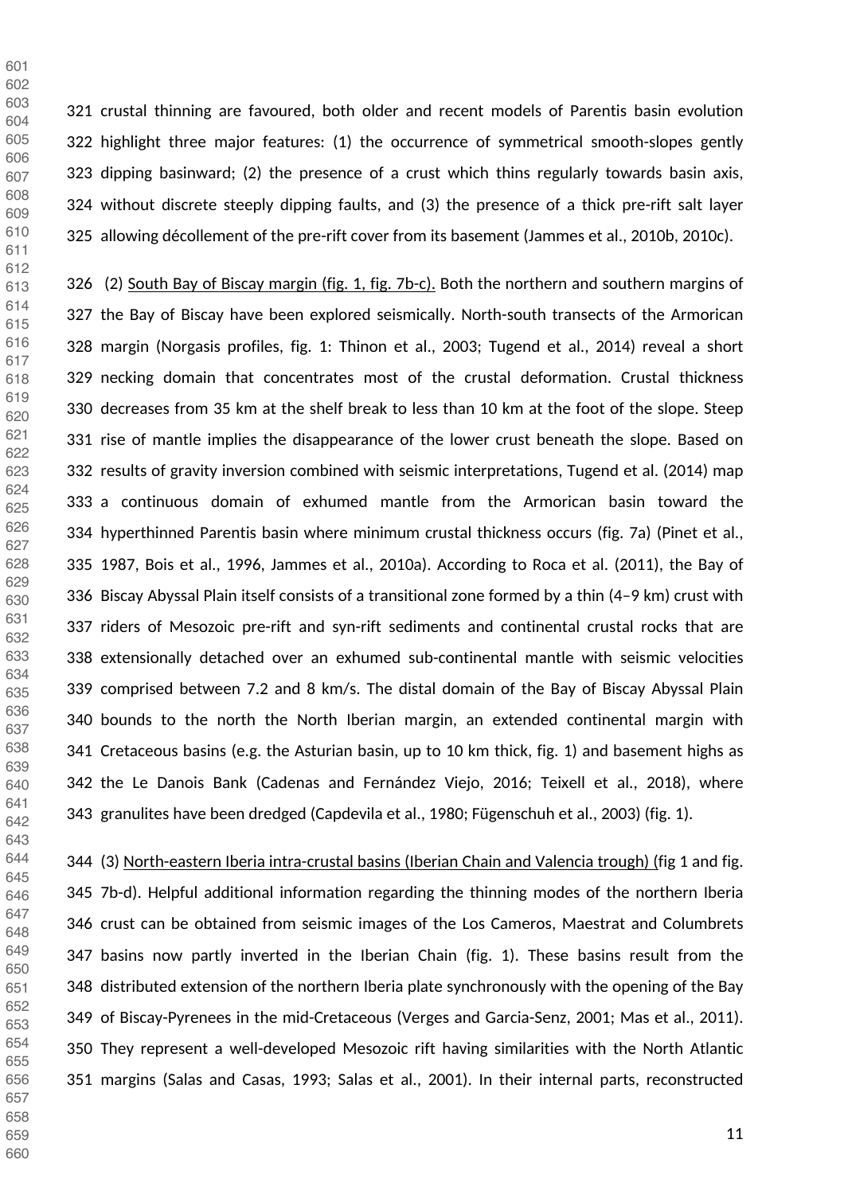crustal thinning are favoured, both older and recent models of Parentis basin evolution highlight three major features: (1) the occurrence of symmetrical smooth-slopes gently dipping basinward; (2) the presence of a crust which thins regularly towards basin axis, without discrete steeply dipping faults, and (3) the presence of a thick pre-rift salt layer allowing décollement of the pre-rift cover from its basement (Jammes et al., 2010b, 2010c).

(2) South Bay of Biscay margin (fig. 1, fig. 7b-c). Both the northern and southern margins of the Bay of Biscay have been explored seismically. North-south transects of the Armorican margin (Norgasis profiles, fig. 1: Thinon et al., 2003; Tugend et al., 2014) reveal a short necking domain that concentrates most of the crustal deformation. Crustal thickness decreases from 35 km at the shelf break to less than 10 km at the foot of the slope. Steep rise of mantle implies the disappearance of the lower crust beneath the slope. Based on results of gravity inversion combined with seismic interpretations, Tugend et al. (2014) map a continuous domain of exhumed mantle from the Armorican basin toward the hyperthinned Parentis basin where minimum crustal thickness occurs (fig. 7a) (Pinet et al., 1987, Bois et al., 1996, Jammes et al., 2010a). According to Roca et al. (2011), the Bay of Biscay Abyssal Plain itself consists of a transitional zone formed by a thin (4–9 km) crust with riders of Mesozoic pre-rift and syn-rift sediments and continental crustal rocks that are extensionally detached over an exhumed sub-continental mantle with seismic velocities comprised between 7.2 and 8 km/s. The distal domain of the Bay of Biscay Abyssal Plain bounds to the north the North Iberian margin, an extended continental margin with Cretaceous basins (e.g. the Asturian basin, up to 10 km thick, fig. 1) and basement highs as the Le Danois Bank (Cadenas and Fernández Viejo, 2016; Teixell et al., 2018), where granulites have been dredged (Capdevila et al., 1980; Fügenschuh et al., 2003) (fig. 1).

(3) North-eastern Iberia intra-crustal basins (Iberian Chain and Valencia trough) (fig 1 and fig. 7b-d). Helpful additional information regarding the thinning modes of the northern Iberia crust can be obtained from seismic images of the Los Cameros, Maestrat and Columbrets basins now partly inverted in the Iberian Chain (fig. 1). These basins result from the distributed extension of the northern Iberia plate synchronously with the opening of the Bay of Biscay-Pyrenees in the mid-Cretaceous (Verges and Garcia-Senz, 2001; Mas et al., 2011). They represent a well-developed Mesozoic rift having similarities with the North Atlantic margins (Salas and Casas, 1993; Salas et al., 2001). In their internal parts, reconstructed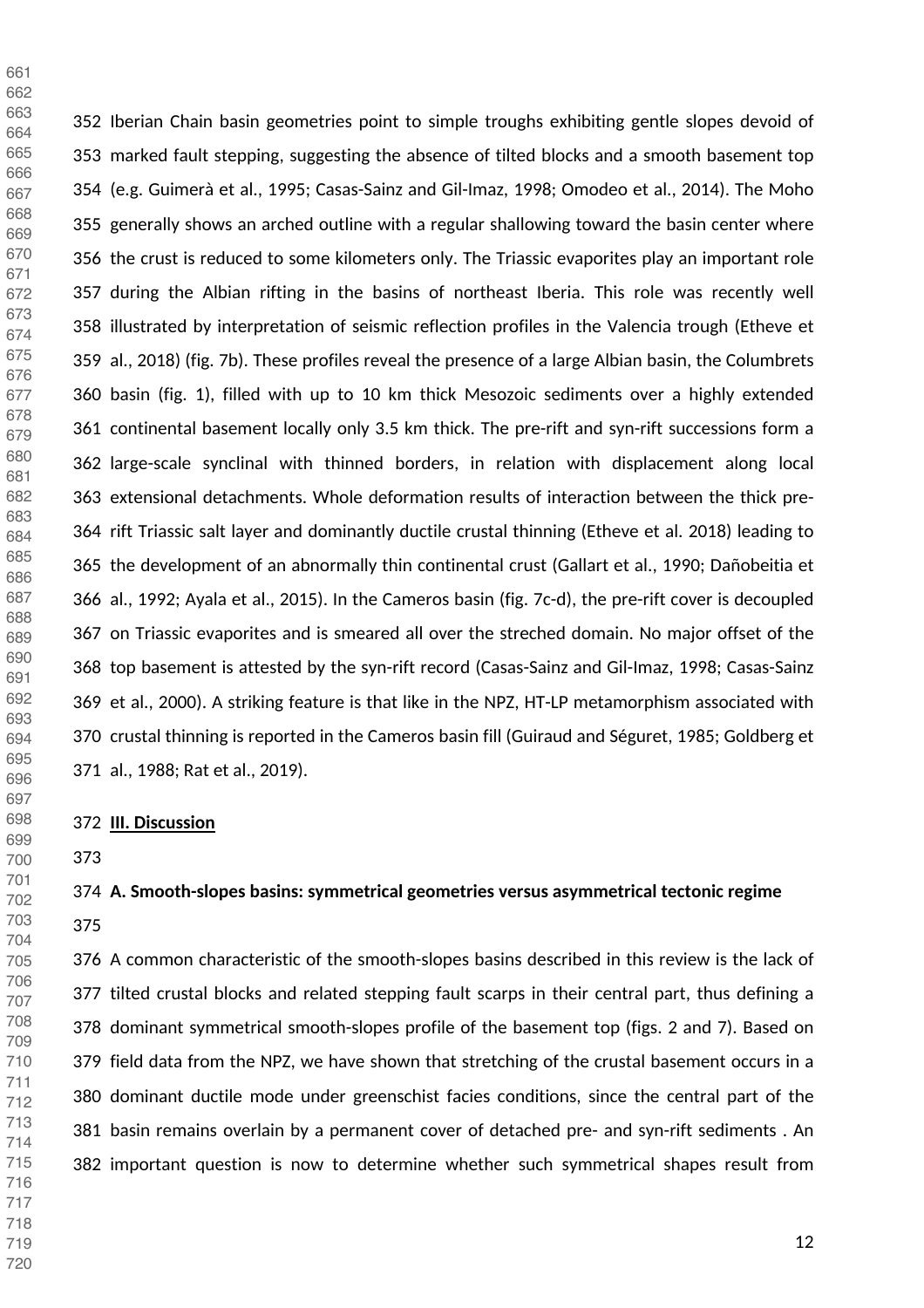Iberian Chain basin geometries point to simple troughs exhibiting gentle slopes devoid of marked fault stepping, suggesting the absence of tilted blocks and a smooth basement top (e.g. Guimerà et al., 1995; Casas-Sainz and Gil-Imaz, 1998; Omodeo et al., 2014). The Moho generally shows an arched outline with a regular shallowing toward the basin center where the crust is reduced to some kilometers only. The Triassic evaporites play an important role during the Albian rifting in the basins of northeast Iberia. This role was recently well illustrated by interpretation of seismic reflection profiles in the Valencia trough (Etheve et al., 2018) (fig. 7b). These profiles reveal the presence of a large Albian basin, the Columbrets basin (fig. 1), filled with up to 10 km thick Mesozoic sediments over a highly extended continental basement locally only 3.5 km thick. The pre-rift and syn-rift successions form a large-scale synclinal with thinned borders, in relation with displacement along local extensional detachments. Whole deformation results of interaction between the thick pre-rift Triassic salt layer and dominantly ductile crustal thinning (Etheve et al. 2018) leading to the development of an abnormally thin continental crust (Gallart et al., 1990; Dañobeitia et al., 1992; Ayala et al., 2015). In the Cameros basin (fig. 7c-d), the pre-rift cover is decoupled on Triassic evaporites and is smeared all over the streched domain. No major offset of the top basement is attested by the syn-rift record (Casas-Sainz and Gil-Imaz, 1998; Casas-Sainz et al., 2000). A striking feature is that like in the NPZ, HT-LP metamorphism associated with crustal thinning is reported in the Cameros basin fill (Guiraud and Séguret, 1985; Goldberg et al., 1988; Rat et al., 2019).

## III. Discussion

### A. Smooth-slopes basins: symmetrical geometries versus asymmetrical tectonic regime

A common characteristic of the smooth-slopes basins described in this review is the lack of tilted crustal blocks and related stepping fault scarps in their central part, thus defining a dominant symmetrical smooth-slopes profile of the basement top (figs. 2 and 7). Based on field data from the NPZ, we have shown that stretching of the crustal basement occurs in a dominant ductile mode under greenschist facies conditions, since the central part of the basin remains overlain by a permanent cover of detached pre- and syn-rift sediments . An important question is now to determine whether such symmetrical shapes result from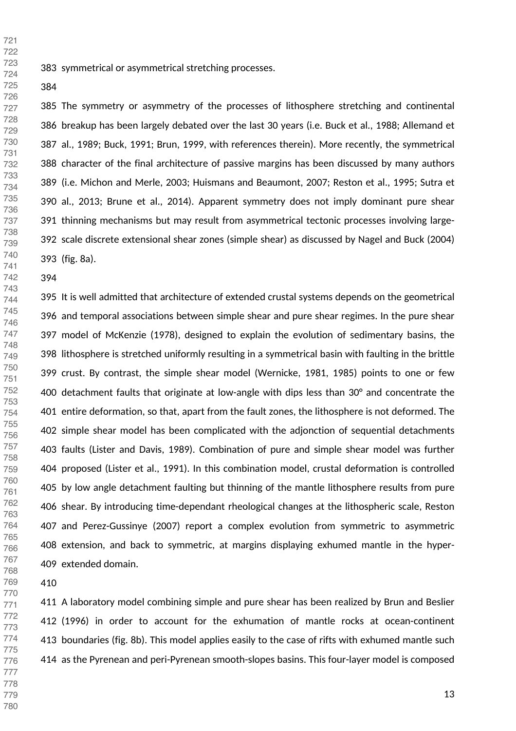symmetrical or asymmetrical stretching processes.

The symmetry or asymmetry of the processes of lithosphere stretching and continental breakup has been largely debated over the last 30 years (i.e. Buck et al., 1988; Allemand et al., 1989; Buck, 1991; Brun, 1999, with references therein). More recently, the symmetrical character of the final architecture of passive margins has been discussed by many authors (i.e. Michon and Merle, 2003; Huismans and Beaumont, 2007; Reston et al., 1995; Sutra et al., 2013; Brune et al., 2014). Apparent symmetry does not imply dominant pure shear thinning mechanisms but may result from asymmetrical tectonic processes involving large-scale discrete extensional shear zones (simple shear) as discussed by Nagel and Buck (2004) (fig. 8a).

It is well admitted that architecture of extended crustal systems depends on the geometrical and temporal associations between simple shear and pure shear regimes. In the pure shear model of McKenzie (1978), designed to explain the evolution of sedimentary basins, the lithosphere is stretched uniformly resulting in a symmetrical basin with faulting in the brittle crust. By contrast, the simple shear model (Wernicke, 1981, 1985) points to one or few detachment faults that originate at low-angle with dips less than 30° and concentrate the entire deformation, so that, apart from the fault zones, the lithosphere is not deformed. The simple shear model has been complicated with the adjonction of sequential detachments faults (Lister and Davis, 1989). Combination of pure and simple shear model was further proposed (Lister et al., 1991). In this combination model, crustal deformation is controlled by low angle detachment faulting but thinning of the mantle lithosphere results from pure shear. By introducing time-dependant rheological changes at the lithospheric scale, Reston and Perez-Gussinye (2007) report a complex evolution from symmetric to asymmetric extension, and back to symmetric, at margins displaying exhumed mantle in the hyper-extended domain.

A laboratory model combining simple and pure shear has been realized by Brun and Beslier (1996) in order to account for the exhumation of mantle rocks at ocean-continent boundaries (fig. 8b). This model applies easily to the case of rifts with exhumed mantle such as the Pyrenean and peri-Pyrenean smooth-slopes basins. This four-layer model is composed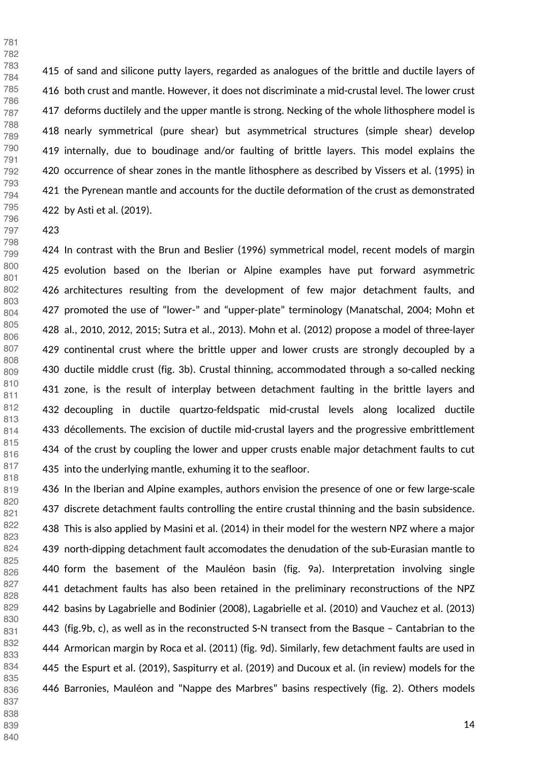of sand and silicone putty layers, regarded as analogues of the brittle and ductile layers of both crust and mantle. However, it does not discriminate a mid-crustal level. The lower crust deforms ductilely and the upper mantle is strong. Necking of the whole lithosphere model is nearly symmetrical (pure shear) but asymmetrical structures (simple shear) develop internally, due to boudinage and/or faulting of brittle layers. This model explains the occurrence of shear zones in the mantle lithosphere as described by Vissers et al. (1995) in the Pyrenean mantle and accounts for the ductile deformation of the crust as demonstrated by Asti et al. (2019).

In contrast with the Brun and Beslier (1996) symmetrical model, recent models of margin evolution based on the Iberian or Alpine examples have put forward asymmetric architectures resulting from the development of few major detachment faults, and promoted the use of "lower-" and "upper-plate" terminology (Manatschal, 2004; Mohn et al., 2010, 2012, 2015; Sutra et al., 2013). Mohn et al. (2012) propose a model of three-layer continental crust where the brittle upper and lower crusts are strongly decoupled by a ductile middle crust (fig. 3b). Crustal thinning, accommodated through a so-called necking zone, is the result of interplay between detachment faulting in the brittle layers and decoupling in ductile quartzo-feldspatic mid-crustal levels along localized ductile décollements. The excision of ductile mid-crustal layers and the progressive embrittlement of the crust by coupling the lower and upper crusts enable major detachment faults to cut into the underlying mantle, exhuming it to the seafloor.

In the Iberian and Alpine examples, authors envision the presence of one or few large-scale discrete detachment faults controlling the entire crustal thinning and the basin subsidence. This is also applied by Masini et al. (2014) in their model for the western NPZ where a major north-dipping detachment fault accomodates the denudation of the sub-Eurasian mantle to form the basement of the Mauléon basin (fig. 9a). Interpretation involving single detachment faults has also been retained in the preliminary reconstructions of the NPZ basins by Lagabrielle and Bodinier (2008), Lagabrielle et al. (2010) and Vauchez et al. (2013) (fig.9b, c), as well as in the reconstructed S-N transect from the Basque – Cantabrian to the Armorican margin by Roca et al. (2011) (fig. 9d). Similarly, few detachment faults are used in the Espurt et al. (2019), Saspiturry et al. (2019) and Ducoux et al. (in review) models for the Barronies, Mauléon and "Nappe des Marbres" basins respectively (fig. 2). Others models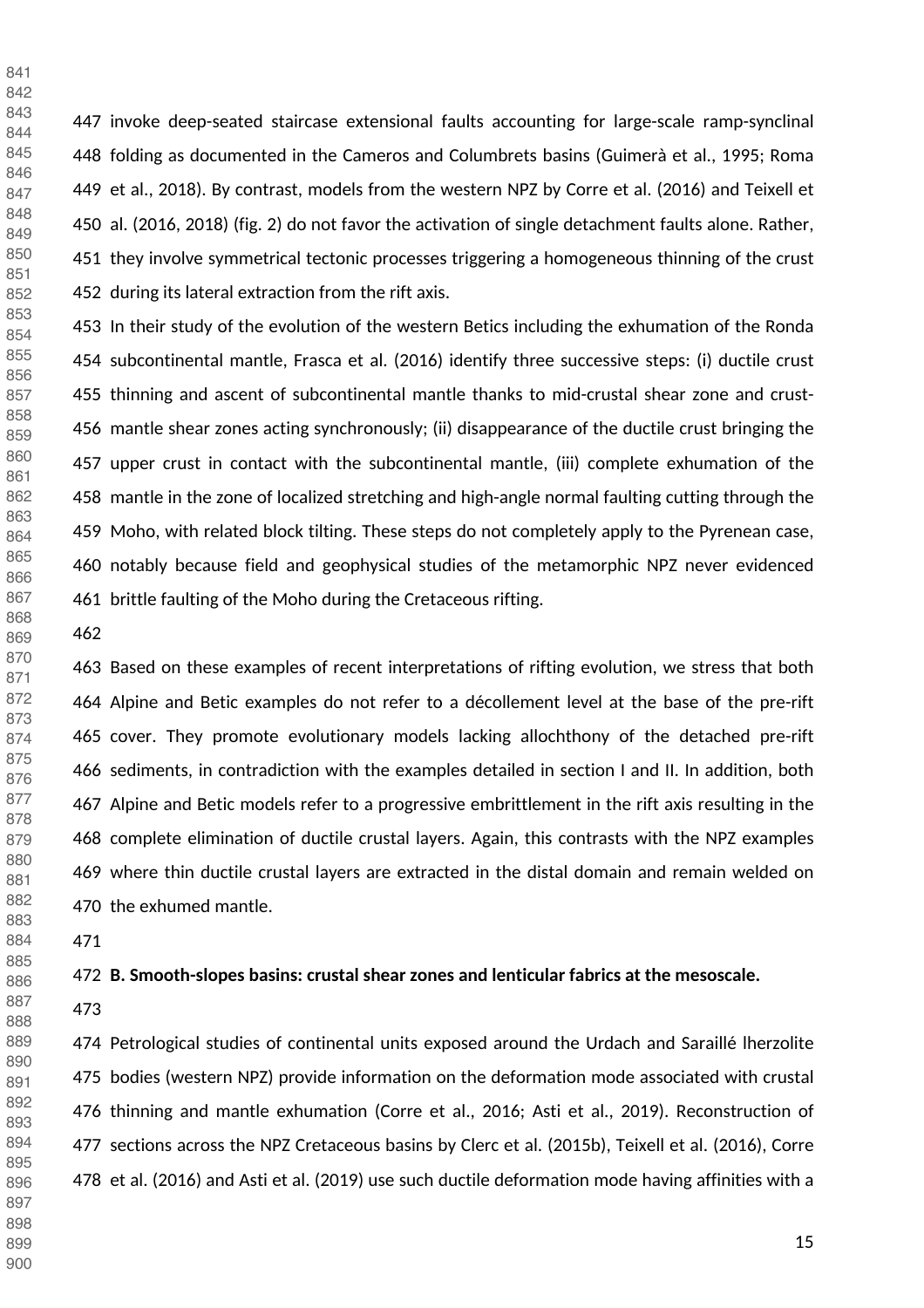invoke deep-seated staircase extensional faults accounting for large-scale ramp-synclinal folding as documented in the Cameros and Columbrets basins (Guimerà et al., 1995; Roma et al., 2018). By contrast, models from the western NPZ by Corre et al. (2016) and Teixell et al. (2016, 2018) (fig. 2) do not favor the activation of single detachment faults alone. Rather, they involve symmetrical tectonic processes triggering a homogeneous thinning of the crust during its lateral extraction from the rift axis.

In their study of the evolution of the western Betics including the exhumation of the Ronda subcontinental mantle, Frasca et al. (2016) identify three successive steps: (i) ductile crust thinning and ascent of subcontinental mantle thanks to mid-crustal shear zone and crust-mantle shear zones acting synchronously; (ii) disappearance of the ductile crust bringing the upper crust in contact with the subcontinental mantle, (iii) complete exhumation of the mantle in the zone of localized stretching and high-angle normal faulting cutting through the Moho, with related block tilting. These steps do not completely apply to the Pyrenean case, notably because field and geophysical studies of the metamorphic NPZ never evidenced brittle faulting of the Moho during the Cretaceous rifting.

Based on these examples of recent interpretations of rifting evolution, we stress that both Alpine and Betic examples do not refer to a décollement level at the base of the pre-rift cover. They promote evolutionary models lacking allochthony of the detached pre-rift sediments, in contradiction with the examples detailed in section I and II. In addition, both Alpine and Betic models refer to a progressive embrittlement in the rift axis resulting in the complete elimination of ductile crustal layers. Again, this contrasts with the NPZ examples where thin ductile crustal layers are extracted in the distal domain and remain welded on the exhumed mantle.

**B. Smooth-slopes basins: crustal shear zones and lenticular fabrics at the mesoscale.**

Petrological studies of continental units exposed around the Urdach and Saraillé lherzolite bodies (western NPZ) provide information on the deformation mode associated with crustal thinning and mantle exhumation (Corre et al., 2016; Asti et al., 2019). Reconstruction of sections across the NPZ Cretaceous basins by Clerc et al. (2015b), Teixell et al. (2016), Corre et al. (2016) and Asti et al. (2019) use such ductile deformation mode having affinities with a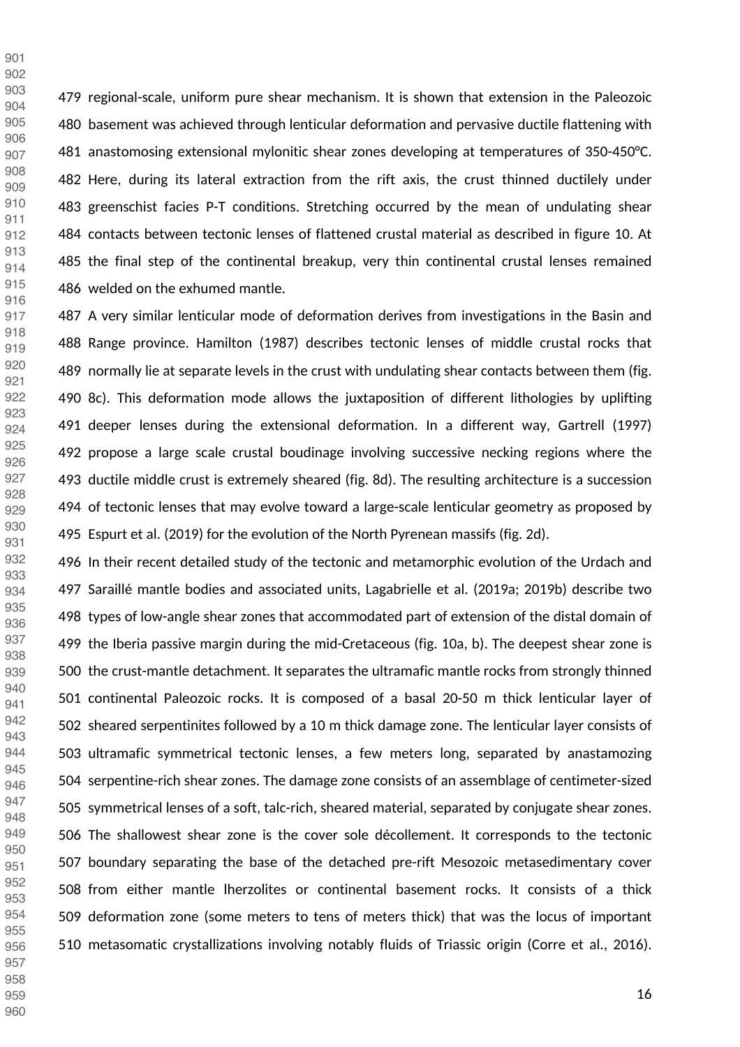regional-scale, uniform pure shear mechanism. It is shown that extension in the Paleozoic basement was achieved through lenticular deformation and pervasive ductile flattening with anastomosing extensional mylonitic shear zones developing at temperatures of 350-450°C. Here, during its lateral extraction from the rift axis, the crust thinned ductilely under greenschist facies P-T conditions. Stretching occurred by the mean of undulating shear contacts between tectonic lenses of flattened crustal material as described in figure 10. At the final step of the continental breakup, very thin continental crustal lenses remained welded on the exhumed mantle.

A very similar lenticular mode of deformation derives from investigations in the Basin and Range province. Hamilton (1987) describes tectonic lenses of middle crustal rocks that normally lie at separate levels in the crust with undulating shear contacts between them (fig. 8c). This deformation mode allows the juxtaposition of different lithologies by uplifting deeper lenses during the extensional deformation. In a different way, Gartrell (1997) propose a large scale crustal boudinage involving successive necking regions where the ductile middle crust is extremely sheared (fig. 8d). The resulting architecture is a succession of tectonic lenses that may evolve toward a large-scale lenticular geometry as proposed by Espurt et al. (2019) for the evolution of the North Pyrenean massifs (fig. 2d).

In their recent detailed study of the tectonic and metamorphic evolution of the Urdach and Saraillé mantle bodies and associated units, Lagabrielle et al. (2019a; 2019b) describe two types of low-angle shear zones that accommodated part of extension of the distal domain of the Iberia passive margin during the mid-Cretaceous (fig. 10a, b). The deepest shear zone is the crust-mantle detachment. It separates the ultramafic mantle rocks from strongly thinned continental Paleozoic rocks. It is composed of a basal 20-50 m thick lenticular layer of sheared serpentinites followed by a 10 m thick damage zone. The lenticular layer consists of ultramafic symmetrical tectonic lenses, a few meters long, separated by anastamozing serpentine-rich shear zones. The damage zone consists of an assemblage of centimeter-sized symmetrical lenses of a soft, talc-rich, sheared material, separated by conjugate shear zones. The shallowest shear zone is the cover sole décollement. It corresponds to the tectonic boundary separating the base of the detached pre-rift Mesozoic metasedimentary cover from either mantle lherzolites or continental basement rocks. It consists of a thick deformation zone (some meters to tens of meters thick) that was the locus of important metasomatic crystallizations involving notably fluids of Triassic origin (Corre et al., 2016).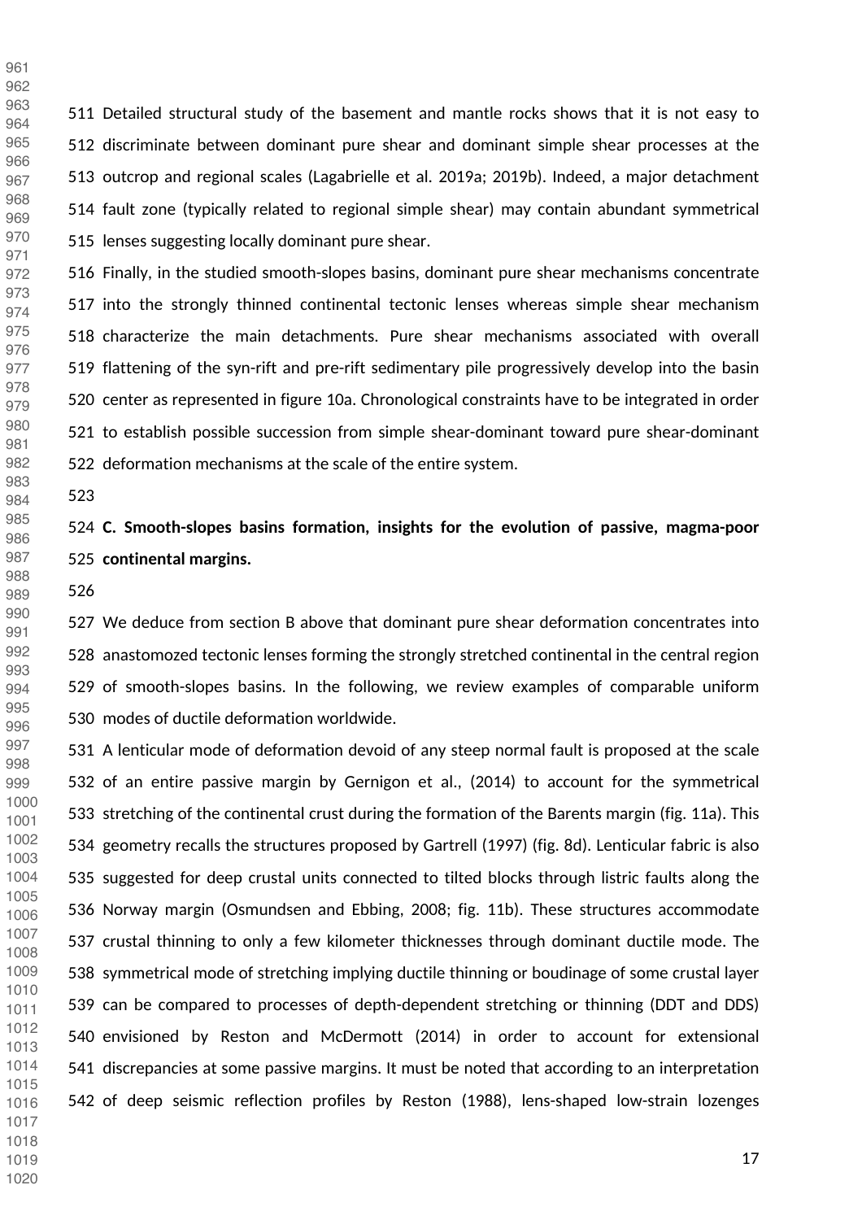Detailed structural study of the basement and mantle rocks shows that it is not easy to discriminate between dominant pure shear and dominant simple shear processes at the outcrop and regional scales (Lagabrielle et al. 2019a; 2019b). Indeed, a major detachment fault zone (typically related to regional simple shear) may contain abundant symmetrical lenses suggesting locally dominant pure shear.

Finally, in the studied smooth-slopes basins, dominant pure shear mechanisms concentrate into the strongly thinned continental tectonic lenses whereas simple shear mechanism characterize the main detachments. Pure shear mechanisms associated with overall flattening of the syn-rift and pre-rift sedimentary pile progressively develop into the basin center as represented in figure 10a. Chronological constraints have to be integrated in order to establish possible succession from simple shear-dominant toward pure shear-dominant deformation mechanisms at the scale of the entire system.

**C. Smooth-slopes basins formation, insights for the evolution of passive, magma-poor continental margins.**

We deduce from section B above that dominant pure shear deformation concentrates into anastomozed tectonic lenses forming the strongly stretched continental in the central region of smooth-slopes basins. In the following, we review examples of comparable uniform modes of ductile deformation worldwide.

A lenticular mode of deformation devoid of any steep normal fault is proposed at the scale of an entire passive margin by Gernigon et al., (2014) to account for the symmetrical stretching of the continental crust during the formation of the Barents margin (fig. 11a). This geometry recalls the structures proposed by Gartrell (1997) (fig. 8d). Lenticular fabric is also suggested for deep crustal units connected to tilted blocks through listric faults along the Norway margin (Osmundsen and Ebbing, 2008; fig. 11b). These structures accommodate crustal thinning to only a few kilometer thicknesses through dominant ductile mode. The symmetrical mode of stretching implying ductile thinning or boudinage of some crustal layer can be compared to processes of depth-dependent stretching or thinning (DDT and DDS) envisioned by Reston and McDermott (2014) in order to account for extensional discrepancies at some passive margins. It must be noted that according to an interpretation of deep seismic reflection profiles by Reston (1988), lens-shaped low-strain lozenges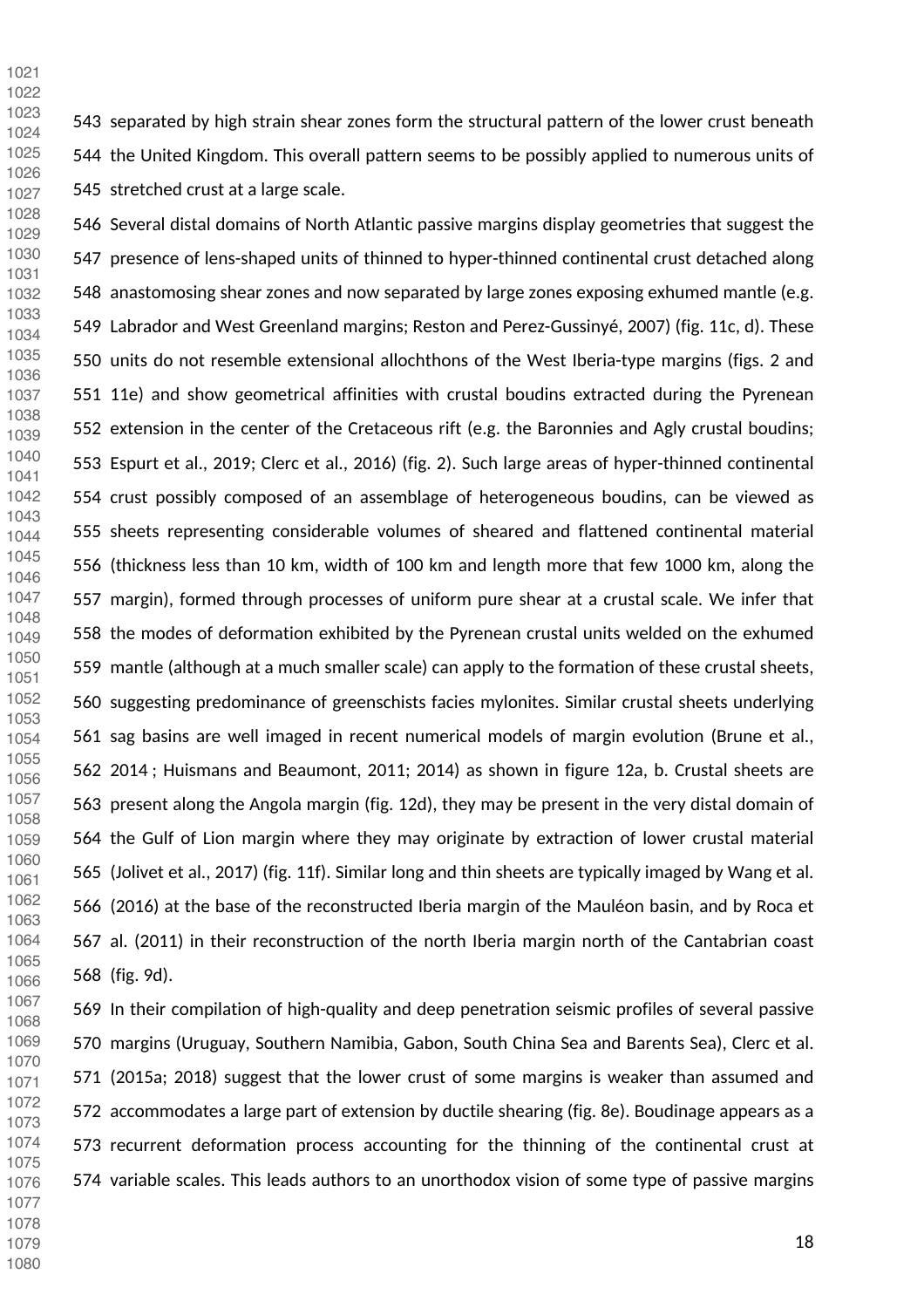separated by high strain shear zones form the structural pattern of the lower crust beneath the United Kingdom. This overall pattern seems to be possibly applied to numerous units of stretched crust at a large scale.

Several distal domains of North Atlantic passive margins display geometries that suggest the presence of lens-shaped units of thinned to hyper-thinned continental crust detached along anastomosing shear zones and now separated by large zones exposing exhumed mantle (e.g. Labrador and West Greenland margins; Reston and Perez-Gussinyé, 2007) (fig. 11c, d). These units do not resemble extensional allochthons of the West Iberia-type margins (figs. 2 and 11e) and show geometrical affinities with crustal boudins extracted during the Pyrenean extension in the center of the Cretaceous rift (e.g. the Baronnies and Agly crustal boudins; Espurt et al., 2019; Clerc et al., 2016) (fig. 2). Such large areas of hyper-thinned continental crust possibly composed of an assemblage of heterogeneous boudins, can be viewed as sheets representing considerable volumes of sheared and flattened continental material (thickness less than 10 km, width of 100 km and length more that few 1000 km, along the margin), formed through processes of uniform pure shear at a crustal scale. We infer that the modes of deformation exhibited by the Pyrenean crustal units welded on the exhumed mantle (although at a much smaller scale) can apply to the formation of these crustal sheets, suggesting predominance of greenschists facies mylonites. Similar crustal sheets underlying sag basins are well imaged in recent numerical models of margin evolution (Brune et al., 2014 ; Huismans and Beaumont, 2011; 2014) as shown in figure 12a, b. Crustal sheets are present along the Angola margin (fig. 12d), they may be present in the very distal domain of the Gulf of Lion margin where they may originate by extraction of lower crustal material (Jolivet et al., 2017) (fig. 11f). Similar long and thin sheets are typically imaged by Wang et al. (2016) at the base of the reconstructed Iberia margin of the Mauléon basin, and by Roca et al. (2011) in their reconstruction of the north Iberia margin north of the Cantabrian coast (fig. 9d).

In their compilation of high-quality and deep penetration seismic profiles of several passive margins (Uruguay, Southern Namibia, Gabon, South China Sea and Barents Sea), Clerc et al. (2015a; 2018) suggest that the lower crust of some margins is weaker than assumed and accommodates a large part of extension by ductile shearing (fig. 8e). Boudinage appears as a recurrent deformation process accounting for the thinning of the continental crust at variable scales. This leads authors to an unorthodox vision of some type of passive margins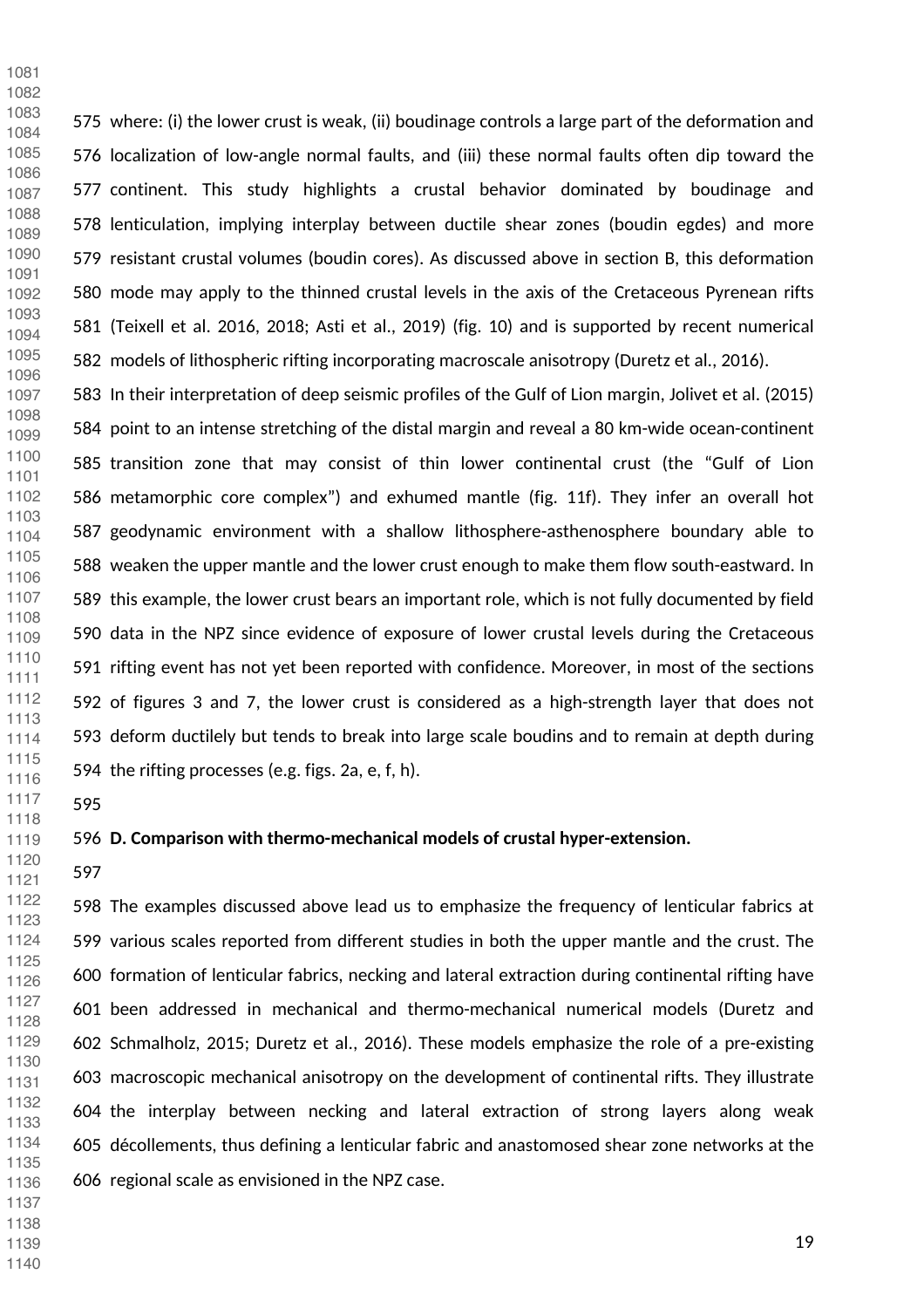where: (i) the lower crust is weak, (ii) boudinage controls a large part of the deformation and localization of low-angle normal faults, and (iii) these normal faults often dip toward the continent. This study highlights a crustal behavior dominated by boudinage and lenticulation, implying interplay between ductile shear zones (boudin egdes) and more resistant crustal volumes (boudin cores). As discussed above in section B, this deformation mode may apply to the thinned crustal levels in the axis of the Cretaceous Pyrenean rifts (Teixell et al. 2016, 2018; Asti et al., 2019) (fig. 10) and is supported by recent numerical models of lithospheric rifting incorporating macroscale anisotropy (Duretz et al., 2016).

In their interpretation of deep seismic profiles of the Gulf of Lion margin, Jolivet et al. (2015) point to an intense stretching of the distal margin and reveal a 80 km-wide ocean-continent transition zone that may consist of thin lower continental crust (the "Gulf of Lion metamorphic core complex") and exhumed mantle (fig. 11f). They infer an overall hot geodynamic environment with a shallow lithosphere-asthenosphere boundary able to weaken the upper mantle and the lower crust enough to make them flow south-eastward. In this example, the lower crust bears an important role, which is not fully documented by field data in the NPZ since evidence of exposure of lower crustal levels during the Cretaceous rifting event has not yet been reported with confidence. Moreover, in most of the sections of figures 3 and 7, the lower crust is considered as a high-strength layer that does not deform ductilely but tends to break into large scale boudins and to remain at depth during the rifting processes (e.g. figs. 2a, e, f, h).

## D. Comparison with thermo-mechanical models of crustal hyper-extension.

The examples discussed above lead us to emphasize the frequency of lenticular fabrics at various scales reported from different studies in both the upper mantle and the crust. The formation of lenticular fabrics, necking and lateral extraction during continental rifting have been addressed in mechanical and thermo-mechanical numerical models (Duretz and Schmalholz, 2015; Duretz et al., 2016). These models emphasize the role of a pre-existing macroscopic mechanical anisotropy on the development of continental rifts. They illustrate the interplay between necking and lateral extraction of strong layers along weak décollements, thus defining a lenticular fabric and anastomosed shear zone networks at the regional scale as envisioned in the NPZ case.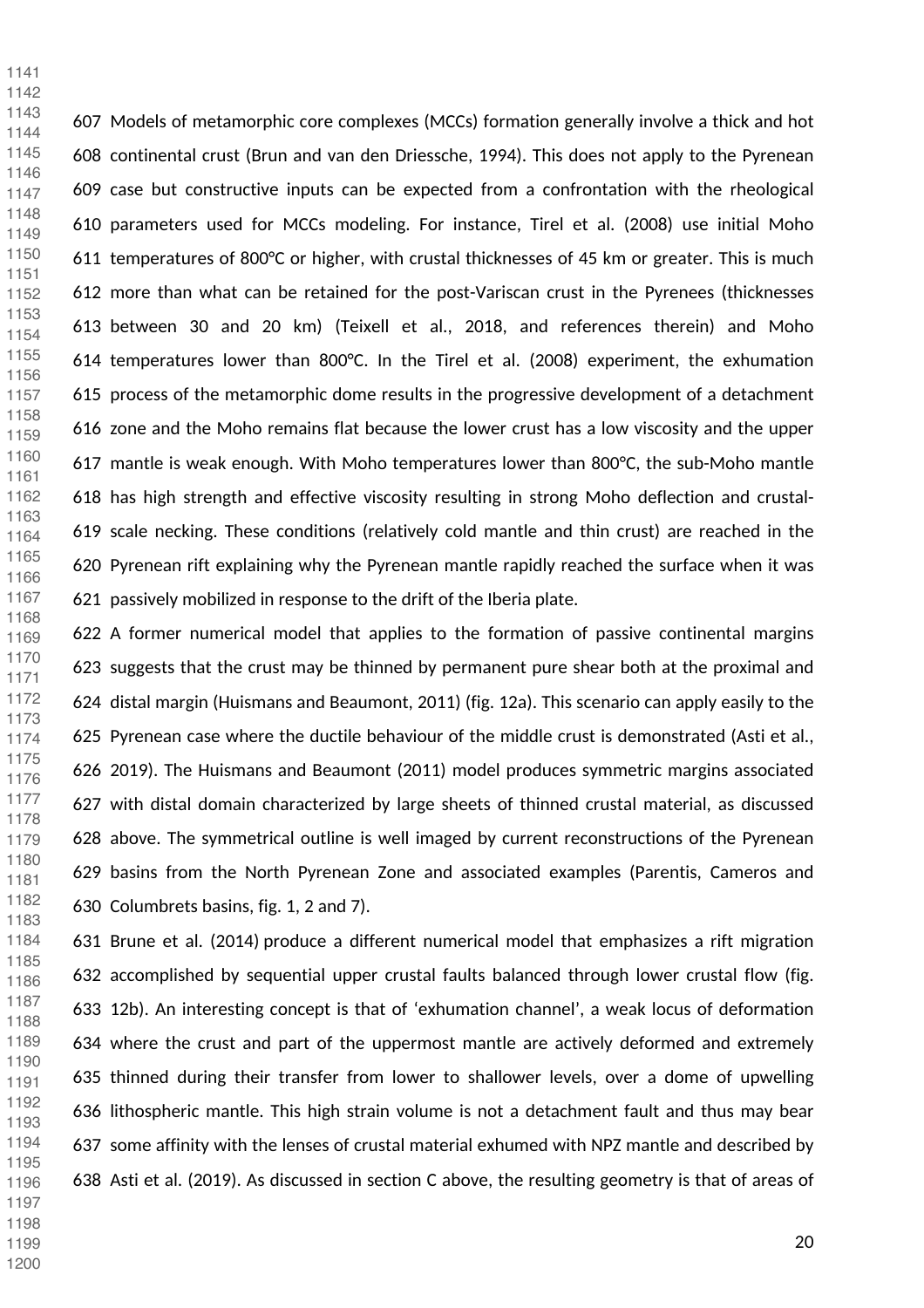Models of metamorphic core complexes (MCCs) formation generally involve a thick and hot continental crust (Brun and van den Driessche, 1994). This does not apply to the Pyrenean case but constructive inputs can be expected from a confrontation with the rheological parameters used for MCCs modeling. For instance, Tirel et al. (2008) use initial Moho temperatures of 800°C or higher, with crustal thicknesses of 45 km or greater. This is much more than what can be retained for the post-Variscan crust in the Pyrenees (thicknesses between 30 and 20 km) (Teixell et al., 2018, and references therein) and Moho temperatures lower than 800°C. In the Tirel et al. (2008) experiment, the exhumation process of the metamorphic dome results in the progressive development of a detachment zone and the Moho remains flat because the lower crust has a low viscosity and the upper mantle is weak enough. With Moho temperatures lower than 800°C, the sub-Moho mantle has high strength and effective viscosity resulting in strong Moho deflection and crustal-scale necking. These conditions (relatively cold mantle and thin crust) are reached in the Pyrenean rift explaining why the Pyrenean mantle rapidly reached the surface when it was passively mobilized in response to the drift of the Iberia plate.

A former numerical model that applies to the formation of passive continental margins suggests that the crust may be thinned by permanent pure shear both at the proximal and distal margin (Huismans and Beaumont, 2011) (fig. 12a). This scenario can apply easily to the Pyrenean case where the ductile behaviour of the middle crust is demonstrated (Asti et al., 2019). The Huismans and Beaumont (2011) model produces symmetric margins associated with distal domain characterized by large sheets of thinned crustal material, as discussed above. The symmetrical outline is well imaged by current reconstructions of the Pyrenean basins from the North Pyrenean Zone and associated examples (Parentis, Cameros and Columbrets basins, fig. 1, 2 and 7).

Brune et al. (2014) produce a different numerical model that emphasizes a rift migration accomplished by sequential upper crustal faults balanced through lower crustal flow (fig. 12b). An interesting concept is that of 'exhumation channel', a weak locus of deformation where the crust and part of the uppermost mantle are actively deformed and extremely thinned during their transfer from lower to shallower levels, over a dome of upwelling lithospheric mantle. This high strain volume is not a detachment fault and thus may bear some affinity with the lenses of crustal material exhumed with NPZ mantle and described by Asti et al. (2019). As discussed in section C above, the resulting geometry is that of areas of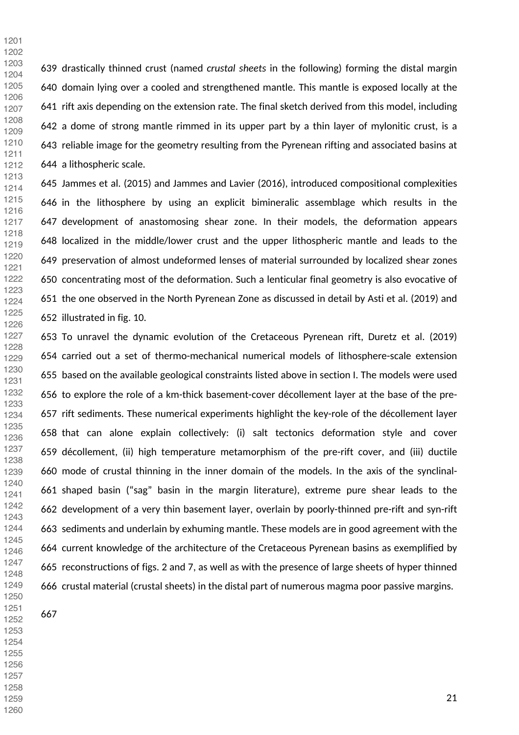drastically thinned crust (named *crustal sheets* in the following) forming the distal margin domain lying over a cooled and strengthened mantle. This mantle is exposed locally at the rift axis depending on the extension rate. The final sketch derived from this model, including a dome of strong mantle rimmed in its upper part by a thin layer of mylonitic crust, is a reliable image for the geometry resulting from the Pyrenean rifting and associated basins at a lithospheric scale.

Jammes et al. (2015) and Jammes and Lavier (2016), introduced compositional complexities in the lithosphere by using an explicit bimineralic assemblage which results in the development of anastomosing shear zone. In their models, the deformation appears localized in the middle/lower crust and the upper lithospheric mantle and leads to the preservation of almost undeformed lenses of material surrounded by localized shear zones concentrating most of the deformation. Such a lenticular final geometry is also evocative of the one observed in the North Pyrenean Zone as discussed in detail by Asti et al. (2019) and illustrated in fig. 10.

To unravel the dynamic evolution of the Cretaceous Pyrenean rift, Duretz et al. (2019) carried out a set of thermo-mechanical numerical models of lithosphere-scale extension based on the available geological constraints listed above in section I. The models were used to explore the role of a km-thick basement-cover décollement layer at the base of the pre-rift sediments. These numerical experiments highlight the key-role of the décollement layer that can alone explain collectively: (i) salt tectonics deformation style and cover décollement, (ii) high temperature metamorphism of the pre-rift cover, and (iii) ductile mode of crustal thinning in the inner domain of the models. In the axis of the synclinal-shaped basin ("sag" basin in the margin literature), extreme pure shear leads to the development of a very thin basement layer, overlain by poorly-thinned pre-rift and syn-rift sediments and underlain by exhuming mantle. These models are in good agreement with the current knowledge of the architecture of the Cretaceous Pyrenean basins as exemplified by reconstructions of figs. 2 and 7, as well as with the presence of large sheets of hyper thinned crustal material (crustal sheets) in the distal part of numerous magma poor passive margins.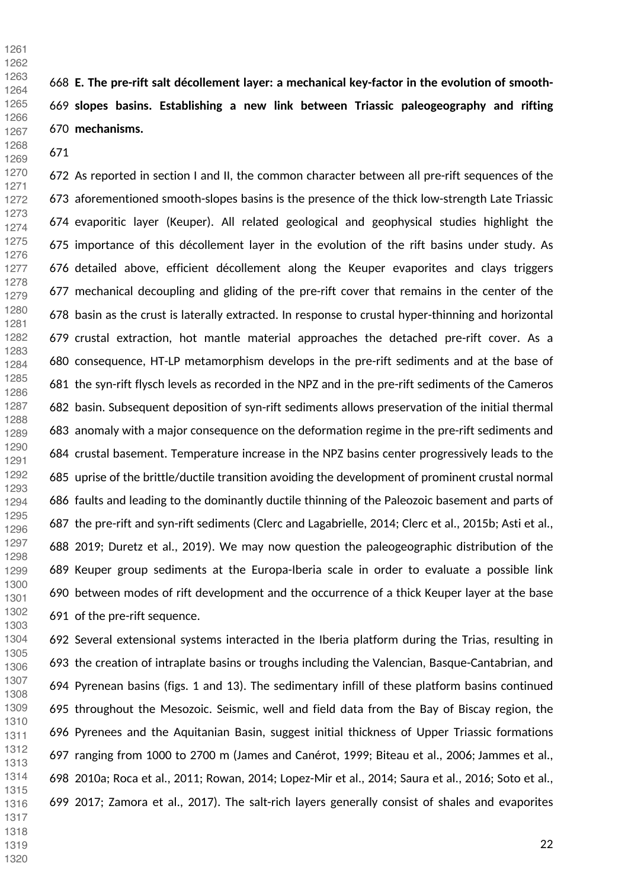**E. The pre-rift salt décollement layer: a mechanical key-factor in the evolution of smooth-slopes basins. Establishing a new link between Triassic paleogeography and rifting mechanisms.**

As reported in section I and II, the common character between all pre-rift sequences of the aforementioned smooth-slopes basins is the presence of the thick low-strength Late Triassic evaporitic layer (Keuper). All related geological and geophysical studies highlight the importance of this décollement layer in the evolution of the rift basins under study. As detailed above, efficient décollement along the Keuper evaporites and clays triggers mechanical decoupling and gliding of the pre-rift cover that remains in the center of the basin as the crust is laterally extracted. In response to crustal hyper-thinning and horizontal crustal extraction, hot mantle material approaches the detached pre-rift cover. As a consequence, HT-LP metamorphism develops in the pre-rift sediments and at the base of the syn-rift flysch levels as recorded in the NPZ and in the pre-rift sediments of the Cameros basin. Subsequent deposition of syn-rift sediments allows preservation of the initial thermal anomaly with a major consequence on the deformation regime in the pre-rift sediments and crustal basement. Temperature increase in the NPZ basins center progressively leads to the uprise of the brittle/ductile transition avoiding the development of prominent crustal normal faults and leading to the dominantly ductile thinning of the Paleozoic basement and parts of the pre-rift and syn-rift sediments (Clerc and Lagabrielle, 2014; Clerc et al., 2015b; Asti et al., 2019; Duretz et al., 2019). We may now question the paleogeographic distribution of the Keuper group sediments at the Europa-Iberia scale in order to evaluate a possible link between modes of rift development and the occurrence of a thick Keuper layer at the base of the pre-rift sequence.

Several extensional systems interacted in the Iberia platform during the Trias, resulting in the creation of intraplate basins or troughs including the Valencian, Basque-Cantabrian, and Pyrenean basins (figs. 1 and 13). The sedimentary infill of these platform basins continued throughout the Mesozoic. Seismic, well and field data from the Bay of Biscay region, the Pyrenees and the Aquitanian Basin, suggest initial thickness of Upper Triassic formations ranging from 1000 to 2700 m (James and Canérot, 1999; Biteau et al., 2006; Jammes et al., 2010a; Roca et al., 2011; Rowan, 2014; Lopez-Mir et al., 2014; Saura et al., 2016; Soto et al., 2017; Zamora et al., 2017). The salt-rich layers generally consist of shales and evaporites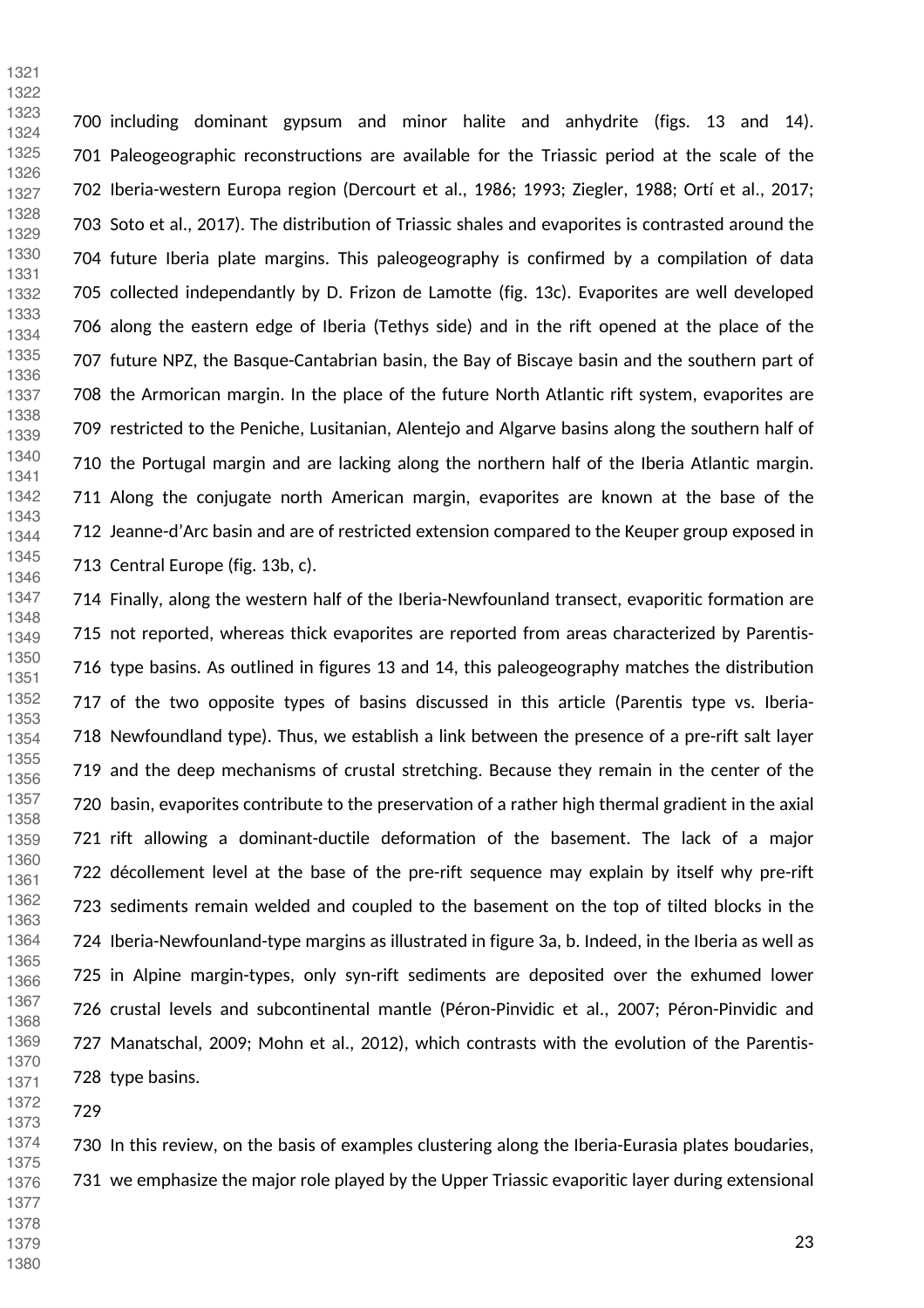including dominant gypsum and minor halite and anhydrite (figs. 13 and 14). Paleogeographic reconstructions are available for the Triassic period at the scale of the Iberia-western Europa region (Dercourt et al., 1986; 1993; Ziegler, 1988; Ortí et al., 2017; Soto et al., 2017). The distribution of Triassic shales and evaporites is contrasted around the future Iberia plate margins. This paleogeography is confirmed by a compilation of data collected independantly by D. Frizon de Lamotte (fig. 13c). Evaporites are well developed along the eastern edge of Iberia (Tethys side) and in the rift opened at the place of the future NPZ, the Basque-Cantabrian basin, the Bay of Biscaye basin and the southern part of the Armorican margin. In the place of the future North Atlantic rift system, evaporites are restricted to the Peniche, Lusitanian, Alentejo and Algarve basins along the southern half of the Portugal margin and are lacking along the northern half of the Iberia Atlantic margin. Along the conjugate north American margin, evaporites are known at the base of the Jeanne-d'Arc basin and are of restricted extension compared to the Keuper group exposed in Central Europe (fig. 13b, c).

Finally, along the western half of the Iberia-Newfounland transect, evaporitic formation are not reported, whereas thick evaporites are reported from areas characterized by Parentis-type basins. As outlined in figures 13 and 14, this paleogeography matches the distribution of the two opposite types of basins discussed in this article (Parentis type vs. Iberia-Newfoundland type). Thus, we establish a link between the presence of a pre-rift salt layer and the deep mechanisms of crustal stretching. Because they remain in the center of the basin, evaporites contribute to the preservation of a rather high thermal gradient in the axial rift allowing a dominant-ductile deformation of the basement. The lack of a major décollement level at the base of the pre-rift sequence may explain by itself why pre-rift sediments remain welded and coupled to the basement on the top of tilted blocks in the Iberia-Newfounland-type margins as illustrated in figure 3a, b. Indeed, in the Iberia as well as in Alpine margin-types, only syn-rift sediments are deposited over the exhumed lower crustal levels and subcontinental mantle (Péron-Pinvidic et al., 2007; Péron-Pinvidic and Manatschal, 2009; Mohn et al., 2012), which contrasts with the evolution of the Parentis-type basins.

In this review, on the basis of examples clustering along the Iberia-Eurasia plates boudaries, we emphasize the major role played by the Upper Triassic evaporitic layer during extensional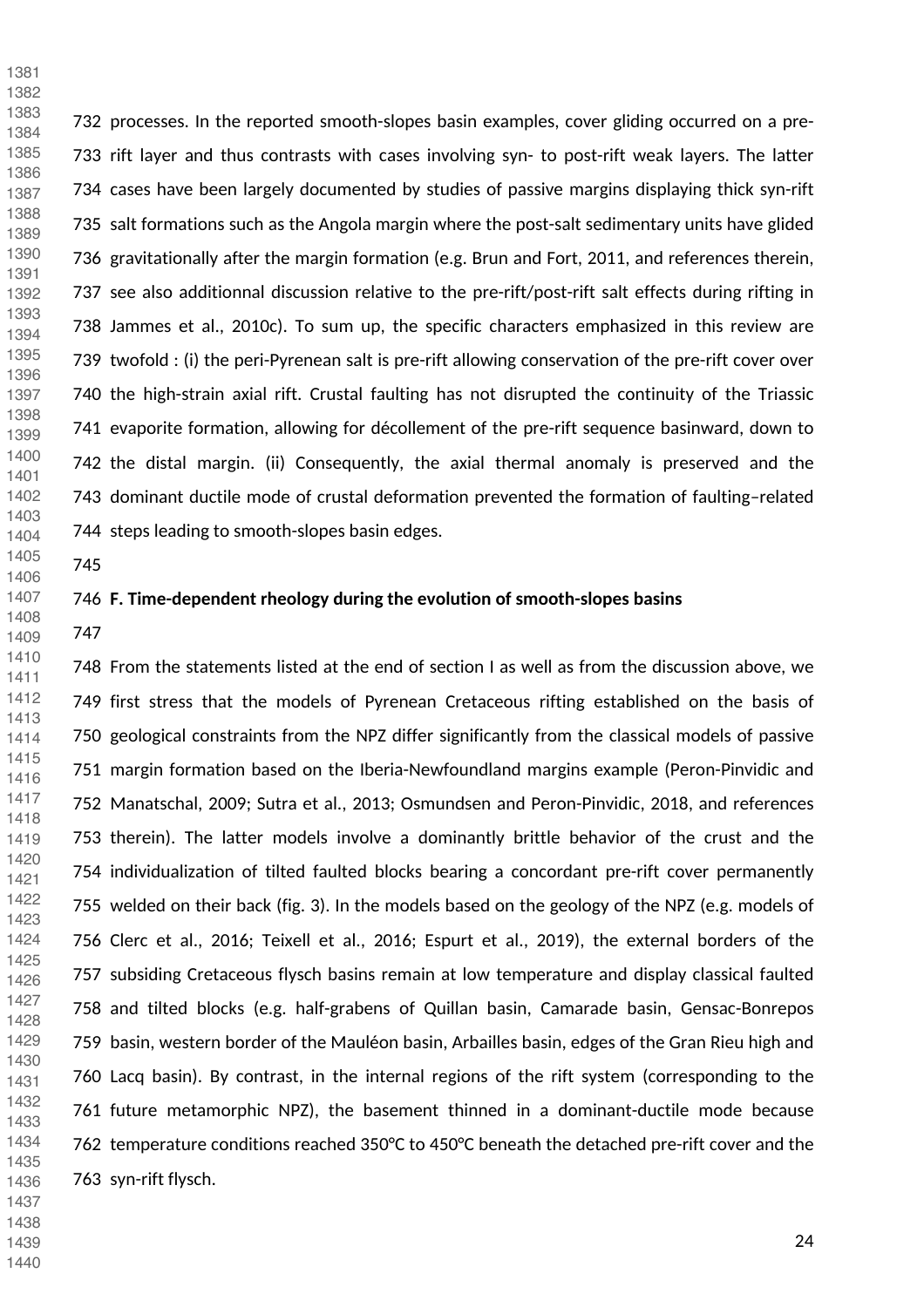processes. In the reported smooth-slopes basin examples, cover gliding occurred on a pre-rift layer and thus contrasts with cases involving syn- to post-rift weak layers. The latter cases have been largely documented by studies of passive margins displaying thick syn-rift salt formations such as the Angola margin where the post-salt sedimentary units have glided gravitationally after the margin formation (e.g. Brun and Fort, 2011, and references therein, see also additionnal discussion relative to the pre-rift/post-rift salt effects during rifting in Jammes et al., 2010c). To sum up, the specific characters emphasized in this review are twofold : (i) the peri-Pyrenean salt is pre-rift allowing conservation of the pre-rift cover over the high-strain axial rift. Crustal faulting has not disrupted the continuity of the Triassic evaporite formation, allowing for décollement of the pre-rift sequence basinward, down to the distal margin. (ii) Consequently, the axial thermal anomaly is preserved and the dominant ductile mode of crustal deformation prevented the formation of faulting–related steps leading to smooth-slopes basin edges.

**F. Time-dependent rheology during the evolution of smooth-slopes basins**

From the statements listed at the end of section I as well as from the discussion above, we first stress that the models of Pyrenean Cretaceous rifting established on the basis of geological constraints from the NPZ differ significantly from the classical models of passive margin formation based on the Iberia-Newfoundland margins example (Peron-Pinvidic and Manatschal, 2009; Sutra et al., 2013; Osmundsen and Peron-Pinvidic, 2018, and references therein). The latter models involve a dominantly brittle behavior of the crust and the individualization of tilted faulted blocks bearing a concordant pre-rift cover permanently welded on their back (fig. 3). In the models based on the geology of the NPZ (e.g. models of Clerc et al., 2016; Teixell et al., 2016; Espurt et al., 2019), the external borders of the subsiding Cretaceous flysch basins remain at low temperature and display classical faulted and tilted blocks (e.g. half-grabens of Quillan basin, Camarade basin, Gensac-Bonrepos basin, western border of the Mauléon basin, Arbailles basin, edges of the Gran Rieu high and Lacq basin). By contrast, in the internal regions of the rift system (corresponding to the future metamorphic NPZ), the basement thinned in a dominant-ductile mode because temperature conditions reached 350°C to 450°C beneath the detached pre-rift cover and the syn-rift flysch.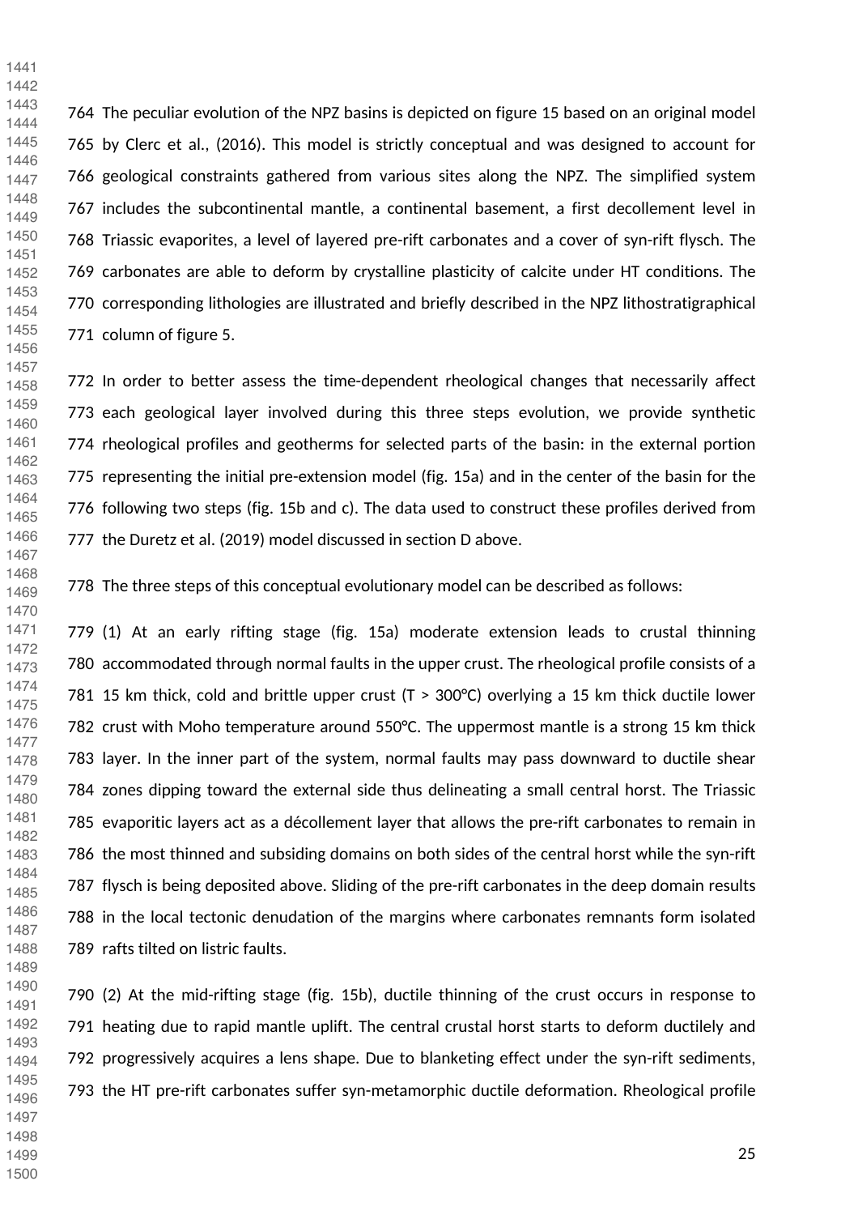The peculiar evolution of the NPZ basins is depicted on figure 15 based on an original model by Clerc et al., (2016). This model is strictly conceptual and was designed to account for geological constraints gathered from various sites along the NPZ. The simplified system includes the subcontinental mantle, a continental basement, a first decollement level in Triassic evaporites, a level of layered pre-rift carbonates and a cover of syn-rift flysch. The carbonates are able to deform by crystalline plasticity of calcite under HT conditions. The corresponding lithologies are illustrated and briefly described in the NPZ lithostratigraphical column of figure 5.

In order to better assess the time-dependent rheological changes that necessarily affect each geological layer involved during this three steps evolution, we provide synthetic rheological profiles and geotherms for selected parts of the basin: in the external portion representing the initial pre-extension model (fig. 15a) and in the center of the basin for the following two steps (fig. 15b and c). The data used to construct these profiles derived from the Duretz et al. (2019) model discussed in section D above.

The three steps of this conceptual evolutionary model can be described as follows:

(1) At an early rifting stage (fig. 15a) moderate extension leads to crustal thinning accommodated through normal faults in the upper crust. The rheological profile consists of a 15 km thick, cold and brittle upper crust (T > 300°C) overlying a 15 km thick ductile lower crust with Moho temperature around 550°C. The uppermost mantle is a strong 15 km thick layer. In the inner part of the system, normal faults may pass downward to ductile shear zones dipping toward the external side thus delineating a small central horst. The Triassic evaporitic layers act as a décollement layer that allows the pre-rift carbonates to remain in the most thinned and subsiding domains on both sides of the central horst while the syn-rift flysch is being deposited above. Sliding of the pre-rift carbonates in the deep domain results in the local tectonic denudation of the margins where carbonates remnants form isolated rafts tilted on listric faults.

(2) At the mid-rifting stage (fig. 15b), ductile thinning of the crust occurs in response to heating due to rapid mantle uplift. The central crustal horst starts to deform ductilely and progressively acquires a lens shape. Due to blanketing effect under the syn-rift sediments, the HT pre-rift carbonates suffer syn-metamorphic ductile deformation. Rheological profile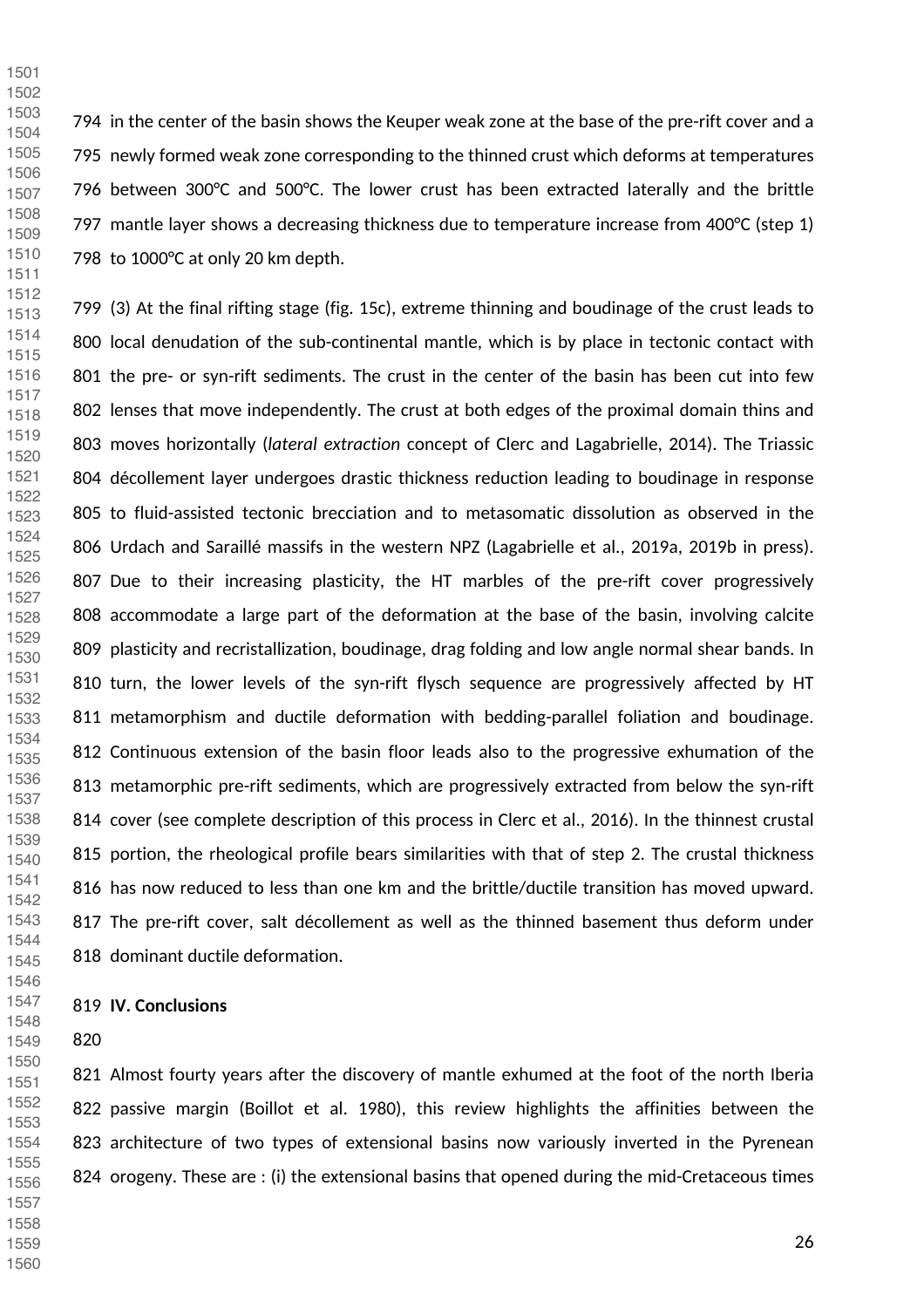in the center of the basin shows the Keuper weak zone at the base of the pre-rift cover and a newly formed weak zone corresponding to the thinned crust which deforms at temperatures between 300°C and 500°C. The lower crust has been extracted laterally and the brittle mantle layer shows a decreasing thickness due to temperature increase from 400°C (step 1) to 1000°C at only 20 km depth.

(3) At the final rifting stage (fig. 15c), extreme thinning and boudinage of the crust leads to local denudation of the sub-continental mantle, which is by place in tectonic contact with the pre- or syn-rift sediments. The crust in the center of the basin has been cut into few lenses that move independently. The crust at both edges of the proximal domain thins and moves horizontally (*lateral extraction* concept of Clerc and Lagabrielle, 2014). The Triassic décollement layer undergoes drastic thickness reduction leading to boudinage in response to fluid-assisted tectonic brecciation and to metasomatic dissolution as observed in the Urdach and Saraillé massifs in the western NPZ (Lagabrielle et al., 2019a, 2019b in press). Due to their increasing plasticity, the HT marbles of the pre-rift cover progressively accommodate a large part of the deformation at the base of the basin, involving calcite plasticity and recristallization, boudinage, drag folding and low angle normal shear bands. In turn, the lower levels of the syn-rift flysch sequence are progressively affected by HT metamorphism and ductile deformation with bedding-parallel foliation and boudinage. Continuous extension of the basin floor leads also to the progressive exhumation of the metamorphic pre-rift sediments, which are progressively extracted from below the syn-rift cover (see complete description of this process in Clerc et al., 2016). In the thinnest crustal portion, the rheological profile bears similarities with that of step 2. The crustal thickness has now reduced to less than one km and the brittle/ductile transition has moved upward. The pre-rift cover, salt décollement as well as the thinned basement thus deform under dominant ductile deformation.

## IV. Conclusions

Almost fourty years after the discovery of mantle exhumed at the foot of the north Iberia passive margin (Boillot et al. 1980), this review highlights the affinities between the architecture of two types of extensional basins now variously inverted in the Pyrenean orogeny. These are : (i) the extensional basins that opened during the mid-Cretaceous times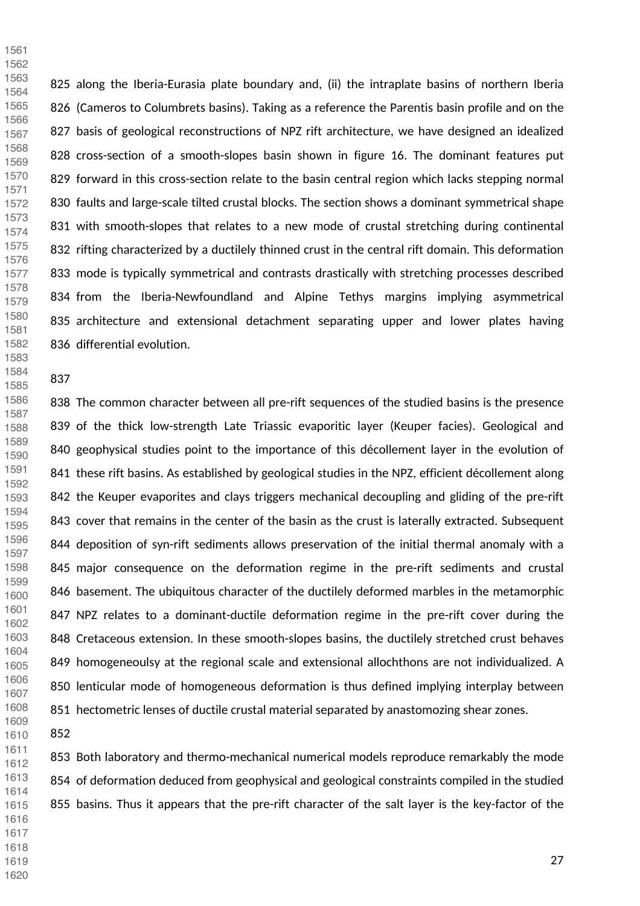along the Iberia-Eurasia plate boundary and, (ii) the intraplate basins of northern Iberia (Cameros to Columbrets basins). Taking as a reference the Parentis basin profile and on the basis of geological reconstructions of NPZ rift architecture, we have designed an idealized cross-section of a smooth-slopes basin shown in figure 16. The dominant features put forward in this cross-section relate to the basin central region which lacks stepping normal faults and large-scale tilted crustal blocks. The section shows a dominant symmetrical shape with smooth-slopes that relates to a new mode of crustal stretching during continental rifting characterized by a ductilely thinned crust in the central rift domain. This deformation mode is typically symmetrical and contrasts drastically with stretching processes described from the Iberia-Newfoundland and Alpine Tethys margins implying asymmetrical architecture and extensional detachment separating upper and lower plates having differential evolution.

The common character between all pre-rift sequences of the studied basins is the presence of the thick low-strength Late Triassic evaporitic layer (Keuper facies). Geological and geophysical studies point to the importance of this décollement layer in the evolution of these rift basins. As established by geological studies in the NPZ, efficient décollement along the Keuper evaporites and clays triggers mechanical decoupling and gliding of the pre-rift cover that remains in the center of the basin as the crust is laterally extracted. Subsequent deposition of syn-rift sediments allows preservation of the initial thermal anomaly with a major consequence on the deformation regime in the pre-rift sediments and crustal basement. The ubiquitous character of the ductilely deformed marbles in the metamorphic NPZ relates to a dominant-ductile deformation regime in the pre-rift cover during the Cretaceous extension. In these smooth-slopes basins, the ductilely stretched crust behaves homogeneoulsy at the regional scale and extensional allochthons are not individualized. A lenticular mode of homogeneous deformation is thus defined implying interplay between hectometric lenses of ductile crustal material separated by anastomozing shear zones.

Both laboratory and thermo-mechanical numerical models reproduce remarkably the mode of deformation deduced from geophysical and geological constraints compiled in the studied basins. Thus it appears that the pre-rift character of the salt layer is the key-factor of the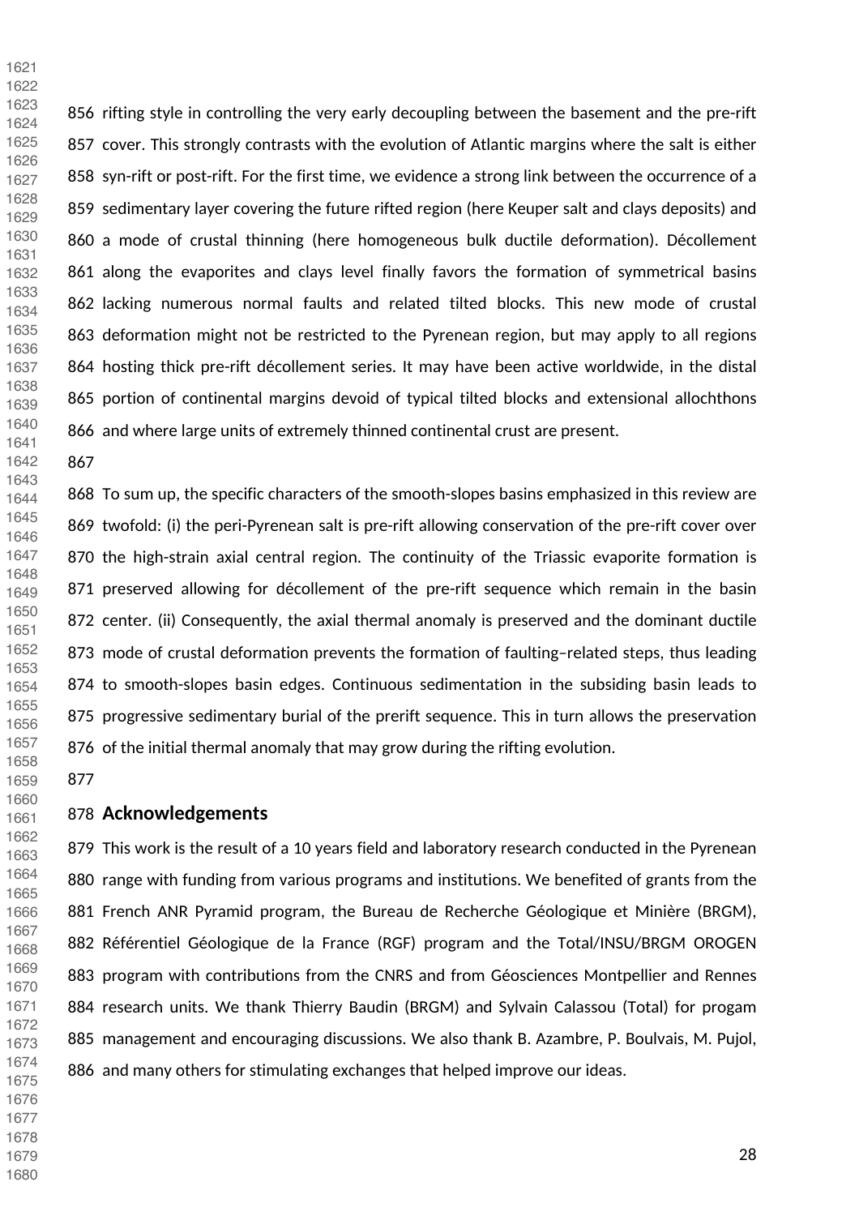rifting style in controlling the very early decoupling between the basement and the pre-rift cover. This strongly contrasts with the evolution of Atlantic margins where the salt is either syn-rift or post-rift. For the first time, we evidence a strong link between the occurrence of a sedimentary layer covering the future rifted region (here Keuper salt and clays deposits) and a mode of crustal thinning (here homogeneous bulk ductile deformation). Décollement along the evaporites and clays level finally favors the formation of symmetrical basins lacking numerous normal faults and related tilted blocks. This new mode of crustal deformation might not be restricted to the Pyrenean region, but may apply to all regions hosting thick pre-rift décollement series. It may have been active worldwide, in the distal portion of continental margins devoid of typical tilted blocks and extensional allochthons and where large units of extremely thinned continental crust are present.

To sum up, the specific characters of the smooth-slopes basins emphasized in this review are twofold: (i) the peri-Pyrenean salt is pre-rift allowing conservation of the pre-rift cover over the high-strain axial central region. The continuity of the Triassic evaporite formation is preserved allowing for décollement of the pre-rift sequence which remain in the basin center. (ii) Consequently, the axial thermal anomaly is preserved and the dominant ductile mode of crustal deformation prevents the formation of faulting–related steps, thus leading to smooth-slopes basin edges. Continuous sedimentation in the subsiding basin leads to progressive sedimentary burial of the prerift sequence. This in turn allows the preservation of the initial thermal anomaly that may grow during the rifting evolution.

## Acknowledgements

This work is the result of a 10 years field and laboratory research conducted in the Pyrenean range with funding from various programs and institutions. We benefited of grants from the French ANR Pyramid program, the Bureau de Recherche Géologique et Minière (BRGM), Référentiel Géologique de la France (RGF) program and the Total/INSU/BRGM OROGEN program with contributions from the CNRS and from Géosciences Montpellier and Rennes research units. We thank Thierry Baudin (BRGM) and Sylvain Calassou (Total) for progam management and encouraging discussions. We also thank B. Azambre, P. Boulvais, M. Pujol, and many others for stimulating exchanges that helped improve our ideas.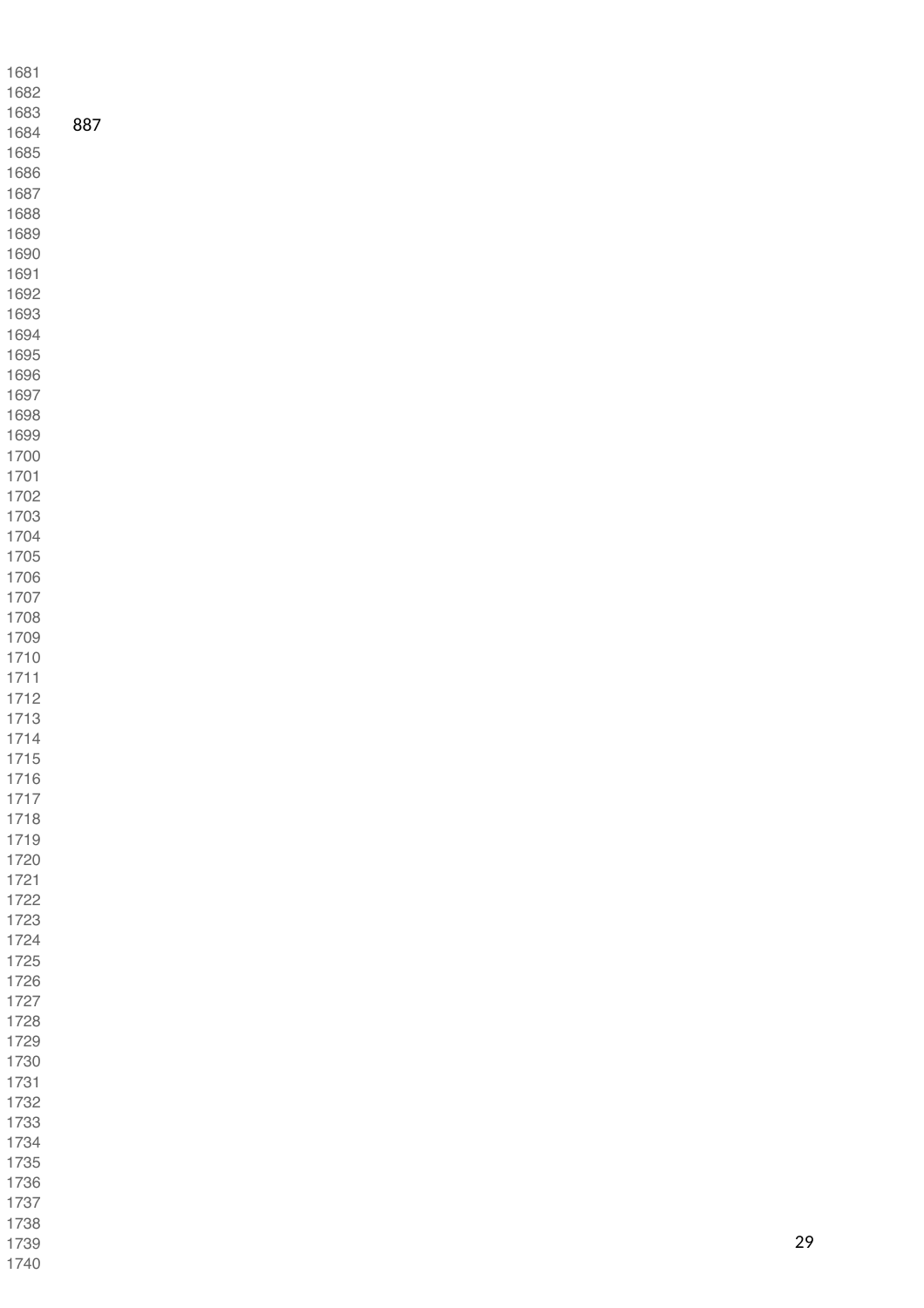887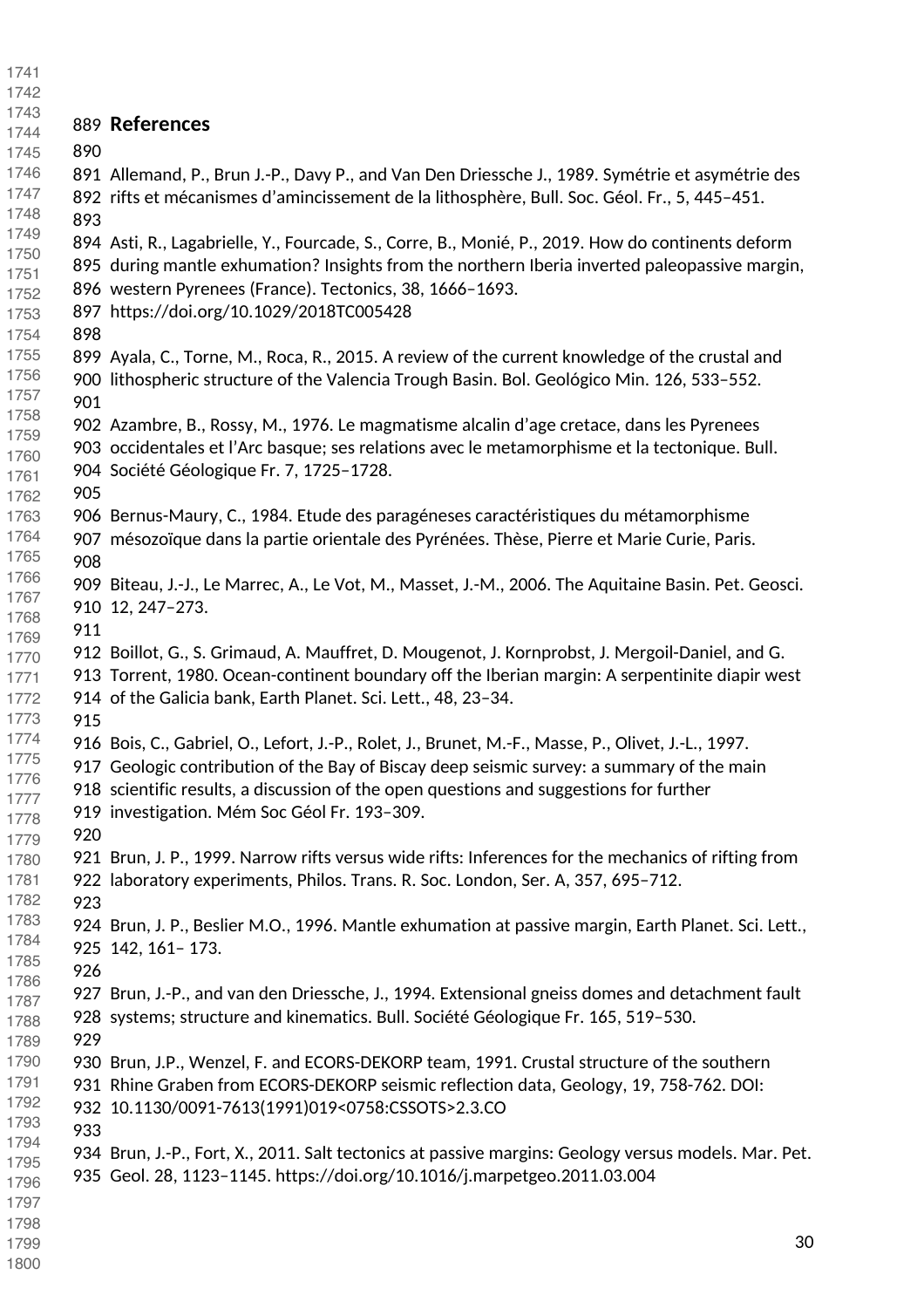## References

Allemand, P., Brun J.-P., Davy P., and Van Den Driessche J., 1989. Symétrie et asymétrie des rifts et mécanismes d'amincissement de la lithosphère, Bull. Soc. Géol. Fr., 5, 445–451.

Asti, R., Lagabrielle, Y., Fourcade, S., Corre, B., Monié, P., 2019. How do continents deform during mantle exhumation? Insights from the northern Iberia inverted paleopassive margin, western Pyrenees (France). Tectonics, 38, 1666–1693. https://doi.org/10.1029/2018TC005428

Ayala, C., Torne, M., Roca, R., 2015. A review of the current knowledge of the crustal and lithospheric structure of the Valencia Trough Basin. Bol. Geológico Min. 126, 533–552.

Azambre, B., Rossy, M., 1976. Le magmatisme alcalin d'age cretace, dans les Pyrenees occidentales et l'Arc basque; ses relations avec le metamorphisme et la tectonique. Bull. Société Géologique Fr. 7, 1725–1728.

Bernus-Maury, C., 1984. Etude des paragéneses caractéristiques du métamorphisme mésozoïque dans la partie orientale des Pyrénées. Thèse, Pierre et Marie Curie, Paris.

Biteau, J.-J., Le Marrec, A., Le Vot, M., Masset, J.-M., 2006. The Aquitaine Basin. Pet. Geosci. 12, 247–273.

Boillot, G., S. Grimaud, A. Mauffret, D. Mougenot, J. Kornprobst, J. Mergoil-Daniel, and G. Torrent, 1980. Ocean-continent boundary off the Iberian margin: A serpentinite diapir west of the Galicia bank, Earth Planet. Sci. Lett., 48, 23–34.

Bois, C., Gabriel, O., Lefort, J.-P., Rolet, J., Brunet, M.-F., Masse, P., Olivet, J.-L., 1997. Geologic contribution of the Bay of Biscay deep seismic survey: a summary of the main scientific results, a discussion of the open questions and suggestions for further investigation. Mém Soc Géol Fr. 193–309.

Brun, J. P., 1999. Narrow rifts versus wide rifts: Inferences for the mechanics of rifting from laboratory experiments, Philos. Trans. R. Soc. London, Ser. A, 357, 695–712.

Brun, J. P., Beslier M.O., 1996. Mantle exhumation at passive margin, Earth Planet. Sci. Lett., 142, 161– 173.

Brun, J.-P., and van den Driessche, J., 1994. Extensional gneiss domes and detachment fault systems; structure and kinematics. Bull. Société Géologique Fr. 165, 519–530.

Brun, J.P., Wenzel, F. and ECORS-DEKORP team, 1991. Crustal structure of the southern Rhine Graben from ECORS-DEKORP seismic reflection data, Geology, 19, 758-762. DOI: 10.1130/0091-7613(1991)019<0758:CSSOTS>2.3.CO

Brun, J.-P., Fort, X., 2011. Salt tectonics at passive margins: Geology versus models. Mar. Pet. Geol. 28, 1123–1145. https://doi.org/10.1016/j.marpetgeo.2011.03.004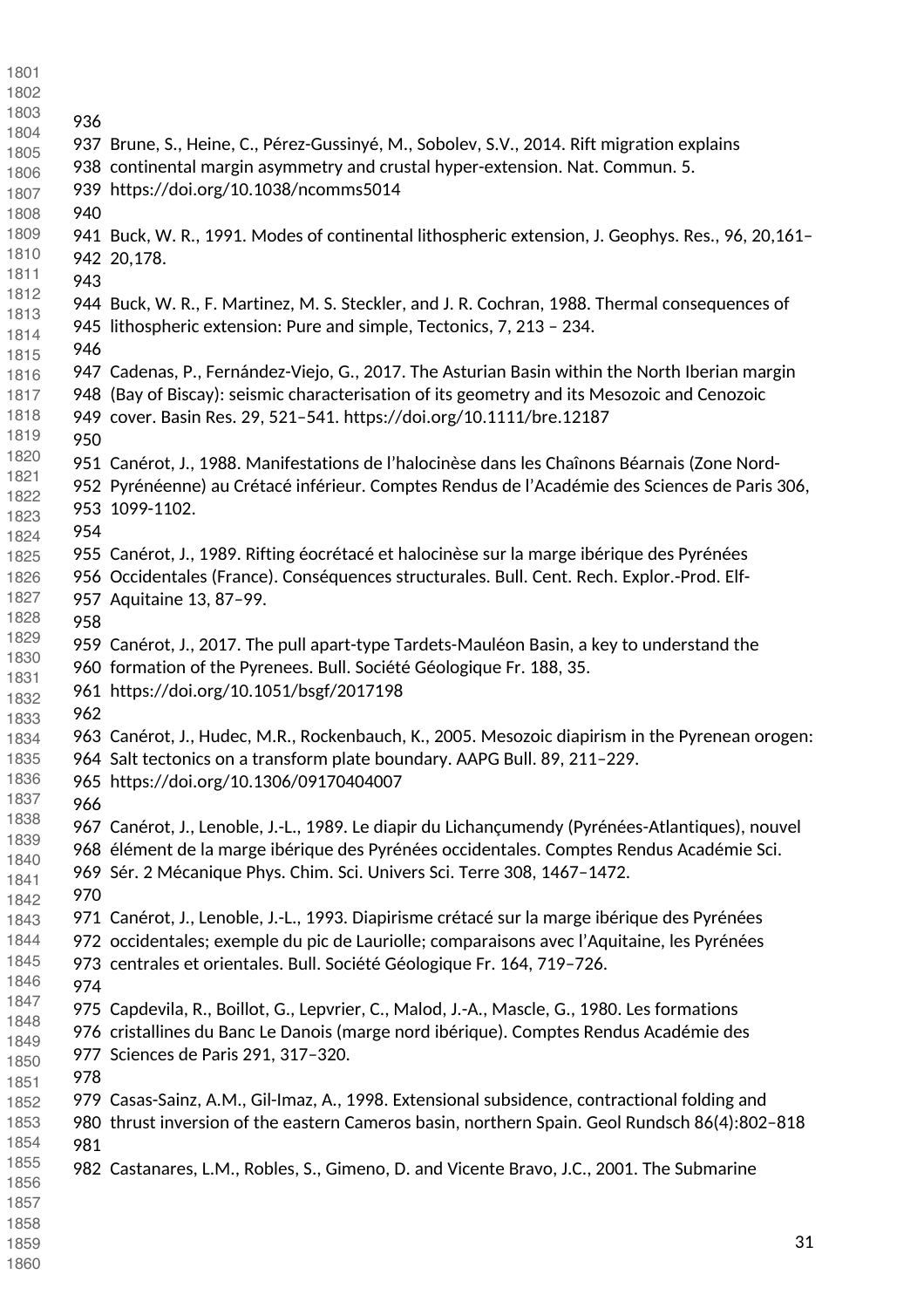Brune, S., Heine, C., Pérez-Gussinyé, M., Sobolev, S.V., 2014. Rift migration explains continental margin asymmetry and crustal hyper-extension. Nat. Commun. 5. https://doi.org/10.1038/ncomms5014

Buck, W. R., 1991. Modes of continental lithospheric extension, J. Geophys. Res., 96, 20,161–20,178.

Buck, W. R., F. Martinez, M. S. Steckler, and J. R. Cochran, 1988. Thermal consequences of lithospheric extension: Pure and simple, Tectonics, 7, 213 – 234.

Cadenas, P., Fernández-Viejo, G., 2017. The Asturian Basin within the North Iberian margin (Bay of Biscay): seismic characterisation of its geometry and its Mesozoic and Cenozoic cover. Basin Res. 29, 521–541. https://doi.org/10.1111/bre.12187

Canérot, J., 1988. Manifestations de l'halocinèse dans les Chaînons Béarnais (Zone Nord-Pyrénéenne) au Crétacé inférieur. Comptes Rendus de l'Académie des Sciences de Paris 306, 1099-1102.

Canérot, J., 1989. Rifting éocrétacé et halocinèse sur la marge ibérique des Pyrénées Occidentales (France). Conséquences structurales. Bull. Cent. Rech. Explor.-Prod. Elf-Aquitaine 13, 87–99.

Canérot, J., 2017. The pull apart-type Tardets-Mauléon Basin, a key to understand the formation of the Pyrenees. Bull. Société Géologique Fr. 188, 35. https://doi.org/10.1051/bsgf/2017198

Canérot, J., Hudec, M.R., Rockenbauch, K., 2005. Mesozoic diapirism in the Pyrenean orogen: Salt tectonics on a transform plate boundary. AAPG Bull. 89, 211–229. https://doi.org/10.1306/09170404007

Canérot, J., Lenoble, J.-L., 1989. Le diapir du Lichançumendy (Pyrénées-Atlantiques), nouvel élément de la marge ibérique des Pyrénées occidentales. Comptes Rendus Académie Sci. Sér. 2 Mécanique Phys. Chim. Sci. Univers Sci. Terre 308, 1467–1472.

Canérot, J., Lenoble, J.-L., 1993. Diapirisme crétacé sur la marge ibérique des Pyrénées occidentales; exemple du pic de Lauriolle; comparaisons avec l'Aquitaine, les Pyrénées centrales et orientales. Bull. Société Géologique Fr. 164, 719–726.

Capdevila, R., Boillot, G., Lepvrier, C., Malod, J.-A., Mascle, G., 1980. Les formations cristallines du Banc Le Danois (marge nord ibérique). Comptes Rendus Académie des Sciences de Paris 291, 317–320.

Casas-Sainz, A.M., Gil-Imaz, A., 1998. Extensional subsidence, contractional folding and thrust inversion of the eastern Cameros basin, northern Spain. Geol Rundsch 86(4):802–818

Castanares, L.M., Robles, S., Gimeno, D. and Vicente Bravo, J.C., 2001. The Submarine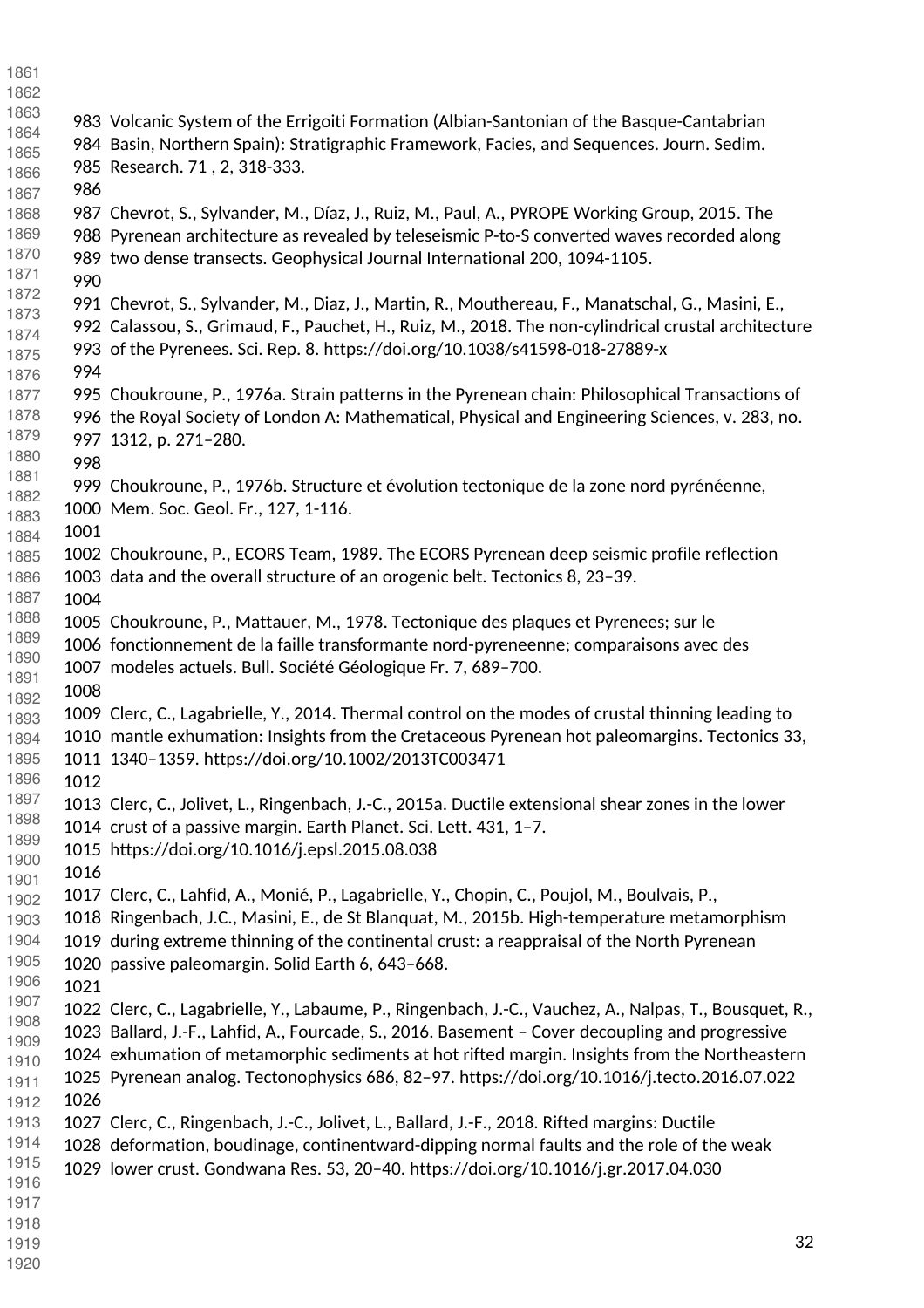Volcanic System of the Errigoiti Formation (Albian-Santonian of the Basque-Cantabrian Basin, Northern Spain): Stratigraphic Framework, Facies, and Sequences. Journ. Sedim. Research. 71 , 2, 318-333.

Chevrot, S., Sylvander, M., Díaz, J., Ruiz, M., Paul, A., PYROPE Working Group, 2015. The Pyrenean architecture as revealed by teleseismic P-to-S converted waves recorded along two dense transects. Geophysical Journal International 200, 1094-1105.

Chevrot, S., Sylvander, M., Diaz, J., Martin, R., Mouthereau, F., Manatschal, G., Masini, E., Calassou, S., Grimaud, F., Pauchet, H., Ruiz, M., 2018. The non-cylindrical crustal architecture of the Pyrenees. Sci. Rep. 8. https://doi.org/10.1038/s41598-018-27889-x

Choukroune, P., 1976a. Strain patterns in the Pyrenean chain: Philosophical Transactions of the Royal Society of London A: Mathematical, Physical and Engineering Sciences, v. 283, no. 1312, p. 271–280.

Choukroune, P., 1976b. Structure et évolution tectonique de la zone nord pyrénéenne, Mem. Soc. Geol. Fr., 127, 1-116.

Choukroune, P., ECORS Team, 1989. The ECORS Pyrenean deep seismic profile reflection data and the overall structure of an orogenic belt. Tectonics 8, 23–39.

Choukroune, P., Mattauer, M., 1978. Tectonique des plaques et Pyrenees; sur le fonctionnement de la faille transformante nord-pyreneenne; comparaisons avec des modeles actuels. Bull. Société Géologique Fr. 7, 689–700.

Clerc, C., Lagabrielle, Y., 2014. Thermal control on the modes of crustal thinning leading to mantle exhumation: Insights from the Cretaceous Pyrenean hot paleomargins. Tectonics 33, 1340–1359. https://doi.org/10.1002/2013TC003471

Clerc, C., Jolivet, L., Ringenbach, J.-C., 2015a. Ductile extensional shear zones in the lower crust of a passive margin. Earth Planet. Sci. Lett. 431, 1–7. https://doi.org/10.1016/j.epsl.2015.08.038

Clerc, C., Lahfid, A., Monié, P., Lagabrielle, Y., Chopin, C., Poujol, M., Boulvais, P., Ringenbach, J.C., Masini, E., de St Blanquat, M., 2015b. High-temperature metamorphism during extreme thinning of the continental crust: a reappraisal of the North Pyrenean passive paleomargin. Solid Earth 6, 643–668.

Clerc, C., Lagabrielle, Y., Labaume, P., Ringenbach, J.-C., Vauchez, A., Nalpas, T., Bousquet, R., Ballard, J.-F., Lahfid, A., Fourcade, S., 2016. Basement – Cover decoupling and progressive exhumation of metamorphic sediments at hot rifted margin. Insights from the Northeastern Pyrenean analog. Tectonophysics 686, 82–97. https://doi.org/10.1016/j.tecto.2016.07.022

Clerc, C., Ringenbach, J.-C., Jolivet, L., Ballard, J.-F., 2018. Rifted margins: Ductile deformation, boudinage, continentward-dipping normal faults and the role of the weak lower crust. Gondwana Res. 53, 20–40. https://doi.org/10.1016/j.gr.2017.04.030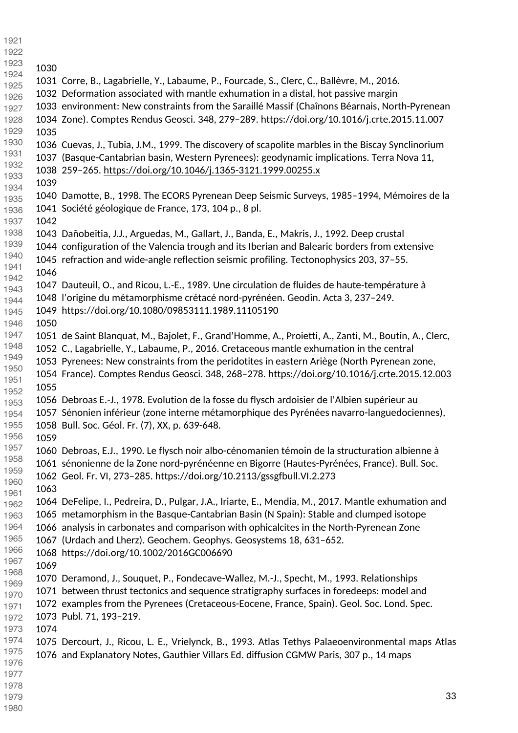Corre, B., Lagabrielle, Y., Labaume, P., Fourcade, S., Clerc, C., Ballèvre, M., 2016. Deformation associated with mantle exhumation in a distal, hot passive margin environment: New constraints from the Saraillé Massif (Chaînons Béarnais, North-Pyrenean Zone). Comptes Rendus Geosci. 348, 279–289. https://doi.org/10.1016/j.crte.2015.11.007

Cuevas, J., Tubia, J.M., 1999. The discovery of scapolite marbles in the Biscay Synclinorium (Basque-Cantabrian basin, Western Pyrenees): geodynamic implications. Terra Nova 11, 259–265. https://doi.org/10.1046/j.1365-3121.1999.00255.x

Damotte, B., 1998. The ECORS Pyrenean Deep Seismic Surveys, 1985–1994, Mémoires de la Société géologique de France, 173, 104 p., 8 pl.

Dañobeitia, J.J., Arguedas, M., Gallart, J., Banda, E., Makris, J., 1992. Deep crustal configuration of the Valencia trough and its Iberian and Balearic borders from extensive refraction and wide-angle reflection seismic profiling. Tectonophysics 203, 37–55.

Dauteuil, O., and Ricou, L.-E., 1989. Une circulation de fluides de haute-température à l'origine du métamorphisme crétacé nord-pyrénéen. Geodin. Acta 3, 237–249. https://doi.org/10.1080/09853111.1989.11105190

de Saint Blanquat, M., Bajolet, F., Grand'Homme, A., Proietti, A., Zanti, M., Boutin, A., Clerc, C., Lagabrielle, Y., Labaume, P., 2016. Cretaceous mantle exhumation in the central Pyrenees: New constraints from the peridotites in eastern Ariège (North Pyrenean zone, France). Comptes Rendus Geosci. 348, 268–278. https://doi.org/10.1016/j.crte.2015.12.003

Debroas E.-J., 1978. Evolution de la fosse du flysch ardoisier de l'Albien supérieur au Sénonien inférieur (zone interne métamorphique des Pyrénées navarro-languedociennes), Bull. Soc. Géol. Fr. (7), XX, p. 639-648.

Debroas, E.J., 1990. Le flysch noir albo-cénomanien témoin de la structuration albienne à sénonienne de la Zone nord-pyrénéenne en Bigorre (Hautes-Pyrénées, France). Bull. Soc. Geol. Fr. VI, 273–285. https://doi.org/10.2113/gssgfbull.VI.2.273

DeFelipe, I., Pedreira, D., Pulgar, J.A., Iriarte, E., Mendia, M., 2017. Mantle exhumation and metamorphism in the Basque-Cantabrian Basin (N Spain): Stable and clumped isotope analysis in carbonates and comparison with ophicalcites in the North-Pyrenean Zone (Urdach and Lherz). Geochem. Geophys. Geosystems 18, 631–652. https://doi.org/10.1002/2016GC006690

Deramond, J., Souquet, P., Fondecave-Wallez, M.-J., Specht, M., 1993. Relationships between thrust tectonics and sequence stratigraphy surfaces in foredeeps: model and examples from the Pyrenees (Cretaceous-Eocene, France, Spain). Geol. Soc. Lond. Spec. Publ. 71, 193–219.

Dercourt, J., Ricou, L. E., Vrielynck, B., 1993. Atlas Tethys Palaeoenvironmental maps Atlas and Explanatory Notes, Gauthier Villars Ed. diffusion CGMW Paris, 307 p., 14 maps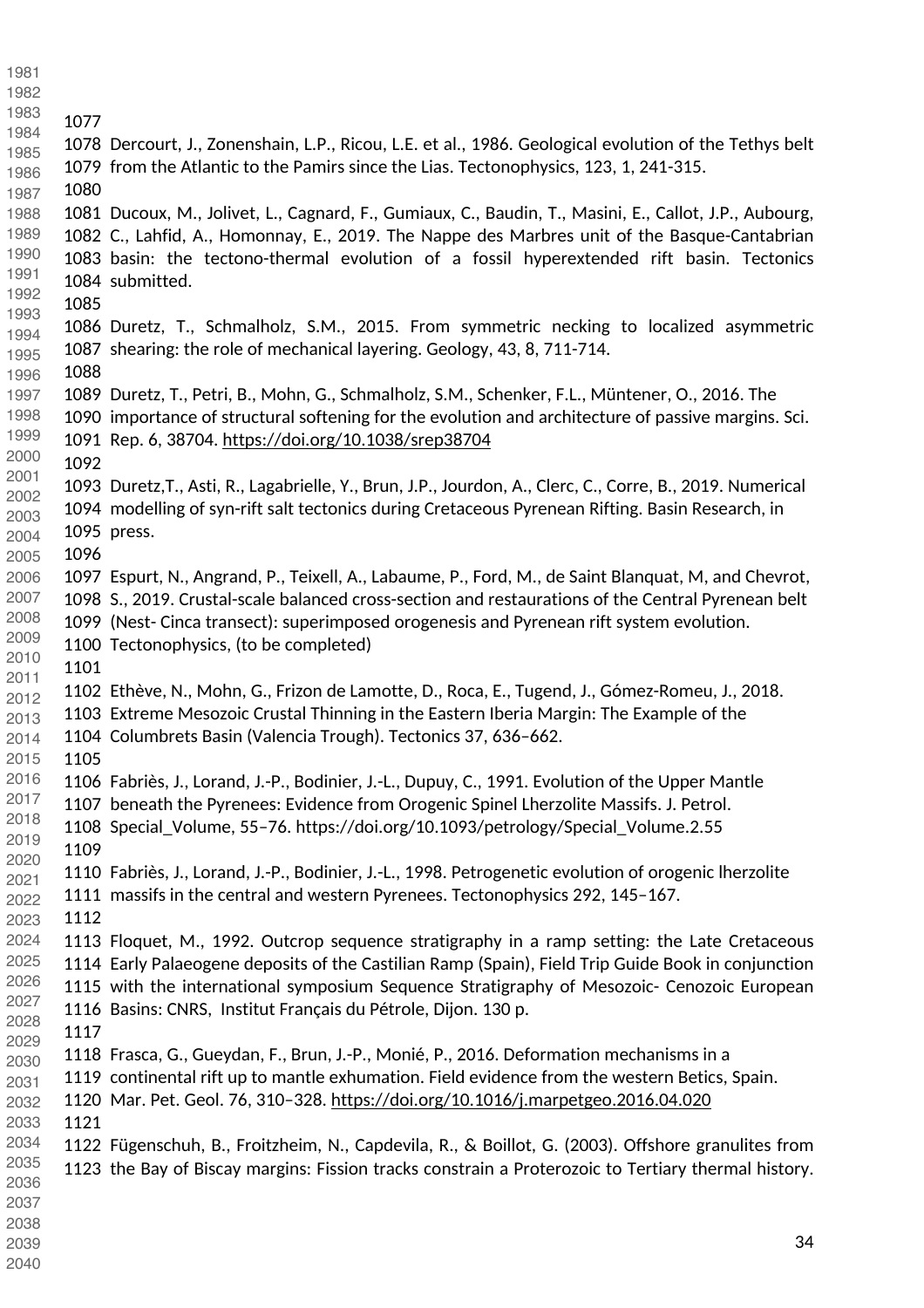Dercourt, J., Zonenshain, L.P., Ricou, L.E. et al., 1986. Geological evolution of the Tethys belt from the Atlantic to the Pamirs since the Lias. Tectonophysics, 123, 1, 241-315.

Ducoux, M., Jolivet, L., Cagnard, F., Gumiaux, C., Baudin, T., Masini, E., Callot, J.P., Aubourg, C., Lahfid, A., Homonnay, E., 2019. The Nappe des Marbres unit of the Basque-Cantabrian basin: the tectono-thermal evolution of a fossil hyperextended rift basin. Tectonics submitted.

Duretz, T., Schmalholz, S.M., 2015. From symmetric necking to localized asymmetric shearing: the role of mechanical layering. Geology, 43, 8, 711-714.

Duretz, T., Petri, B., Mohn, G., Schmalholz, S.M., Schenker, F.L., Müntener, O., 2016. The importance of structural softening for the evolution and architecture of passive margins. Sci. Rep. 6, 38704. https://doi.org/10.1038/srep38704

Duretz,T., Asti, R., Lagabrielle, Y., Brun, J.P., Jourdon, A., Clerc, C., Corre, B., 2019. Numerical modelling of syn-rift salt tectonics during Cretaceous Pyrenean Rifting. Basin Research, in press.

Espurt, N., Angrand, P., Teixell, A., Labaume, P., Ford, M., de Saint Blanquat, M, and Chevrot, S., 2019. Crustal-scale balanced cross-section and restaurations of the Central Pyrenean belt (Nest- Cinca transect): superimposed orogenesis and Pyrenean rift system evolution. Tectonophysics, (to be completed)

Ethève, N., Mohn, G., Frizon de Lamotte, D., Roca, E., Tugend, J., Gómez-Romeu, J., 2018. Extreme Mesozoic Crustal Thinning in the Eastern Iberia Margin: The Example of the Columbrets Basin (Valencia Trough). Tectonics 37, 636–662.

Fabriès, J., Lorand, J.-P., Bodinier, J.-L., Dupuy, C., 1991. Evolution of the Upper Mantle beneath the Pyrenees: Evidence from Orogenic Spinel Lherzolite Massifs. J. Petrol. Special_Volume, 55–76. https://doi.org/10.1093/petrology/Special_Volume.2.55

Fabriès, J., Lorand, J.-P., Bodinier, J.-L., 1998. Petrogenetic evolution of orogenic lherzolite massifs in the central and western Pyrenees. Tectonophysics 292, 145–167.

Floquet, M., 1992. Outcrop sequence stratigraphy in a ramp setting: the Late Cretaceous Early Palaeogene deposits of the Castilian Ramp (Spain), Field Trip Guide Book in conjunction with the international symposium Sequence Stratigraphy of Mesozoic- Cenozoic European Basins: CNRS, Institut Français du Pétrole, Dijon. 130 p.

Frasca, G., Gueydan, F., Brun, J.-P., Monié, P., 2016. Deformation mechanisms in a continental rift up to mantle exhumation. Field evidence from the western Betics, Spain. Mar. Pet. Geol. 76, 310–328. https://doi.org/10.1016/j.marpetgeo.2016.04.020

Fügenschuh, B., Froitzheim, N., Capdevila, R., & Boillot, G. (2003). Offshore granulites from the Bay of Biscay margins: Fission tracks constrain a Proterozoic to Tertiary thermal history.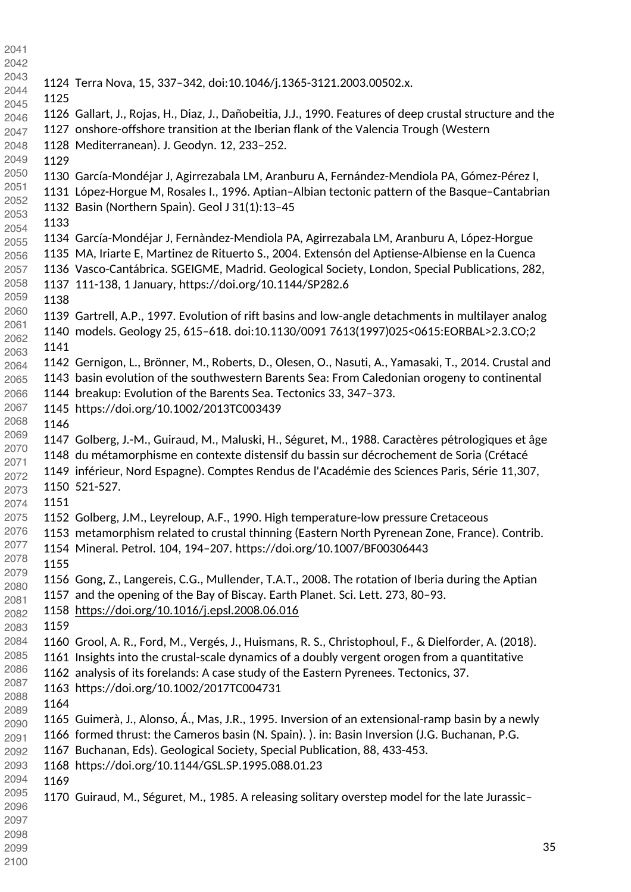Terra Nova, 15, 337–342, doi:10.1046/j.1365-3121.2003.00502.x.

Gallart, J., Rojas, H., Diaz, J., Dañobeitia, J.J., 1990. Features of deep crustal structure and the onshore-offshore transition at the Iberian flank of the Valencia Trough (Western Mediterranean). J. Geodyn. 12, 233–252.

García-Mondéjar J, Agirrezabala LM, Aranburu A, Fernández-Mendiola PA, Gómez-Pérez I, López-Horgue M, Rosales I., 1996. Aptian–Albian tectonic pattern of the Basque–Cantabrian Basin (Northern Spain). Geol J 31(1):13–45

García-Mondéjar J, Fernàndez-Mendiola PA, Agirrezabala LM, Aranburu A, López-Horgue MA, Iriarte E, Martinez de Rituerto S., 2004. Extensón del Aptiense-Albiense en la Cuenca Vasco-Cantábrica. SGEIGME, Madrid. Geological Society, London, Special Publications, 282, 111-138, 1 January, https://doi.org/10.1144/SP282.6

Gartrell, A.P., 1997. Evolution of rift basins and low-angle detachments in multilayer analog models. Geology 25, 615–618. doi:10.1130/0091 7613(1997)025<0615:EORBAL>2.3.CO;2

Gernigon, L., Brönner, M., Roberts, D., Olesen, O., Nasuti, A., Yamasaki, T., 2014. Crustal and basin evolution of the southwestern Barents Sea: From Caledonian orogeny to continental breakup: Evolution of the Barents Sea. Tectonics 33, 347–373. https://doi.org/10.1002/2013TC003439

Golberg, J.-M., Guiraud, M., Maluski, H., Séguret, M., 1988. Caractères pétrologiques et âge du métamorphisme en contexte distensif du bassin sur décrochement de Soria (Crétacé inférieur, Nord Espagne). Comptes Rendus de l'Académie des Sciences Paris, Série 11,307, 521-527.

Golberg, J.M., Leyreloup, A.F., 1990. High temperature-low pressure Cretaceous metamorphism related to crustal thinning (Eastern North Pyrenean Zone, France). Contrib. Mineral. Petrol. 104, 194–207. https://doi.org/10.1007/BF00306443

Gong, Z., Langereis, C.G., Mullender, T.A.T., 2008. The rotation of Iberia during the Aptian and the opening of the Bay of Biscay. Earth Planet. Sci. Lett. 273, 80–93. https://doi.org/10.1016/j.epsl.2008.06.016

Grool, A. R., Ford, M., Vergés, J., Huismans, R. S., Christophoul, F., & Dielforder, A. (2018). Insights into the crustal-scale dynamics of a doubly vergent orogen from a quantitative analysis of its forelands: A case study of the Eastern Pyrenees. Tectonics, 37. https://doi.org/10.1002/2017TC004731

Guimerà, J., Alonso, Á., Mas, J.R., 1995. Inversion of an extensional-ramp basin by a newly formed thrust: the Cameros basin (N. Spain). ). in: Basin Inversion (J.G. Buchanan, P.G. Buchanan, Eds). Geological Society, Special Publication, 88, 433-453. https://doi.org/10.1144/GSL.SP.1995.088.01.23

Guiraud, M., Séguret, M., 1985. A releasing solitary overstep model for the late Jurassic–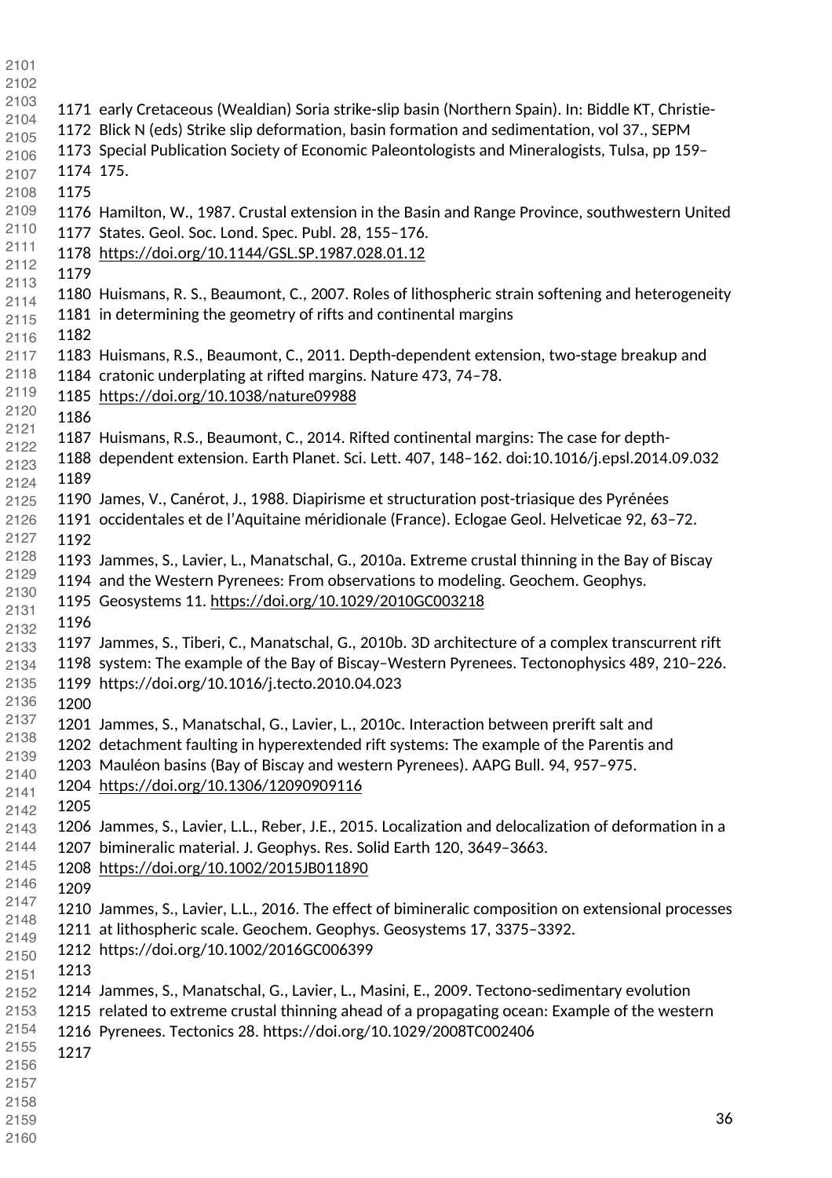early Cretaceous (Wealdian) Soria strike-slip basin (Northern Spain). In: Biddle KT, Christie-Blick N (eds) Strike slip deformation, basin formation and sedimentation, vol 37., SEPM Special Publication Society of Economic Paleontologists and Mineralogists, Tulsa, pp 159–175.

Hamilton, W., 1987. Crustal extension in the Basin and Range Province, southwestern United States. Geol. Soc. Lond. Spec. Publ. 28, 155–176. https://doi.org/10.1144/GSL.SP.1987.028.01.12

Huismans, R. S., Beaumont, C., 2007. Roles of lithospheric strain softening and heterogeneity in determining the geometry of rifts and continental margins

Huismans, R.S., Beaumont, C., 2011. Depth-dependent extension, two-stage breakup and cratonic underplating at rifted margins. Nature 473, 74–78. https://doi.org/10.1038/nature09988

Huismans, R.S., Beaumont, C., 2014. Rifted continental margins: The case for depth-dependent extension. Earth Planet. Sci. Lett. 407, 148–162. doi:10.1016/j.epsl.2014.09.032

James, V., Canérot, J., 1988. Diapirisme et structuration post-triasique des Pyrénées occidentales et de l'Aquitaine méridionale (France). Eclogae Geol. Helveticae 92, 63–72.

Jammes, S., Lavier, L., Manatschal, G., 2010a. Extreme crustal thinning in the Bay of Biscay and the Western Pyrenees: From observations to modeling. Geochem. Geophys. Geosystems 11. https://doi.org/10.1029/2010GC003218

Jammes, S., Tiberi, C., Manatschal, G., 2010b. 3D architecture of a complex transcurrent rift system: The example of the Bay of Biscay–Western Pyrenees. Tectonophysics 489, 210–226. https://doi.org/10.1016/j.tecto.2010.04.023

Jammes, S., Manatschal, G., Lavier, L., 2010c. Interaction between prerift salt and detachment faulting in hyperextended rift systems: The example of the Parentis and Mauléon basins (Bay of Biscay and western Pyrenees). AAPG Bull. 94, 957–975. https://doi.org/10.1306/12090909116

Jammes, S., Lavier, L.L., Reber, J.E., 2015. Localization and delocalization of deformation in a bimineralic material. J. Geophys. Res. Solid Earth 120, 3649–3663. https://doi.org/10.1002/2015JB011890

Jammes, S., Lavier, L.L., 2016. The effect of bimineralic composition on extensional processes at lithospheric scale. Geochem. Geophys. Geosystems 17, 3375–3392. https://doi.org/10.1002/2016GC006399

Jammes, S., Manatschal, G., Lavier, L., Masini, E., 2009. Tectono-sedimentary evolution related to extreme crustal thinning ahead of a propagating ocean: Example of the western Pyrenees. Tectonics 28. https://doi.org/10.1029/2008TC002406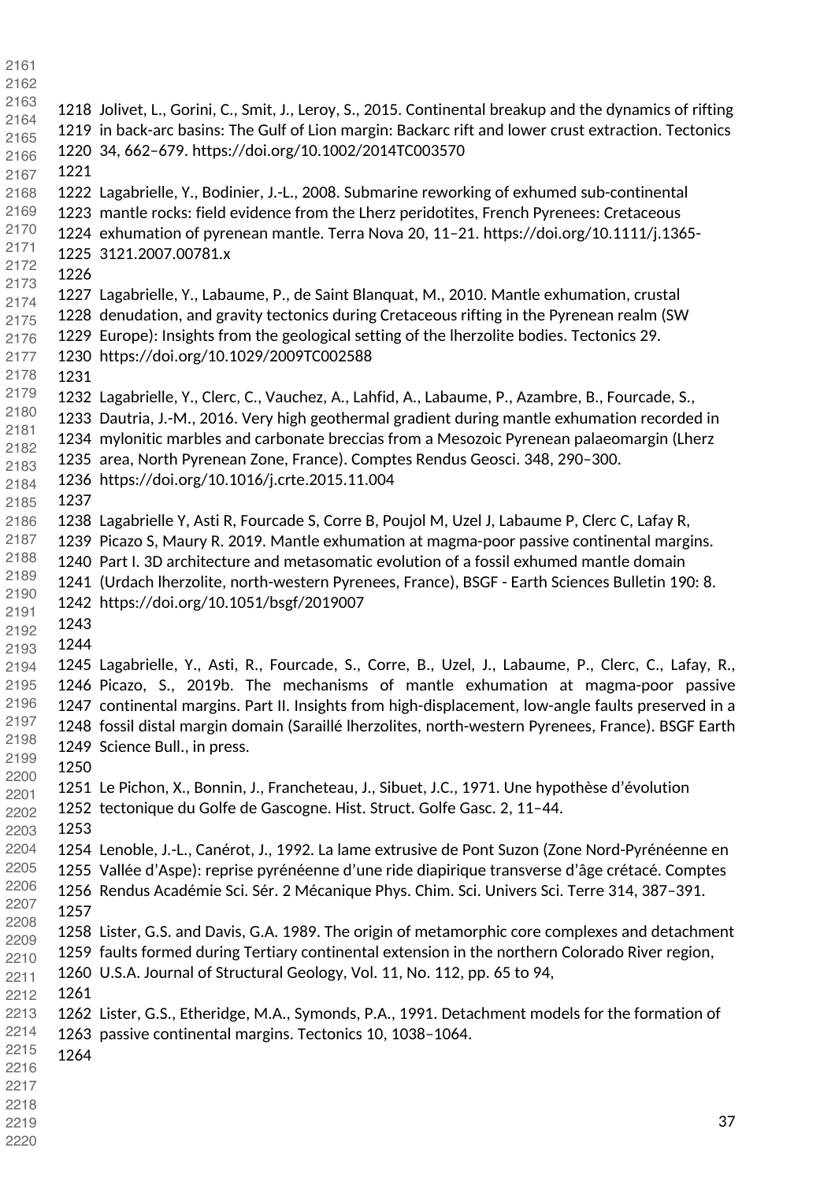Jolivet, L., Gorini, C., Smit, J., Leroy, S., 2015. Continental breakup and the dynamics of rifting in back-arc basins: The Gulf of Lion margin: Backarc rift and lower crust extraction. Tectonics 34, 662–679. https://doi.org/10.1002/2014TC003570

Lagabrielle, Y., Bodinier, J.-L., 2008. Submarine reworking of exhumed sub-continental mantle rocks: field evidence from the Lherz peridotites, French Pyrenees: Cretaceous exhumation of pyrenean mantle. Terra Nova 20, 11–21. https://doi.org/10.1111/j.1365-3121.2007.00781.x

Lagabrielle, Y., Labaume, P., de Saint Blanquat, M., 2010. Mantle exhumation, crustal denudation, and gravity tectonics during Cretaceous rifting in the Pyrenean realm (SW Europe): Insights from the geological setting of the lherzolite bodies. Tectonics 29. https://doi.org/10.1029/2009TC002588

Lagabrielle, Y., Clerc, C., Vauchez, A., Lahfid, A., Labaume, P., Azambre, B., Fourcade, S., Dautria, J.-M., 2016. Very high geothermal gradient during mantle exhumation recorded in mylonitic marbles and carbonate breccias from a Mesozoic Pyrenean palaeomargin (Lherz area, North Pyrenean Zone, France). Comptes Rendus Geosci. 348, 290–300. https://doi.org/10.1016/j.crte.2015.11.004

Lagabrielle Y, Asti R, Fourcade S, Corre B, Poujol M, Uzel J, Labaume P, Clerc C, Lafay R, Picazo S, Maury R. 2019. Mantle exhumation at magma-poor passive continental margins. Part I. 3D architecture and metasomatic evolution of a fossil exhumed mantle domain (Urdach lherzolite, north-western Pyrenees, France), BSGF - Earth Sciences Bulletin 190: 8. https://doi.org/10.1051/bsgf/2019007

Lagabrielle, Y., Asti, R., Fourcade, S., Corre, B., Uzel, J., Labaume, P., Clerc, C., Lafay, R., Picazo, S., 2019b. The mechanisms of mantle exhumation at magma-poor passive continental margins. Part II. Insights from high-displacement, low-angle faults preserved in a fossil distal margin domain (Saraillé lherzolites, north-western Pyrenees, France). BSGF Earth Science Bull., in press.

Le Pichon, X., Bonnin, J., Francheteau, J., Sibuet, J.C., 1971. Une hypothèse d'évolution tectonique du Golfe de Gascogne. Hist. Struct. Golfe Gasc. 2, 11–44.

Lenoble, J.-L., Canérot, J., 1992. La lame extrusive de Pont Suzon (Zone Nord-Pyrénéenne en Vallée d'Aspe): reprise pyrénéenne d'une ride diapirique transverse d'âge crétacé. Comptes Rendus Académie Sci. Sér. 2 Mécanique Phys. Chim. Sci. Univers Sci. Terre 314, 387–391.

Lister, G.S. and Davis, G.A. 1989. The origin of metamorphic core complexes and detachment faults formed during Tertiary continental extension in the northern Colorado River region, U.S.A. Journal of Structural Geology, Vol. 11, No. 112, pp. 65 to 94,

Lister, G.S., Etheridge, M.A., Symonds, P.A., 1991. Detachment models for the formation of passive continental margins. Tectonics 10, 1038–1064.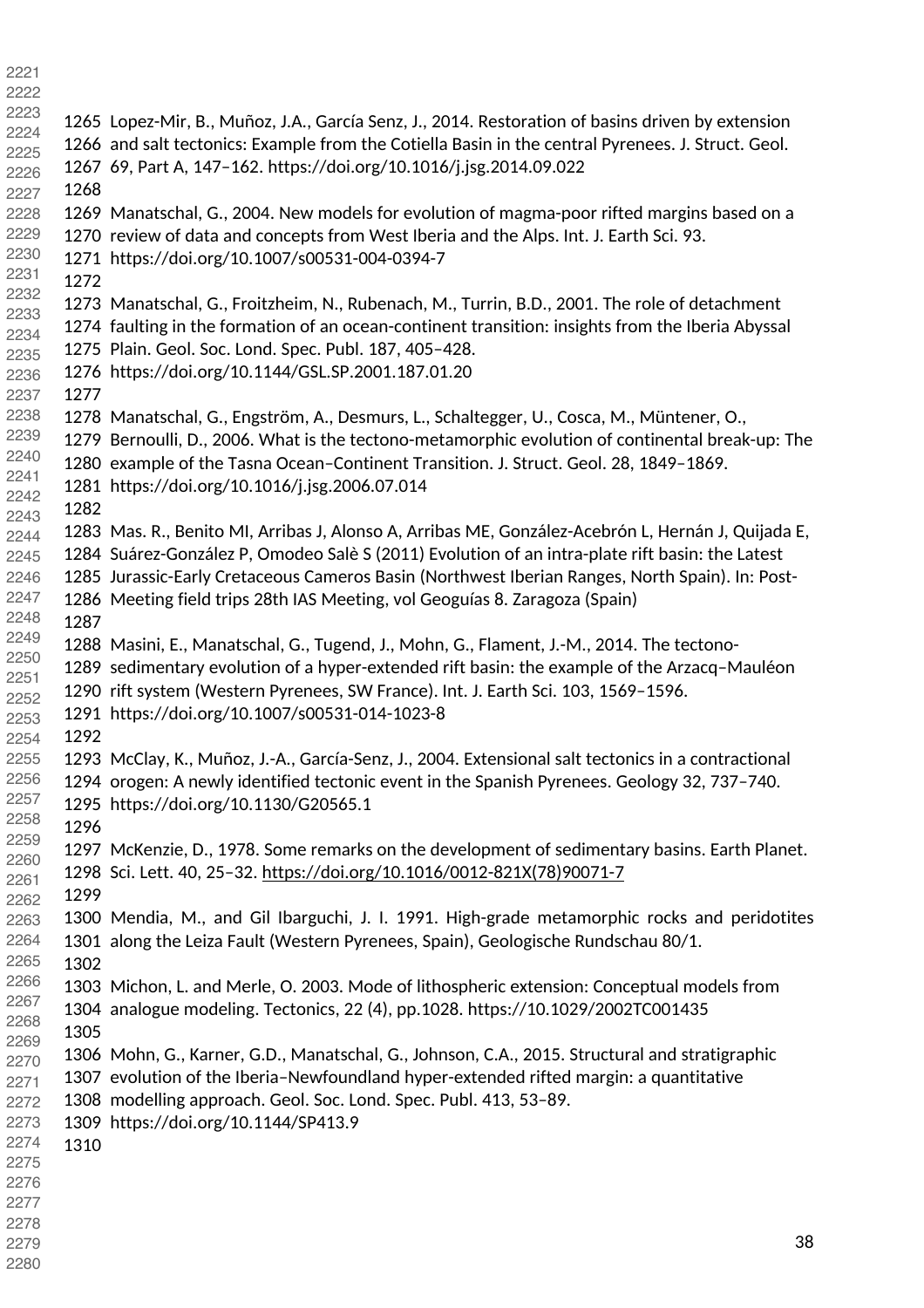Lopez-Mir, B., Muñoz, J.A., García Senz, J., 2014. Restoration of basins driven by extension and salt tectonics: Example from the Cotiella Basin in the central Pyrenees. J. Struct. Geol. 69, Part A, 147–162. https://doi.org/10.1016/j.jsg.2014.09.022

Manatschal, G., 2004. New models for evolution of magma-poor rifted margins based on a review of data and concepts from West Iberia and the Alps. Int. J. Earth Sci. 93. https://doi.org/10.1007/s00531-004-0394-7

Manatschal, G., Froitzheim, N., Rubenach, M., Turrin, B.D., 2001. The role of detachment faulting in the formation of an ocean-continent transition: insights from the Iberia Abyssal Plain. Geol. Soc. Lond. Spec. Publ. 187, 405–428. https://doi.org/10.1144/GSL.SP.2001.187.01.20

Manatschal, G., Engström, A., Desmurs, L., Schaltegger, U., Cosca, M., Müntener, O., Bernoulli, D., 2006. What is the tectono-metamorphic evolution of continental break-up: The example of the Tasna Ocean–Continent Transition. J. Struct. Geol. 28, 1849–1869. https://doi.org/10.1016/j.jsg.2006.07.014

Mas. R., Benito MI, Arribas J, Alonso A, Arribas ME, González-Acebrón L, Hernán J, Quijada E, Suárez-González P, Omodeo Salè S (2011) Evolution of an intra-plate rift basin: the Latest Jurassic-Early Cretaceous Cameros Basin (Northwest Iberian Ranges, North Spain). In: Post-Meeting field trips 28th IAS Meeting, vol Geoguías 8. Zaragoza (Spain)

Masini, E., Manatschal, G., Tugend, J., Mohn, G., Flament, J.-M., 2014. The tectono-sedimentary evolution of a hyper-extended rift basin: the example of the Arzacq–Mauléon rift system (Western Pyrenees, SW France). Int. J. Earth Sci. 103, 1569–1596. https://doi.org/10.1007/s00531-014-1023-8

McClay, K., Muñoz, J.-A., García-Senz, J., 2004. Extensional salt tectonics in a contractional orogen: A newly identified tectonic event in the Spanish Pyrenees. Geology 32, 737–740. https://doi.org/10.1130/G20565.1

McKenzie, D., 1978. Some remarks on the development of sedimentary basins. Earth Planet. Sci. Lett. 40, 25–32. https://doi.org/10.1016/0012-821X(78)90071-7

Mendia, M., and Gil Ibarguchi, J. I. 1991. High-grade metamorphic rocks and peridotites along the Leiza Fault (Western Pyrenees, Spain), Geologische Rundschau 80/1.

Michon, L. and Merle, O. 2003. Mode of lithospheric extension: Conceptual models from analogue modeling. Tectonics, 22 (4), pp.1028. https://10.1029/2002TC001435

Mohn, G., Karner, G.D., Manatschal, G., Johnson, C.A., 2015. Structural and stratigraphic evolution of the Iberia–Newfoundland hyper-extended rifted margin: a quantitative modelling approach. Geol. Soc. Lond. Spec. Publ. 413, 53–89. https://doi.org/10.1144/SP413.9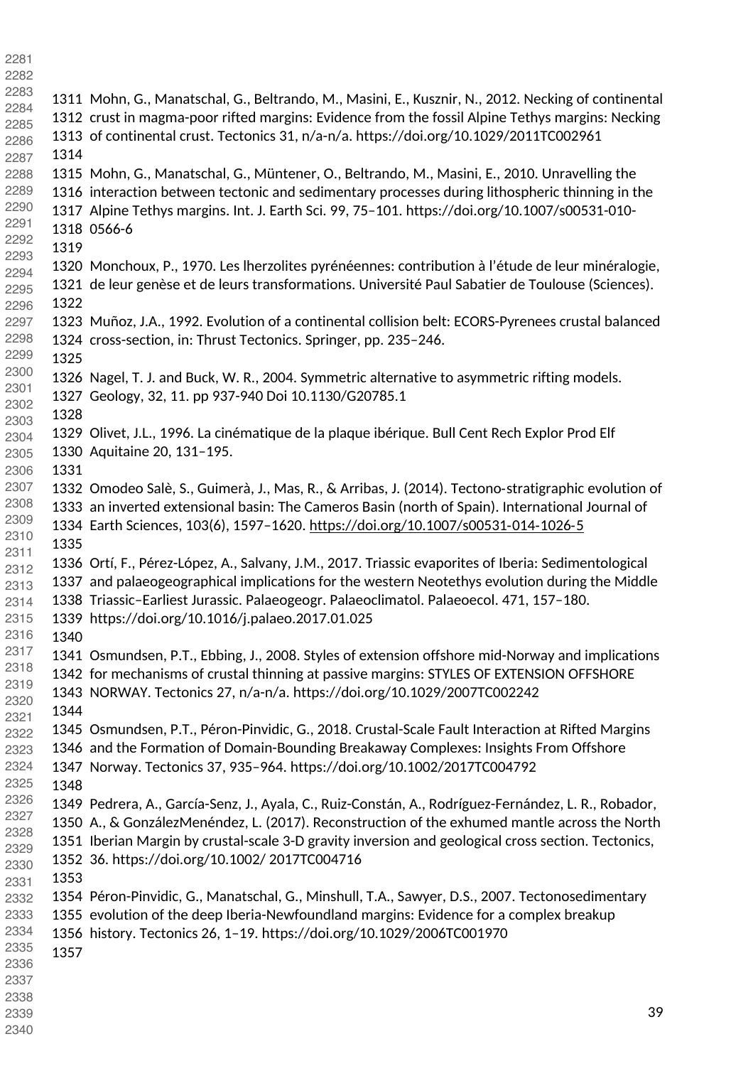Mohn, G., Manatschal, G., Beltrando, M., Masini, E., Kusznir, N., 2012. Necking of continental crust in magma-poor rifted margins: Evidence from the fossil Alpine Tethys margins: Necking of continental crust. Tectonics 31, n/a-n/a. https://doi.org/10.1029/2011TC002961

Mohn, G., Manatschal, G., Müntener, O., Beltrando, M., Masini, E., 2010. Unravelling the interaction between tectonic and sedimentary processes during lithospheric thinning in the Alpine Tethys margins. Int. J. Earth Sci. 99, 75–101. https://doi.org/10.1007/s00531-010-0566-6

Monchoux, P., 1970. Les lherzolites pyrénéennes: contribution à l'étude de leur minéralogie, de leur genèse et de leurs transformations. Université Paul Sabatier de Toulouse (Sciences).

Muñoz, J.A., 1992. Evolution of a continental collision belt: ECORS-Pyrenees crustal balanced cross-section, in: Thrust Tectonics. Springer, pp. 235–246.

Nagel, T. J. and Buck, W. R., 2004. Symmetric alternative to asymmetric rifting models. Geology, 32, 11. pp 937-940 Doi 10.1130/G20785.1

Olivet, J.L., 1996. La cinématique de la plaque ibérique. Bull Cent Rech Explor Prod Elf Aquitaine 20, 131–195.

Omodeo Salè, S., Guimerà, J., Mas, R., & Arribas, J. (2014). Tectono-stratigraphic evolution of an inverted extensional basin: The Cameros Basin (north of Spain). International Journal of Earth Sciences, 103(6), 1597–1620. https://doi.org/10.1007/s00531-014-1026-5

Ortí, F., Pérez-López, A., Salvany, J.M., 2017. Triassic evaporites of Iberia: Sedimentological and palaeogeographical implications for the western Neotethys evolution during the Middle Triassic–Earliest Jurassic. Palaeogeogr. Palaeoclimatol. Palaeoecol. 471, 157–180. https://doi.org/10.1016/j.palaeo.2017.01.025

Osmundsen, P.T., Ebbing, J., 2008. Styles of extension offshore mid-Norway and implications for mechanisms of crustal thinning at passive margins: STYLES OF EXTENSION OFFSHORE NORWAY. Tectonics 27, n/a-n/a. https://doi.org/10.1029/2007TC002242

Osmundsen, P.T., Péron-Pinvidic, G., 2018. Crustal-Scale Fault Interaction at Rifted Margins and the Formation of Domain-Bounding Breakaway Complexes: Insights From Offshore Norway. Tectonics 37, 935–964. https://doi.org/10.1002/2017TC004792

Pedrera, A., García-Senz, J., Ayala, C., Ruiz-Constán, A., Rodríguez-Fernández, L. R., Robador, A., & GonzálezMenéndez, L. (2017). Reconstruction of the exhumed mantle across the North Iberian Margin by crustal-scale 3-D gravity inversion and geological cross section. Tectonics, 36. https://doi.org/10.1002/ 2017TC004716

Péron-Pinvidic, G., Manatschal, G., Minshull, T.A., Sawyer, D.S., 2007. Tectonosedimentary evolution of the deep Iberia-Newfoundland margins: Evidence for a complex breakup history. Tectonics 26, 1–19. https://doi.org/10.1029/2006TC001970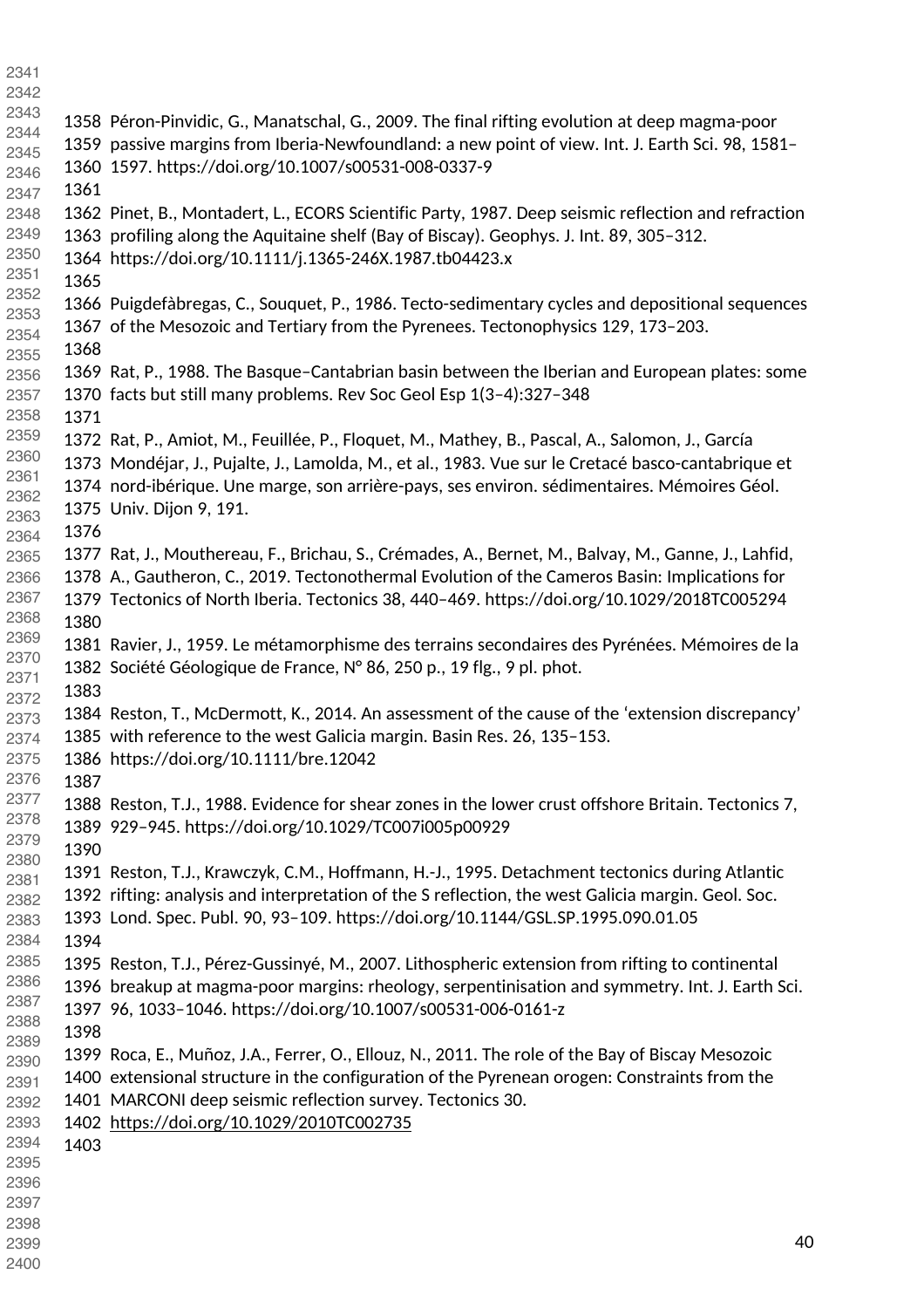Péron-Pinvidic, G., Manatschal, G., 2009. The final rifting evolution at deep magma-poor passive margins from Iberia-Newfoundland: a new point of view. Int. J. Earth Sci. 98, 1581–1597. https://doi.org/10.1007/s00531-008-0337-9

Pinet, B., Montadert, L., ECORS Scientific Party, 1987. Deep seismic reflection and refraction profiling along the Aquitaine shelf (Bay of Biscay). Geophys. J. Int. 89, 305–312. https://doi.org/10.1111/j.1365-246X.1987.tb04423.x

Puigdefàbregas, C., Souquet, P., 1986. Tecto-sedimentary cycles and depositional sequences of the Mesozoic and Tertiary from the Pyrenees. Tectonophysics 129, 173–203.

Rat, P., 1988. The Basque–Cantabrian basin between the Iberian and European plates: some facts but still many problems. Rev Soc Geol Esp 1(3–4):327–348

Rat, P., Amiot, M., Feuillée, P., Floquet, M., Mathey, B., Pascal, A., Salomon, J., García Mondéjar, J., Pujalte, J., Lamolda, M., et al., 1983. Vue sur le Cretacé basco-cantabrique et nord-ibérique. Une marge, son arrière-pays, ses environ. sédimentaires. Mémoires Géol. Univ. Dijon 9, 191.

Rat, J., Mouthereau, F., Brichau, S., Crémades, A., Bernet, M., Balvay, M., Ganne, J., Lahfid, A., Gautheron, C., 2019. Tectonothermal Evolution of the Cameros Basin: Implications for Tectonics of North Iberia. Tectonics 38, 440–469. https://doi.org/10.1029/2018TC005294

Ravier, J., 1959. Le métamorphisme des terrains secondaires des Pyrénées. Mémoires de la Société Géologique de France, N° 86, 250 p., 19 flg., 9 pl. phot.

Reston, T., McDermott, K., 2014. An assessment of the cause of the 'extension discrepancy' with reference to the west Galicia margin. Basin Res. 26, 135–153. https://doi.org/10.1111/bre.12042

Reston, T.J., 1988. Evidence for shear zones in the lower crust offshore Britain. Tectonics 7, 929–945. https://doi.org/10.1029/TC007i005p00929

Reston, T.J., Krawczyk, C.M., Hoffmann, H.-J., 1995. Detachment tectonics during Atlantic rifting: analysis and interpretation of the S reflection, the west Galicia margin. Geol. Soc. Lond. Spec. Publ. 90, 93–109. https://doi.org/10.1144/GSL.SP.1995.090.01.05

Reston, T.J., Pérez-Gussinyé, M., 2007. Lithospheric extension from rifting to continental breakup at magma-poor margins: rheology, serpentinisation and symmetry. Int. J. Earth Sci. 96, 1033–1046. https://doi.org/10.1007/s00531-006-0161-z

Roca, E., Muñoz, J.A., Ferrer, O., Ellouz, N., 2011. The role of the Bay of Biscay Mesozoic extensional structure in the configuration of the Pyrenean orogen: Constraints from the MARCONI deep seismic reflection survey. Tectonics 30. https://doi.org/10.1029/2010TC002735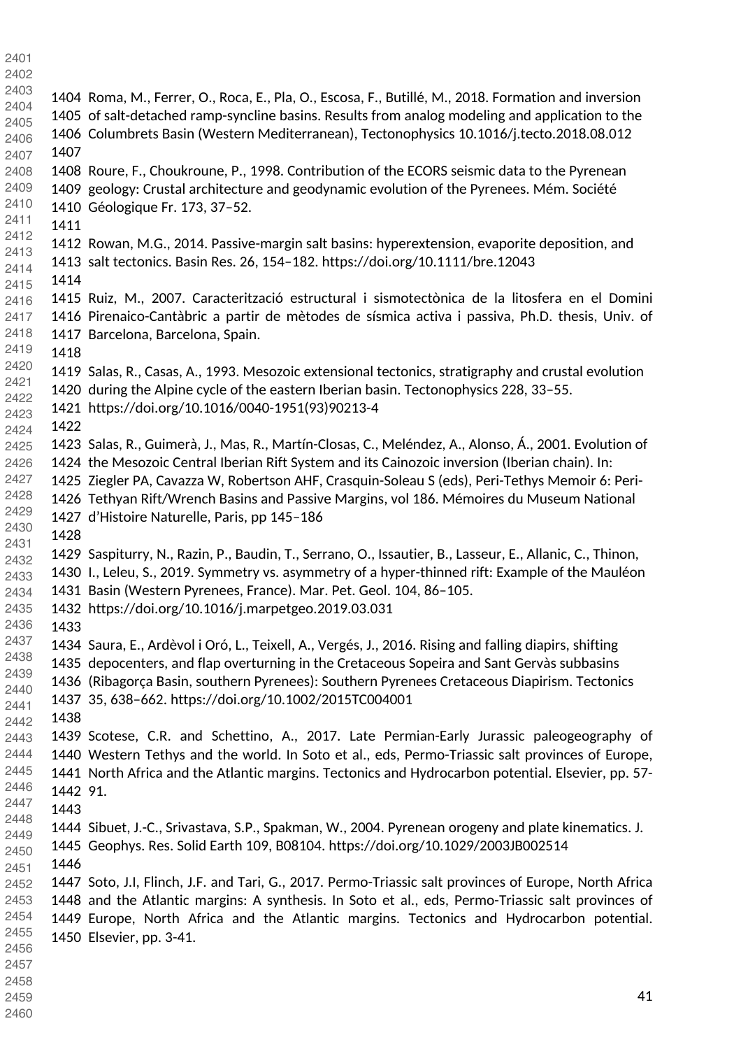Roma, M., Ferrer, O., Roca, E., Pla, O., Escosa, F., Butillé, M., 2018. Formation and inversion of salt-detached ramp-syncline basins. Results from analog modeling and application to the Columbrets Basin (Western Mediterranean), Tectonophysics 10.1016/j.tecto.2018.08.012

Roure, F., Choukroune, P., 1998. Contribution of the ECORS seismic data to the Pyrenean geology: Crustal architecture and geodynamic evolution of the Pyrenees. Mém. Société Géologique Fr. 173, 37–52.

Rowan, M.G., 2014. Passive-margin salt basins: hyperextension, evaporite deposition, and salt tectonics. Basin Res. 26, 154–182. https://doi.org/10.1111/bre.12043

Ruiz, M., 2007. Caracterització estructural i sismotectònica de la litosfera en el Domini Pirenaico-Cantàbric a partir de mètodes de sísmica activa i passiva, Ph.D. thesis, Univ. of Barcelona, Barcelona, Spain.

Salas, R., Casas, A., 1993. Mesozoic extensional tectonics, stratigraphy and crustal evolution during the Alpine cycle of the eastern Iberian basin. Tectonophysics 228, 33–55. https://doi.org/10.1016/0040-1951(93)90213-4

Salas, R., Guimerà, J., Mas, R., Martín-Closas, C., Meléndez, A., Alonso, Á., 2001. Evolution of the Mesozoic Central Iberian Rift System and its Cainozoic inversion (Iberian chain). In: Ziegler PA, Cavazza W, Robertson AHF, Crasquin-Soleau S (eds), Peri-Tethys Memoir 6: Peri-Tethyan Rift/Wrench Basins and Passive Margins, vol 186. Mémoires du Museum National d'Histoire Naturelle, Paris, pp 145–186

Saspiturry, N., Razin, P., Baudin, T., Serrano, O., Issautier, B., Lasseur, E., Allanic, C., Thinon, I., Leleu, S., 2019. Symmetry vs. asymmetry of a hyper-thinned rift: Example of the Mauléon Basin (Western Pyrenees, France). Mar. Pet. Geol. 104, 86–105. https://doi.org/10.1016/j.marpetgeo.2019.03.031

Saura, E., Ardèvol i Oró, L., Teixell, A., Vergés, J., 2016. Rising and falling diapirs, shifting depocenters, and flap overturning in the Cretaceous Sopeira and Sant Gervàs subbasins (Ribagorça Basin, southern Pyrenees): Southern Pyrenees Cretaceous Diapirism. Tectonics 35, 638–662. https://doi.org/10.1002/2015TC004001

Scotese, C.R. and Schettino, A., 2017. Late Permian-Early Jurassic paleogeography of Western Tethys and the world. In Soto et al., eds, Permo-Triassic salt provinces of Europe, North Africa and the Atlantic margins. Tectonics and Hydrocarbon potential. Elsevier, pp. 57-91.

Sibuet, J.-C., Srivastava, S.P., Spakman, W., 2004. Pyrenean orogeny and plate kinematics. J. Geophys. Res. Solid Earth 109, B08104. https://doi.org/10.1029/2003JB002514

Soto, J.I, Flinch, J.F. and Tari, G., 2017. Permo-Triassic salt provinces of Europe, North Africa and the Atlantic margins: A synthesis. In Soto et al., eds, Permo-Triassic salt provinces of Europe, North Africa and the Atlantic margins. Tectonics and Hydrocarbon potential. Elsevier, pp. 3-41.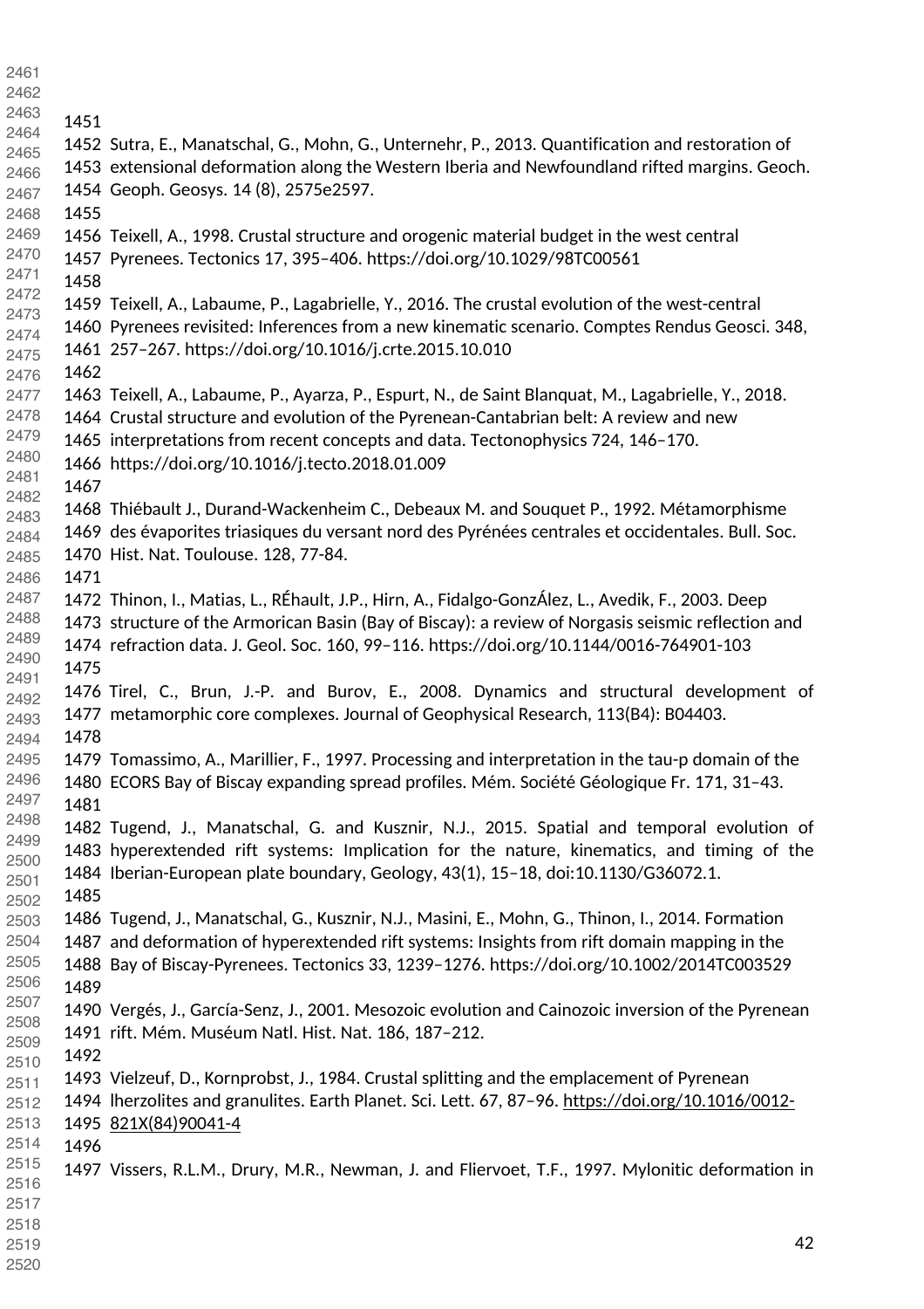Sutra, E., Manatschal, G., Mohn, G., Unternehr, P., 2013. Quantification and restoration of extensional deformation along the Western Iberia and Newfoundland rifted margins. Geoch. Geoph. Geosys. 14 (8), 2575e2597.

Teixell, A., 1998. Crustal structure and orogenic material budget in the west central Pyrenees. Tectonics 17, 395–406. https://doi.org/10.1029/98TC00561

Teixell, A., Labaume, P., Lagabrielle, Y., 2016. The crustal evolution of the west-central Pyrenees revisited: Inferences from a new kinematic scenario. Comptes Rendus Geosci. 348, 257–267. https://doi.org/10.1016/j.crte.2015.10.010

Teixell, A., Labaume, P., Ayarza, P., Espurt, N., de Saint Blanquat, M., Lagabrielle, Y., 2018. Crustal structure and evolution of the Pyrenean-Cantabrian belt: A review and new interpretations from recent concepts and data. Tectonophysics 724, 146–170. https://doi.org/10.1016/j.tecto.2018.01.009

Thiébault J., Durand-Wackenheim C., Debeaux M. and Souquet P., 1992. Métamorphisme des évaporites triasiques du versant nord des Pyrénées centrales et occidentales. Bull. Soc. Hist. Nat. Toulouse. 128, 77-84.

Thinon, I., Matias, L., RÉhault, J.P., Hirn, A., Fidalgo-GonzÁlez, L., Avedik, F., 2003. Deep structure of the Armorican Basin (Bay of Biscay): a review of Norgasis seismic reflection and refraction data. J. Geol. Soc. 160, 99–116. https://doi.org/10.1144/0016-764901-103

Tirel, C., Brun, J.-P. and Burov, E., 2008. Dynamics and structural development of metamorphic core complexes. Journal of Geophysical Research, 113(B4): B04403.

Tomassimo, A., Marillier, F., 1997. Processing and interpretation in the tau-p domain of the ECORS Bay of Biscay expanding spread profiles. Mém. Société Géologique Fr. 171, 31–43.

Tugend, J., Manatschal, G. and Kusznir, N.J., 2015. Spatial and temporal evolution of hyperextended rift systems: Implication for the nature, kinematics, and timing of the Iberian-European plate boundary, Geology, 43(1), 15–18, doi:10.1130/G36072.1.

Tugend, J., Manatschal, G., Kusznir, N.J., Masini, E., Mohn, G., Thinon, I., 2014. Formation and deformation of hyperextended rift systems: Insights from rift domain mapping in the Bay of Biscay-Pyrenees. Tectonics 33, 1239–1276. https://doi.org/10.1002/2014TC003529

Vergés, J., García-Senz, J., 2001. Mesozoic evolution and Cainozoic inversion of the Pyrenean rift. Mém. Muséum Natl. Hist. Nat. 186, 187–212.

Vielzeuf, D., Kornprobst, J., 1984. Crustal splitting and the emplacement of Pyrenean lherzolites and granulites. Earth Planet. Sci. Lett. 67, 87–96. https://doi.org/10.1016/0012-821X(84)90041-4

Vissers, R.L.M., Drury, M.R., Newman, J. and Fliervoet, T.F., 1997. Mylonitic deformation in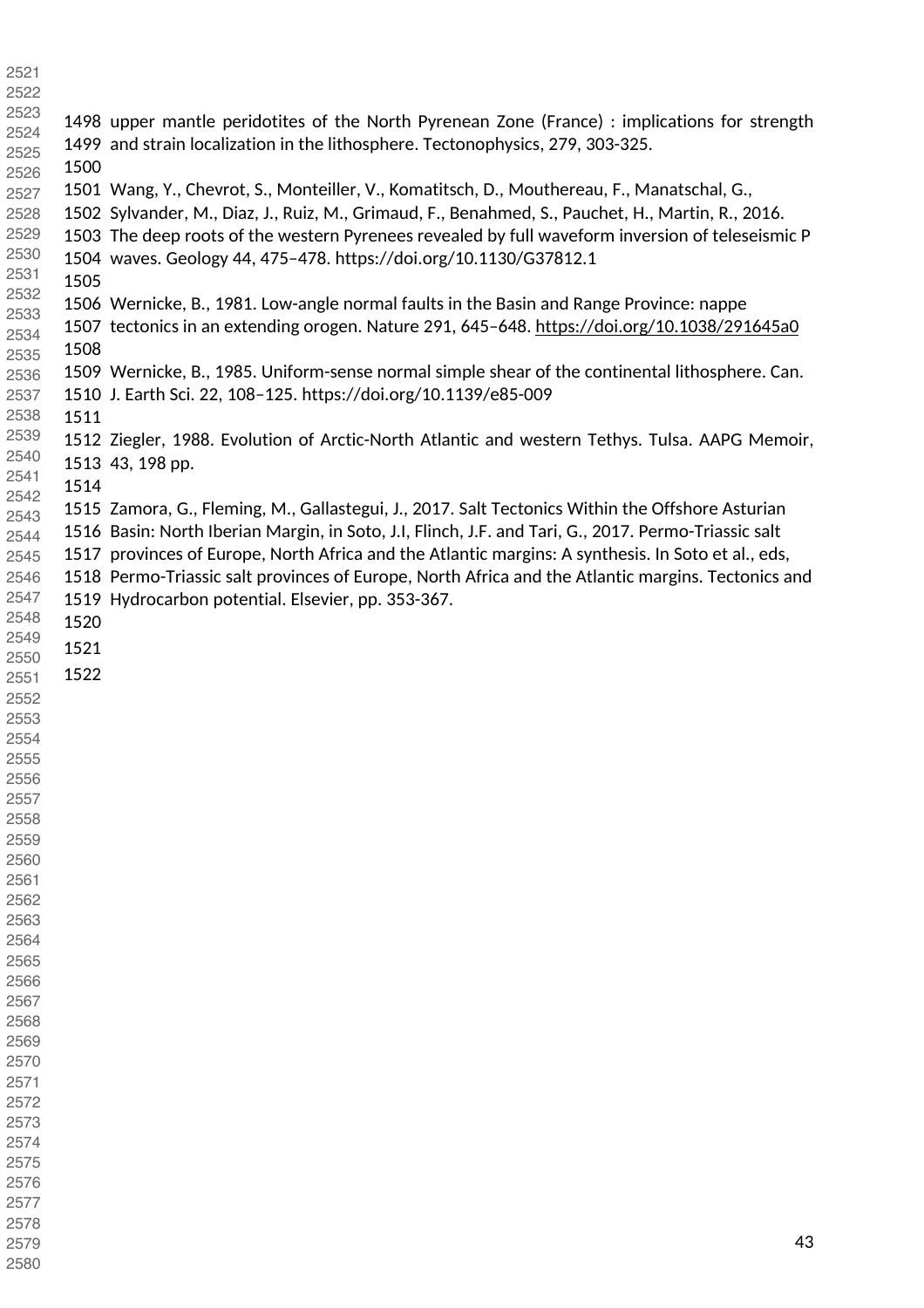upper mantle peridotites of the North Pyrenean Zone (France) : implications for strength and strain localization in the lithosphere. Tectonophysics, 279, 303-325.

Wang, Y., Chevrot, S., Monteiller, V., Komatitsch, D., Mouthereau, F., Manatschal, G., Sylvander, M., Diaz, J., Ruiz, M., Grimaud, F., Benahmed, S., Pauchet, H., Martin, R., 2016. The deep roots of the western Pyrenees revealed by full waveform inversion of teleseismic P waves. Geology 44, 475–478. https://doi.org/10.1130/G37812.1

Wernicke, B., 1981. Low-angle normal faults in the Basin and Range Province: nappe tectonics in an extending orogen. Nature 291, 645–648. https://doi.org/10.1038/291645a0

Wernicke, B., 1985. Uniform-sense normal simple shear of the continental lithosphere. Can. J. Earth Sci. 22, 108–125. https://doi.org/10.1139/e85-009

Ziegler, 1988. Evolution of Arctic-North Atlantic and western Tethys. Tulsa. AAPG Memoir, 43, 198 pp.

Zamora, G., Fleming, M., Gallastegui, J., 2017. Salt Tectonics Within the Offshore Asturian Basin: North Iberian Margin, in Soto, J.I, Flinch, J.F. and Tari, G., 2017. Permo-Triassic salt provinces of Europe, North Africa and the Atlantic margins: A synthesis. In Soto et al., eds, Permo-Triassic salt provinces of Europe, North Africa and the Atlantic margins. Tectonics and Hydrocarbon potential. Elsevier, pp. 353-367.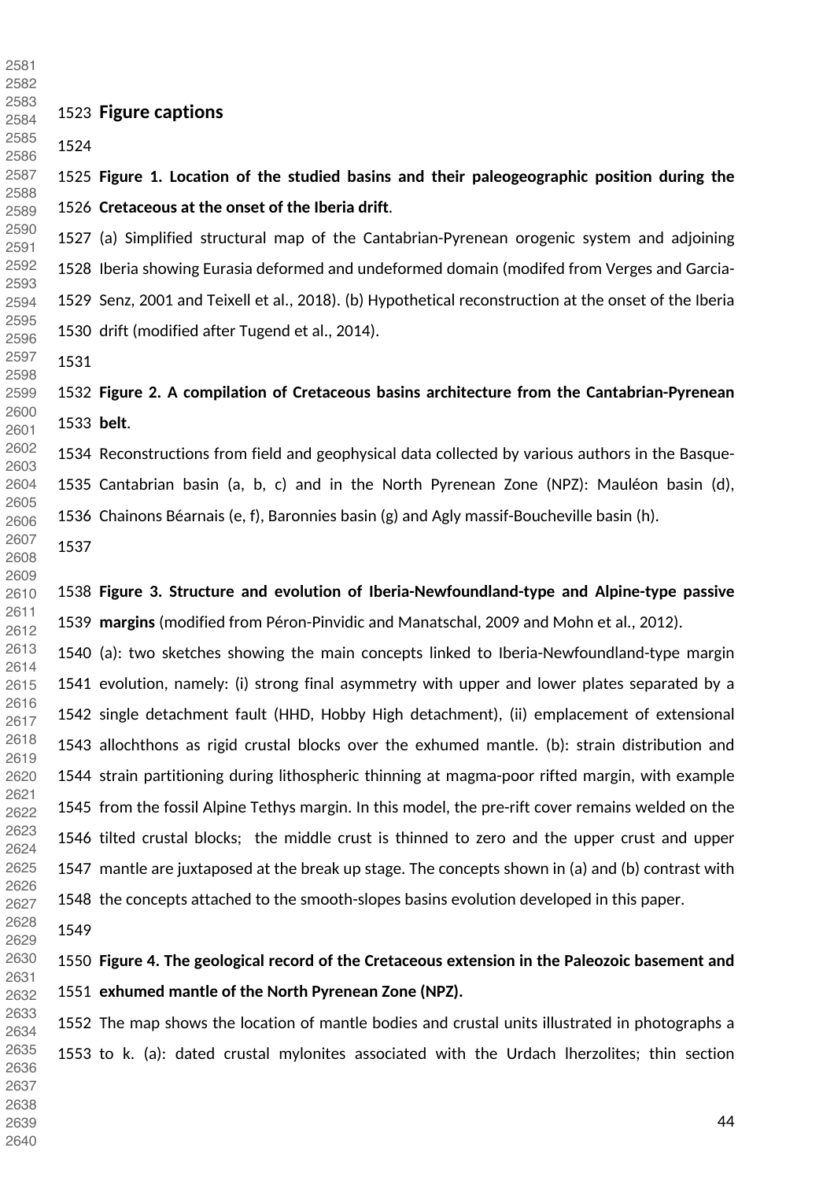## Figure captions

**Figure 1. Location of the studied basins and their paleogeographic position during the Cretaceous at the onset of the Iberia drift**.

(a) Simplified structural map of the Cantabrian-Pyrenean orogenic system and adjoining Iberia showing Eurasia deformed and undeformed domain (modifed from Verges and Garcia-Senz, 2001 and Teixell et al., 2018). (b) Hypothetical reconstruction at the onset of the Iberia drift (modified after Tugend et al., 2014).

**Figure 2. A compilation of Cretaceous basins architecture from the Cantabrian-Pyrenean belt**.

Reconstructions from field and geophysical data collected by various authors in the Basque-Cantabrian basin (a, b, c) and in the North Pyrenean Zone (NPZ): Mauléon basin (d), Chainons Béarnais (e, f), Baronnies basin (g) and Agly massif-Boucheville basin (h).

**Figure 3. Structure and evolution of Iberia-Newfoundland-type and Alpine-type passive margins** (modified from Péron-Pinvidic and Manatschal, 2009 and Mohn et al., 2012).

(a): two sketches showing the main concepts linked to Iberia-Newfoundland-type margin evolution, namely: (i) strong final asymmetry with upper and lower plates separated by a single detachment fault (HHD, Hobby High detachment), (ii) emplacement of extensional allochthons as rigid crustal blocks over the exhumed mantle. (b): strain distribution and strain partitioning during lithospheric thinning at magma-poor rifted margin, with example from the fossil Alpine Tethys margin. In this model, the pre-rift cover remains welded on the tilted crustal blocks; the middle crust is thinned to zero and the upper crust and upper mantle are juxtaposed at the break up stage. The concepts shown in (a) and (b) contrast with the concepts attached to the smooth-slopes basins evolution developed in this paper.

**Figure 4. The geological record of the Cretaceous extension in the Paleozoic basement and exhumed mantle of the North Pyrenean Zone (NPZ).**

The map shows the location of mantle bodies and crustal units illustrated in photographs a to k. (a): dated crustal mylonites associated with the Urdach lherzolites; thin section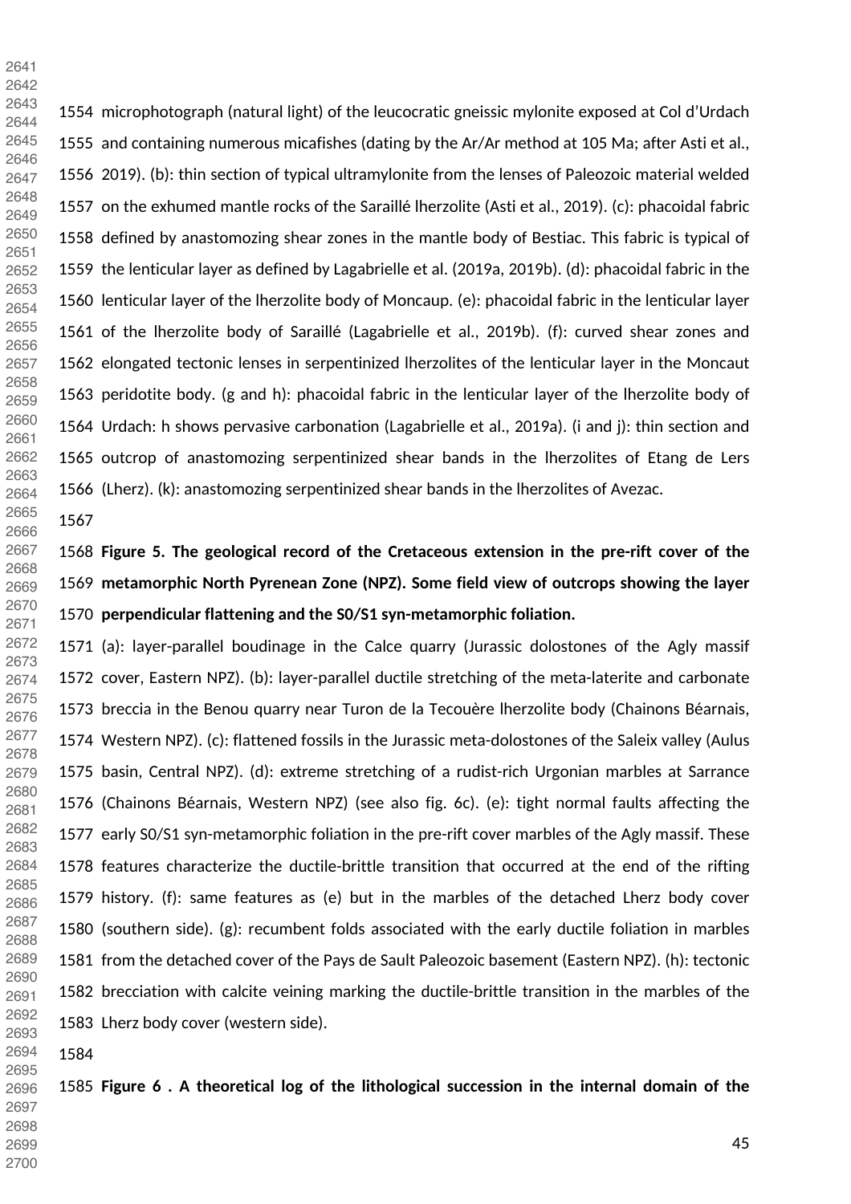microphotograph (natural light) of the leucocratic gneissic mylonite exposed at Col d'Urdach and containing numerous micafishes (dating by the Ar/Ar method at 105 Ma; after Asti et al., 2019). (b): thin section of typical ultramylonite from the lenses of Paleozoic material welded on the exhumed mantle rocks of the Saraillé lherzolite (Asti et al., 2019). (c): phacoidal fabric defined by anastomozing shear zones in the mantle body of Bestiac. This fabric is typical of the lenticular layer as defined by Lagabrielle et al. (2019a, 2019b). (d): phacoidal fabric in the lenticular layer of the lherzolite body of Moncaup. (e): phacoidal fabric in the lenticular layer of the lherzolite body of Saraillé (Lagabrielle et al., 2019b). (f): curved shear zones and elongated tectonic lenses in serpentinized lherzolites of the lenticular layer in the Moncaut peridotite body. (g and h): phacoidal fabric in the lenticular layer of the lherzolite body of Urdach: h shows pervasive carbonation (Lagabrielle et al., 2019a). (i and j): thin section and outcrop of anastomozing serpentinized shear bands in the lherzolites of Etang de Lers (Lherz). (k): anastomozing serpentinized shear bands in the lherzolites of Avezac.

**Figure 5. The geological record of the Cretaceous extension in the pre-rift cover of the metamorphic North Pyrenean Zone (NPZ). Some field view of outcrops showing the layer perpendicular flattening and the S0/S1 syn-metamorphic foliation.**

(a): layer-parallel boudinage in the Calce quarry (Jurassic dolostones of the Agly massif cover, Eastern NPZ). (b): layer-parallel ductile stretching of the meta-laterite and carbonate breccia in the Benou quarry near Turon de la Tecouère lherzolite body (Chainons Béarnais, Western NPZ). (c): flattened fossils in the Jurassic meta-dolostones of the Saleix valley (Aulus basin, Central NPZ). (d): extreme stretching of a rudist-rich Urgonian marbles at Sarrance (Chainons Béarnais, Western NPZ) (see also fig. 6c). (e): tight normal faults affecting the early S0/S1 syn-metamorphic foliation in the pre-rift cover marbles of the Agly massif. These features characterize the ductile-brittle transition that occurred at the end of the rifting history. (f): same features as (e) but in the marbles of the detached Lherz body cover (southern side). (g): recumbent folds associated with the early ductile foliation in marbles from the detached cover of the Pays de Sault Paleozoic basement (Eastern NPZ). (h): tectonic brecciation with calcite veining marking the ductile-brittle transition in the marbles of the Lherz body cover (western side).

**Figure 6 . A theoretical log of the lithological succession in the internal domain of the**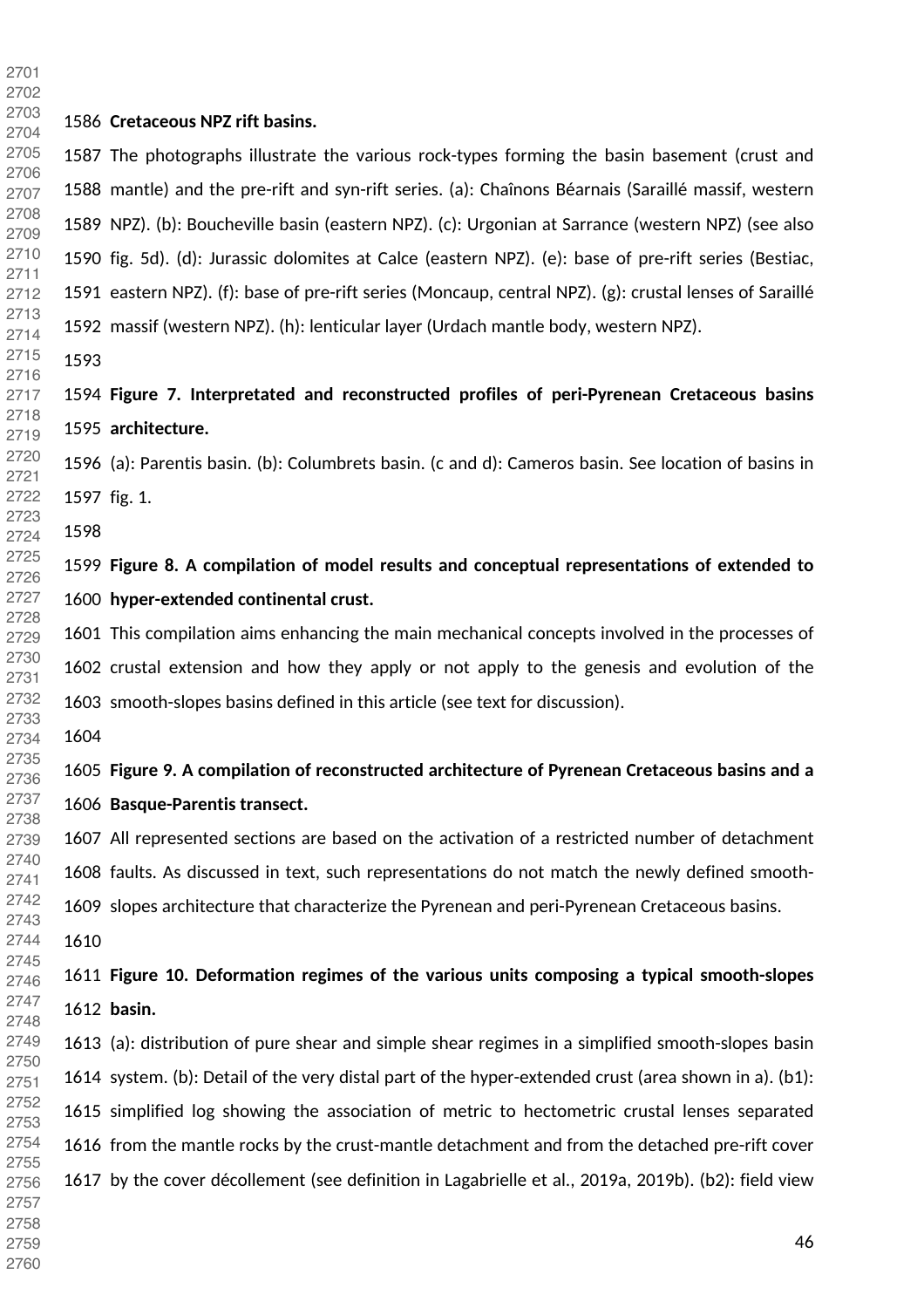**Cretaceous NPZ rift basins.**

The photographs illustrate the various rock-types forming the basin basement (crust and mantle) and the pre-rift and syn-rift series. (a): Chaînons Béarnais (Saraillé massif, western NPZ). (b): Boucheville basin (eastern NPZ). (c): Urgonian at Sarrance (western NPZ) (see also fig. 5d). (d): Jurassic dolomites at Calce (eastern NPZ). (e): base of pre-rift series (Bestiac, eastern NPZ). (f): base of pre-rift series (Moncaup, central NPZ). (g): crustal lenses of Saraillé massif (western NPZ). (h): lenticular layer (Urdach mantle body, western NPZ).

**Figure 7. Interpretated and reconstructed profiles of peri-Pyrenean Cretaceous basins architecture.**

(a): Parentis basin. (b): Columbrets basin. (c and d): Cameros basin. See location of basins in fig. 1.

**Figure 8. A compilation of model results and conceptual representations of extended to hyper-extended continental crust.**

This compilation aims enhancing the main mechanical concepts involved in the processes of crustal extension and how they apply or not apply to the genesis and evolution of the smooth-slopes basins defined in this article (see text for discussion).

**Figure 9. A compilation of reconstructed architecture of Pyrenean Cretaceous basins and a Basque-Parentis transect.**

All represented sections are based on the activation of a restricted number of detachment faults. As discussed in text, such representations do not match the newly defined smooth-slopes architecture that characterize the Pyrenean and peri-Pyrenean Cretaceous basins.

**Figure 10. Deformation regimes of the various units composing a typical smooth-slopes basin.**

(a): distribution of pure shear and simple shear regimes in a simplified smooth-slopes basin system. (b): Detail of the very distal part of the hyper-extended crust (area shown in a). (b1): simplified log showing the association of metric to hectometric crustal lenses separated from the mantle rocks by the crust-mantle detachment and from the detached pre-rift cover by the cover décollement (see definition in Lagabrielle et al., 2019a, 2019b). (b2): field view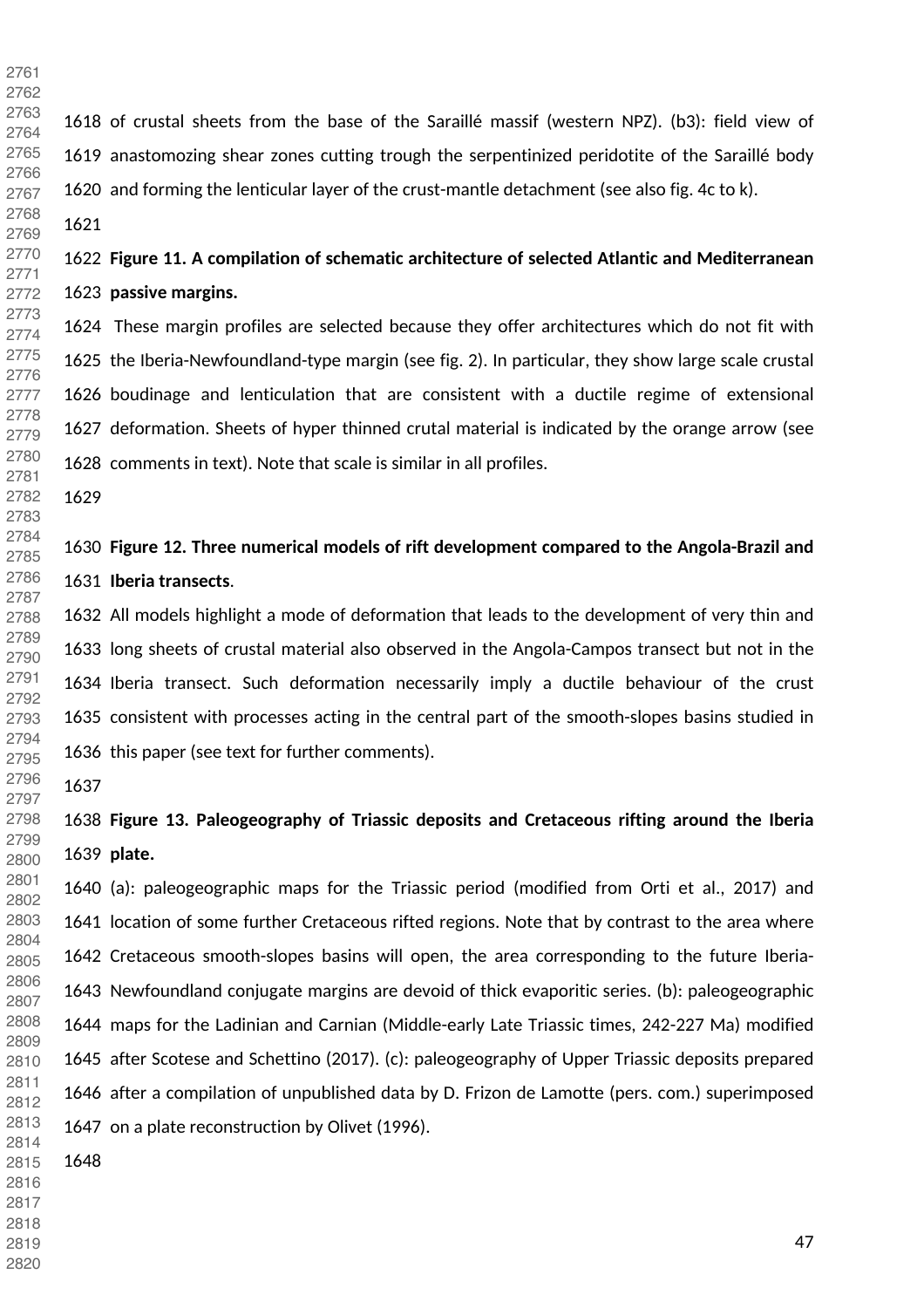of crustal sheets from the base of the Saraillé massif (western NPZ). (b3): field view of anastomozing shear zones cutting trough the serpentinized peridotite of the Saraillé body and forming the lenticular layer of the crust-mantle detachment (see also fig. 4c to k).

**Figure 11. A compilation of schematic architecture of selected Atlantic and Mediterranean passive margins.**

These margin profiles are selected because they offer architectures which do not fit with the Iberia-Newfoundland-type margin (see fig. 2). In particular, they show large scale crustal boudinage and lenticulation that are consistent with a ductile regime of extensional deformation. Sheets of hyper thinned crutal material is indicated by the orange arrow (see comments in text). Note that scale is similar in all profiles.

**Figure 12. Three numerical models of rift development compared to the Angola-Brazil and Iberia transects**.

All models highlight a mode of deformation that leads to the development of very thin and long sheets of crustal material also observed in the Angola-Campos transect but not in the Iberia transect. Such deformation necessarily imply a ductile behaviour of the crust consistent with processes acting in the central part of the smooth-slopes basins studied in this paper (see text for further comments).

**Figure 13. Paleogeography of Triassic deposits and Cretaceous rifting around the Iberia plate.**

(a): paleogeographic maps for the Triassic period (modified from Orti et al., 2017) and location of some further Cretaceous rifted regions. Note that by contrast to the area where Cretaceous smooth-slopes basins will open, the area corresponding to the future Iberia-Newfoundland conjugate margins are devoid of thick evaporitic series. (b): paleogeographic maps for the Ladinian and Carnian (Middle-early Late Triassic times, 242-227 Ma) modified after Scotese and Schettino (2017). (c): paleogeography of Upper Triassic deposits prepared after a compilation of unpublished data by D. Frizon de Lamotte (pers. com.) superimposed on a plate reconstruction by Olivet (1996).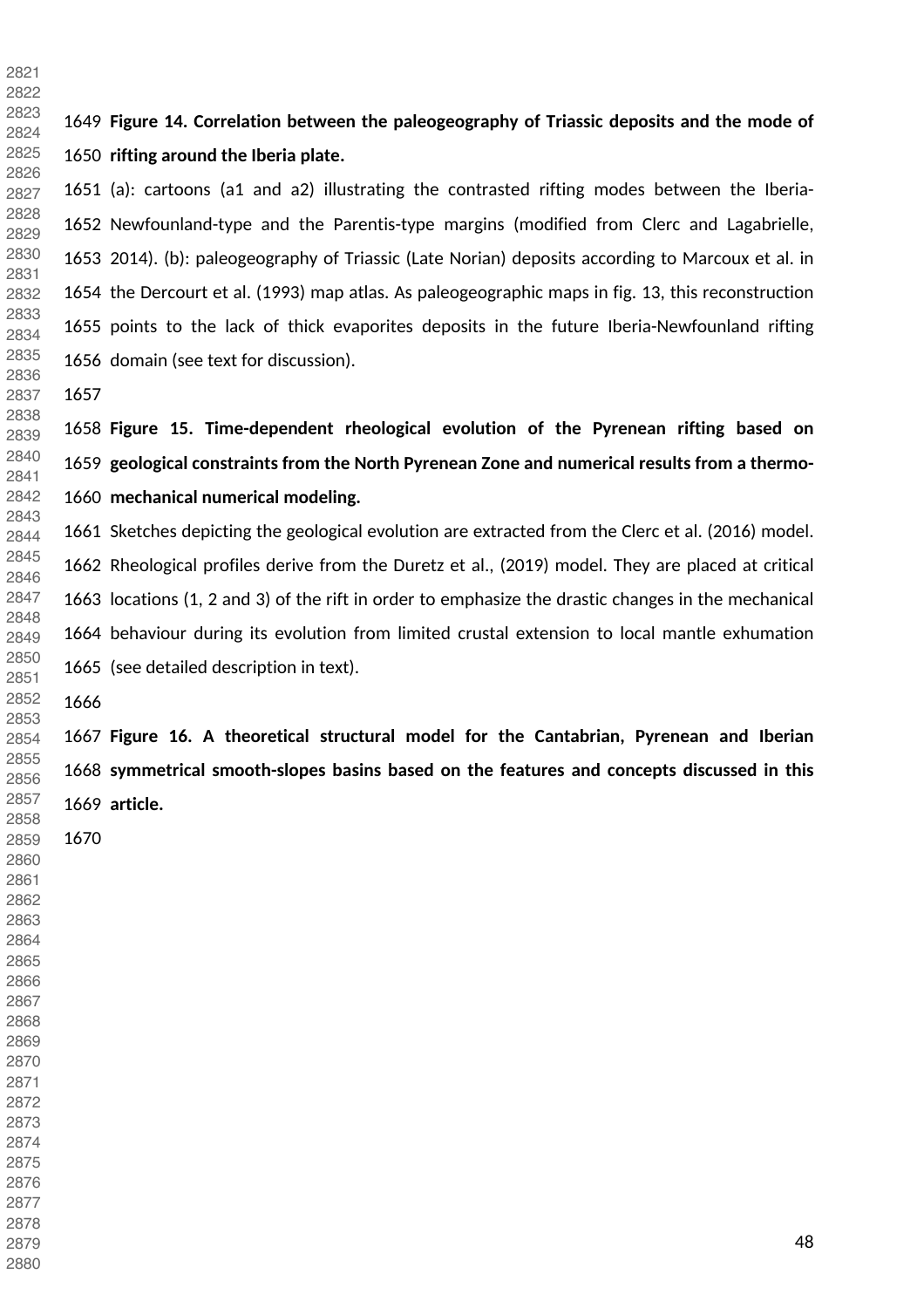**Figure 14. Correlation between the paleogeography of Triassic deposits and the mode of rifting around the Iberia plate.**

(a): cartoons (a1 and a2) illustrating the contrasted rifting modes between the Iberia-Newfounland-type and the Parentis-type margins (modified from Clerc and Lagabrielle, 2014). (b): paleogeography of Triassic (Late Norian) deposits according to Marcoux et al. in the Dercourt et al. (1993) map atlas. As paleogeographic maps in fig. 13, this reconstruction points to the lack of thick evaporites deposits in the future Iberia-Newfounland rifting domain (see text for discussion).

**Figure 15. Time-dependent rheological evolution of the Pyrenean rifting based on geological constraints from the North Pyrenean Zone and numerical results from a thermo-mechanical numerical modeling.**

Sketches depicting the geological evolution are extracted from the Clerc et al. (2016) model. Rheological profiles derive from the Duretz et al., (2019) model. They are placed at critical locations (1, 2 and 3) of the rift in order to emphasize the drastic changes in the mechanical behaviour during its evolution from limited crustal extension to local mantle exhumation (see detailed description in text).

**Figure 16. A theoretical structural model for the Cantabrian, Pyrenean and Iberian symmetrical smooth-slopes basins based on the features and concepts discussed in this article.**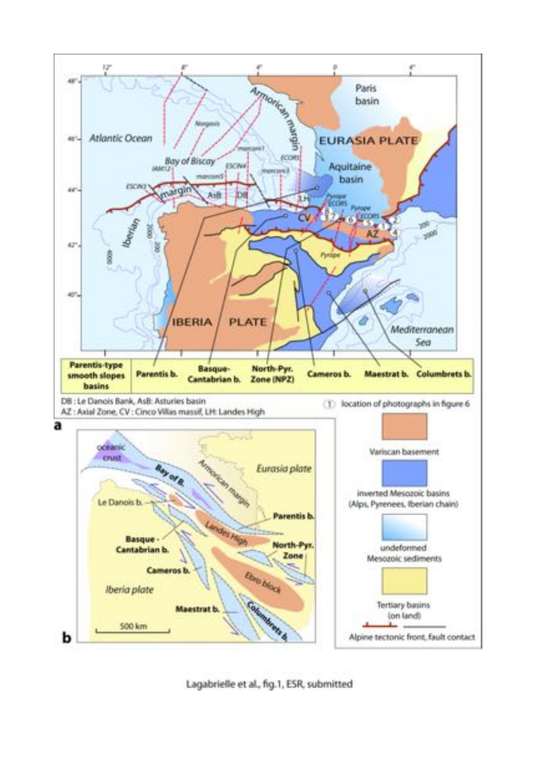Lagabrielle et al., fig.1, ESR, submitted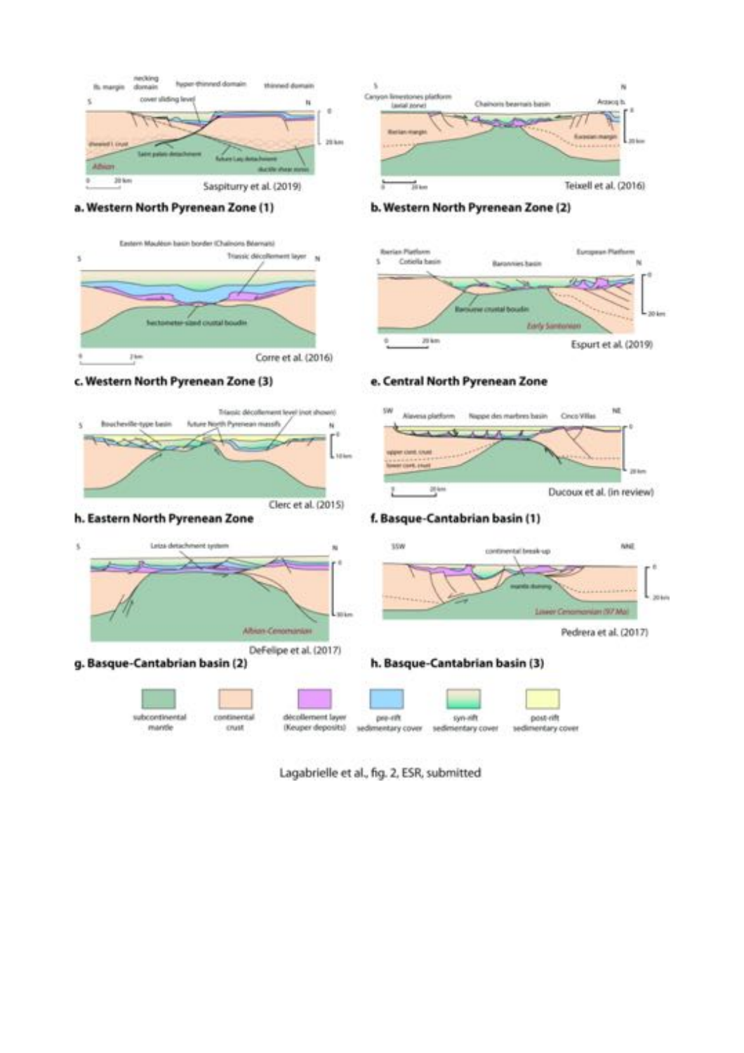a. Western North Pyrenean Zone (1) — Saspiturry et al. (2019)

b. Western North Pyrenean Zone (2) — Teixell et al. (2016)

c. Western North Pyrenean Zone (3) — Corre et al. (2016)

e. Central North Pyrenean Zone — Espurt et al. (2019)

h. Eastern North Pyrenean Zone — Clerc et al. (2015)

f. Basque-Cantabrian basin (1) — Ducoux et al. (in review)

g. Basque-Cantabrian basin (2) — DeFelipe et al. (2017)

h. Basque-Cantabrian basin (3) — Pedrera et al. (2017)

Legend: subcontinental mantle; continental crust; décollement layer (Keuper deposits); pre-rift sedimentary cover; syn-rift sedimentary cover; post-rift sedimentary cover

Lagabrielle et al., fig. 2, ESR, submitted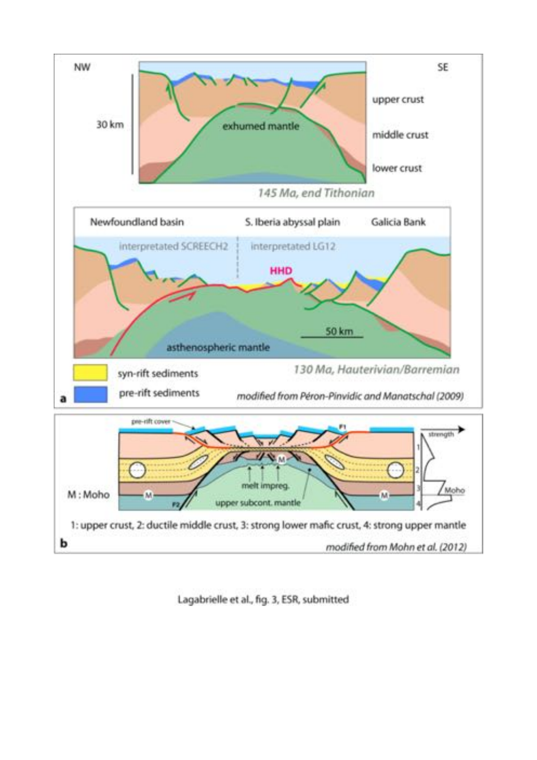1: upper crust, 2: ductile middle crust, 3: strong lower mafic crust, 4: strong upper mantle

*modified from Péron-Pinvidic and Manatschal (2009)*

*modified from Mohn et al. (2012)*

Lagabrielle et al., fig. 3, ESR, submitted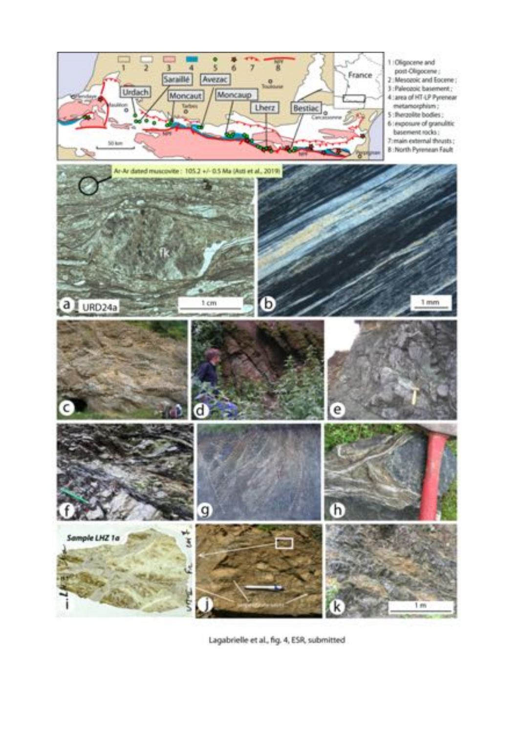1 : Oligocene and post-Oligocene ;
2 : Mesozoic and Eocene ;
3 : Paleozoic basement ;
4 : area of HT-LP Pyrenear metamorphism ;
5 : lherzolite bodies ;
6 : exposure of granulitic basement rocks ;
7 : main external thrusts ;
8 : North Pyrenean Fault

Urdach, Saraillé, Moncaut, Avezac, Moncaup, Lherz, Bestiac

Ar-Ar dated muscovite : 105.2 +/- 0.5 Ma (Asti et al., 2019)

a URD24a

Sample LHZ 1a

Lagabrielle et al., fig. 4, ESR, submitted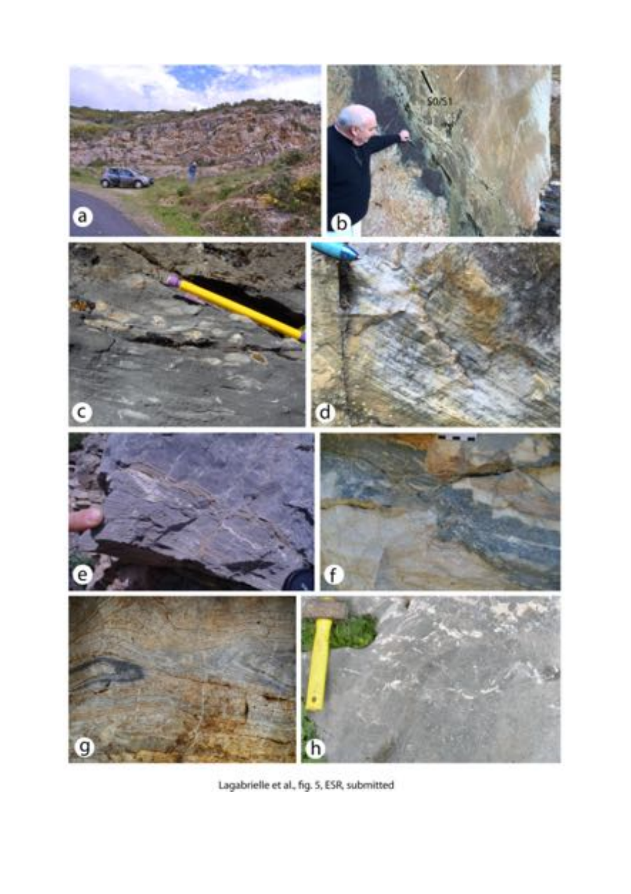Lagabrielle et al., fig. 5, ESR, submitted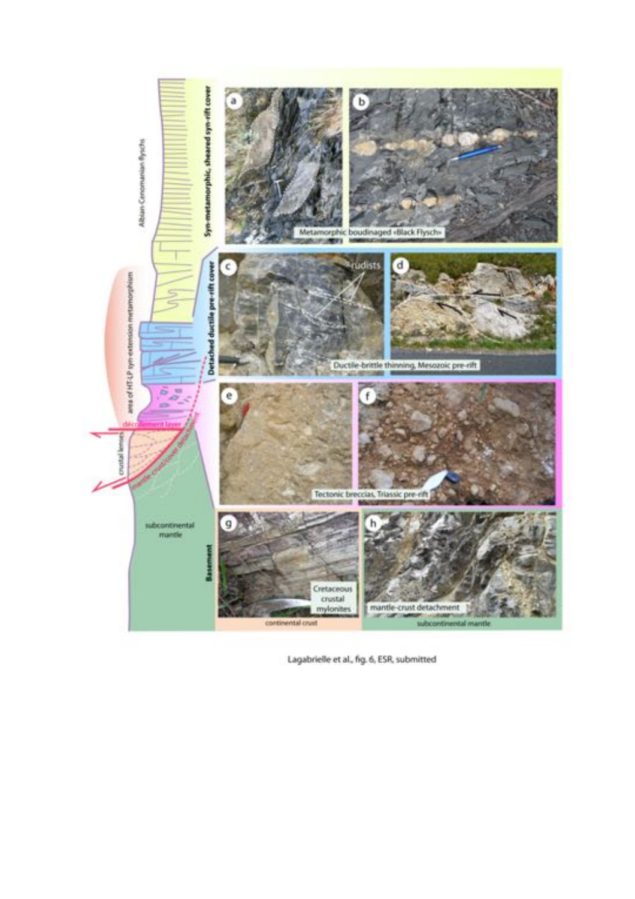Lagabrielle et al., fig. 6, ESR, submitted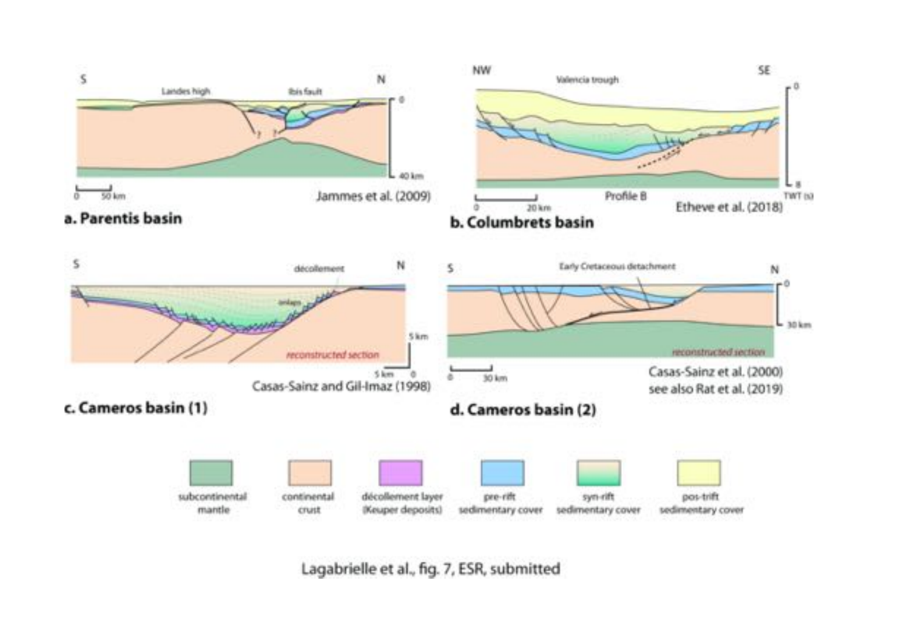Lagabrielle et al., fig. 7, ESR, submitted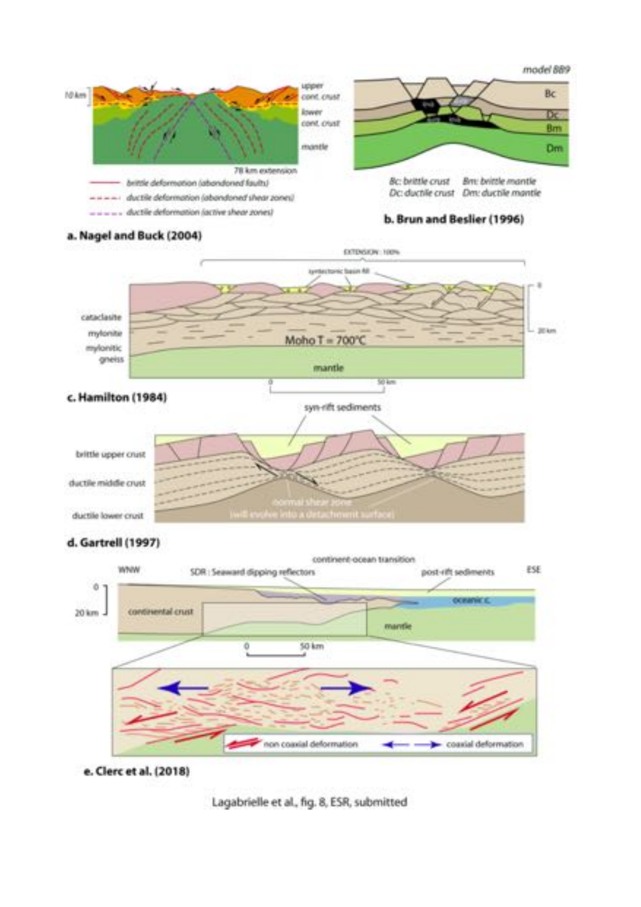a. Nagel and Buck (2004)

b. Brun and Beslier (1996)

c. Hamilton (1984)

d. Gartrell (1997)

e. Clerc et al. (2018)

Lagabrielle et al., fig. 8, ESR, submitted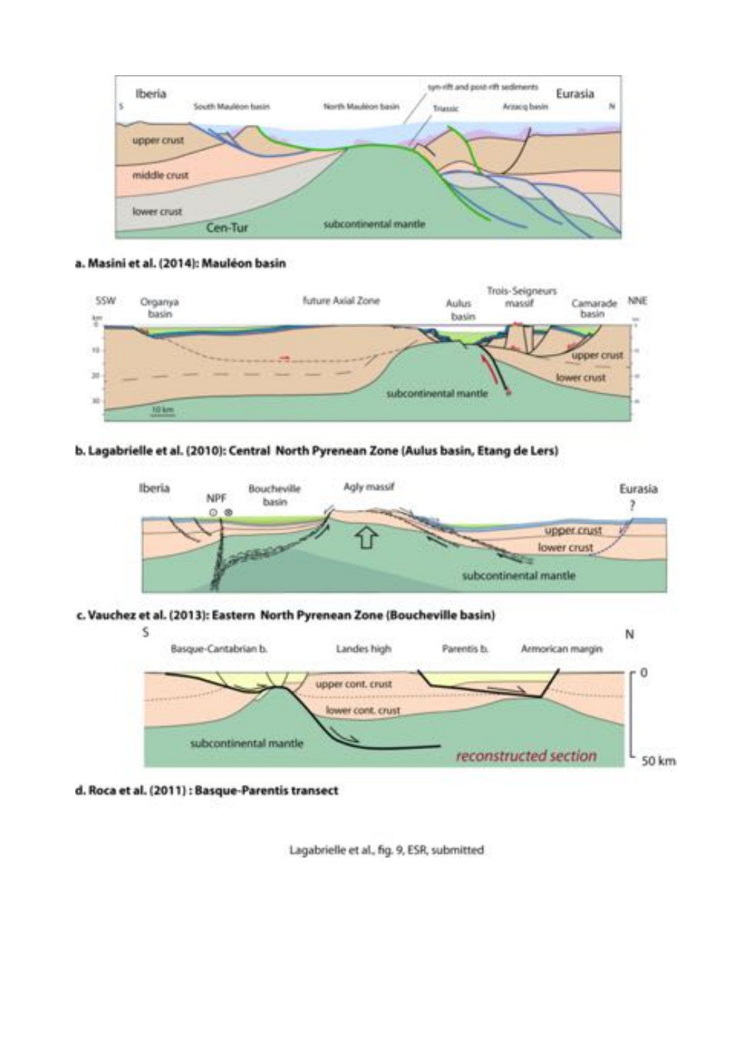**a. Masini et al. (2014): Mauléon basin**

**b. Lagabrielle et al. (2010): Central North Pyrenean Zone (Aulus basin, Etang de Lers)**

**c. Vauchez et al. (2013): Eastern North Pyrenean Zone (Boucheville basin)**

**d. Roca et al. (2011) : Basque-Parentis transect**

Lagabrielle et al., fig. 9, ESR, submitted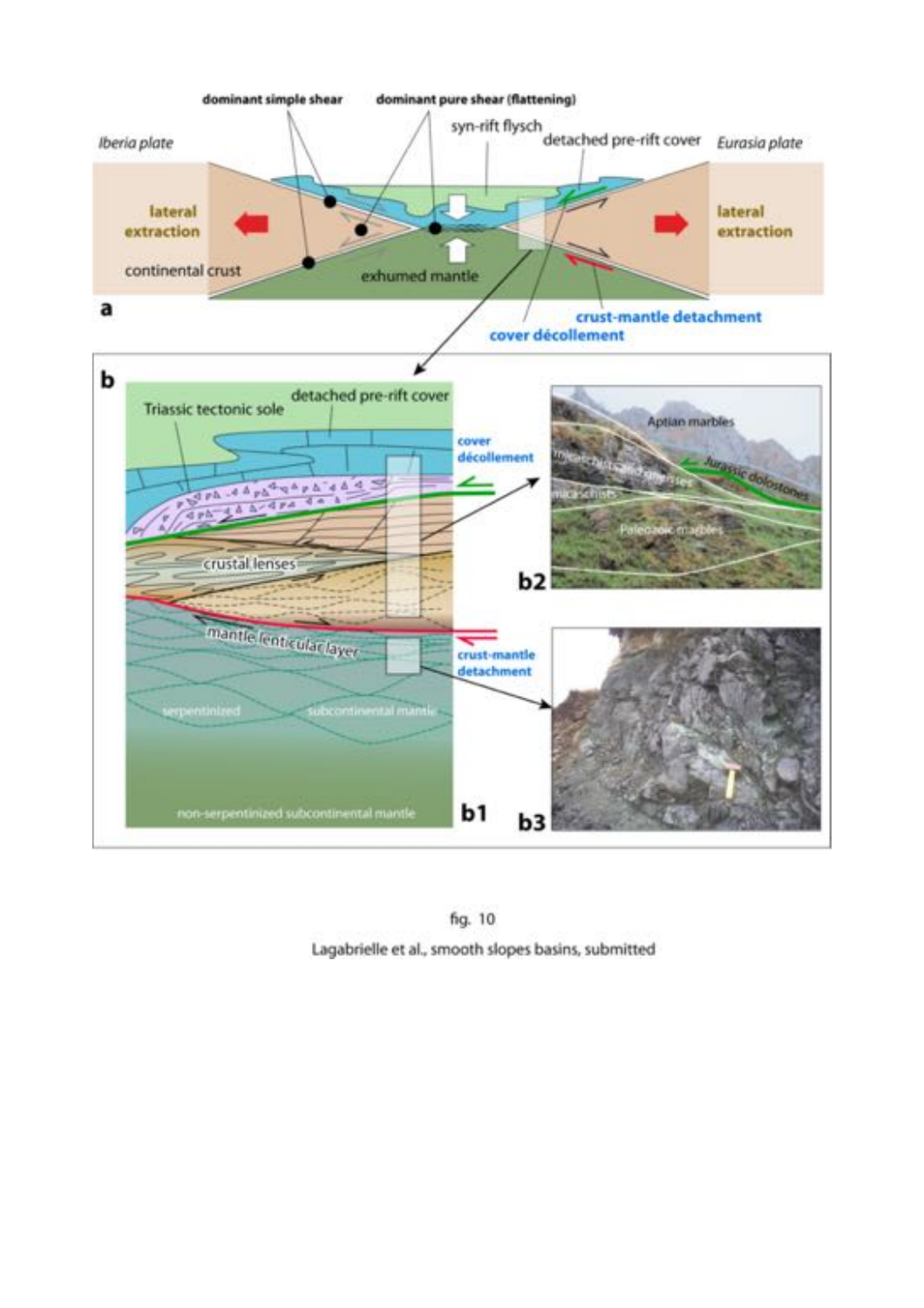fig. 10

Lagabrielle et al., smooth slopes basins, submitted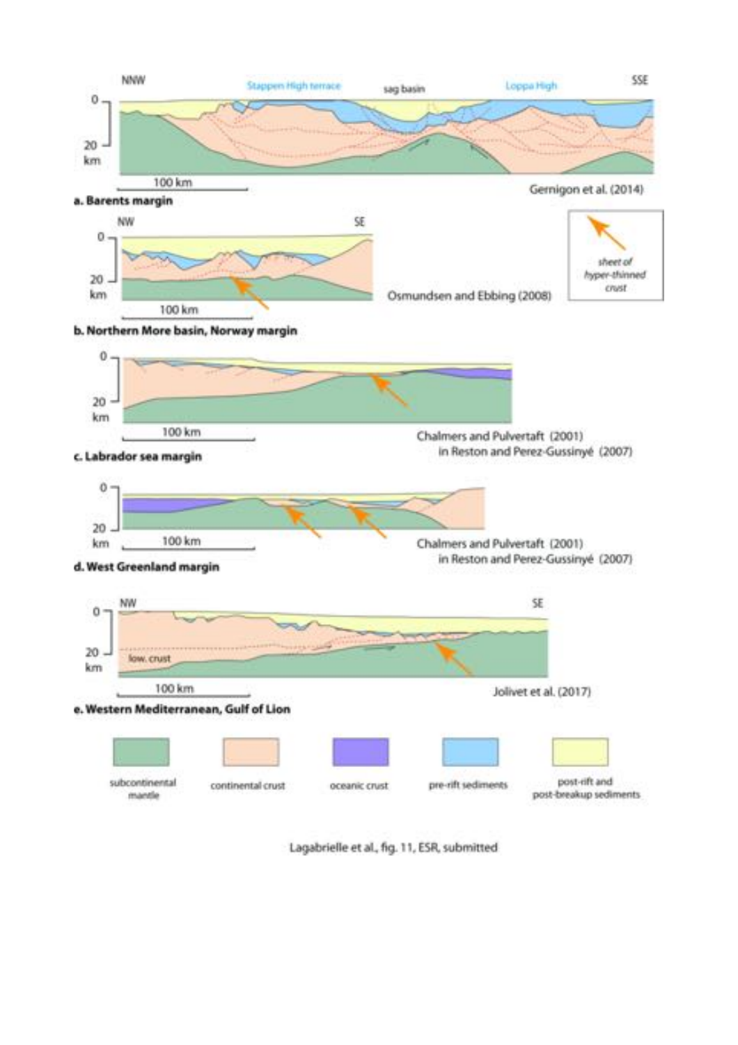Lagabrielle et al., fig. 11, ESR, submitted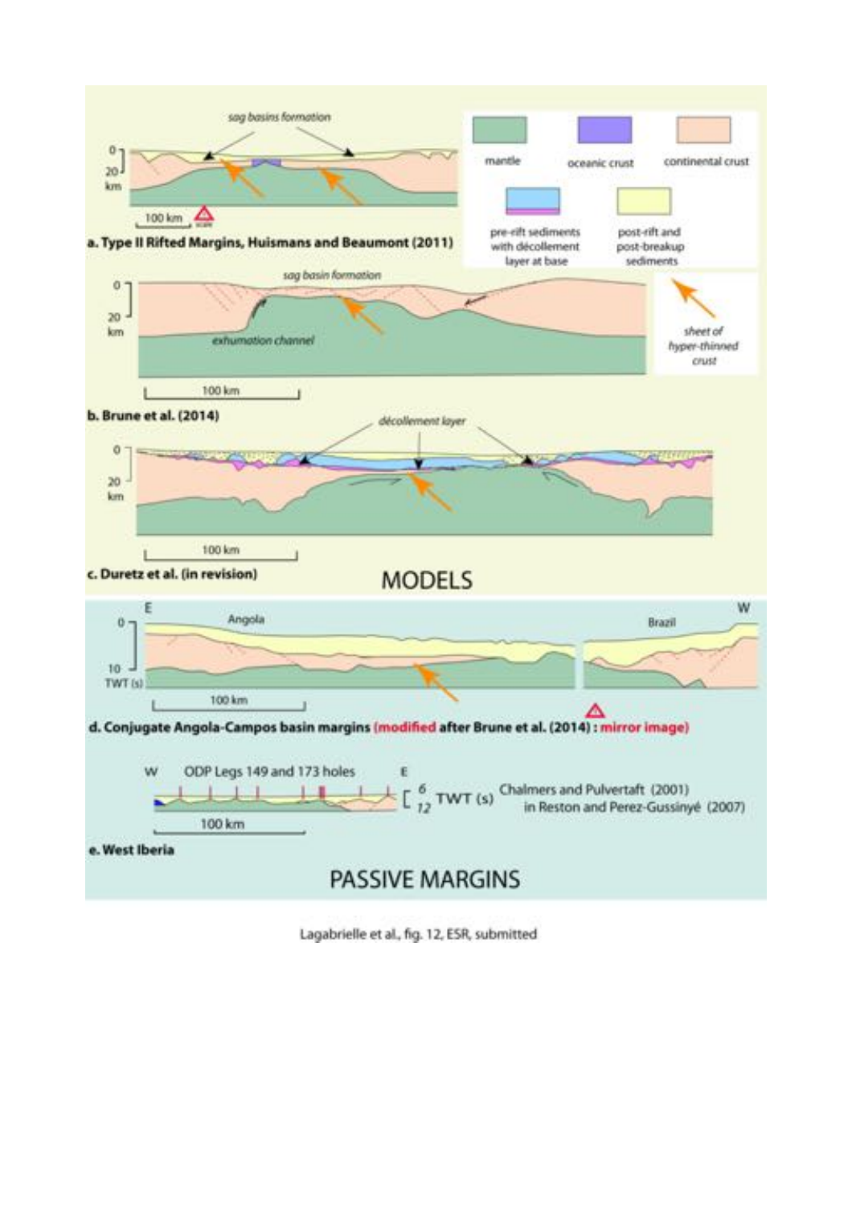Lagabrielle et al., fig. 12, ESR, submitted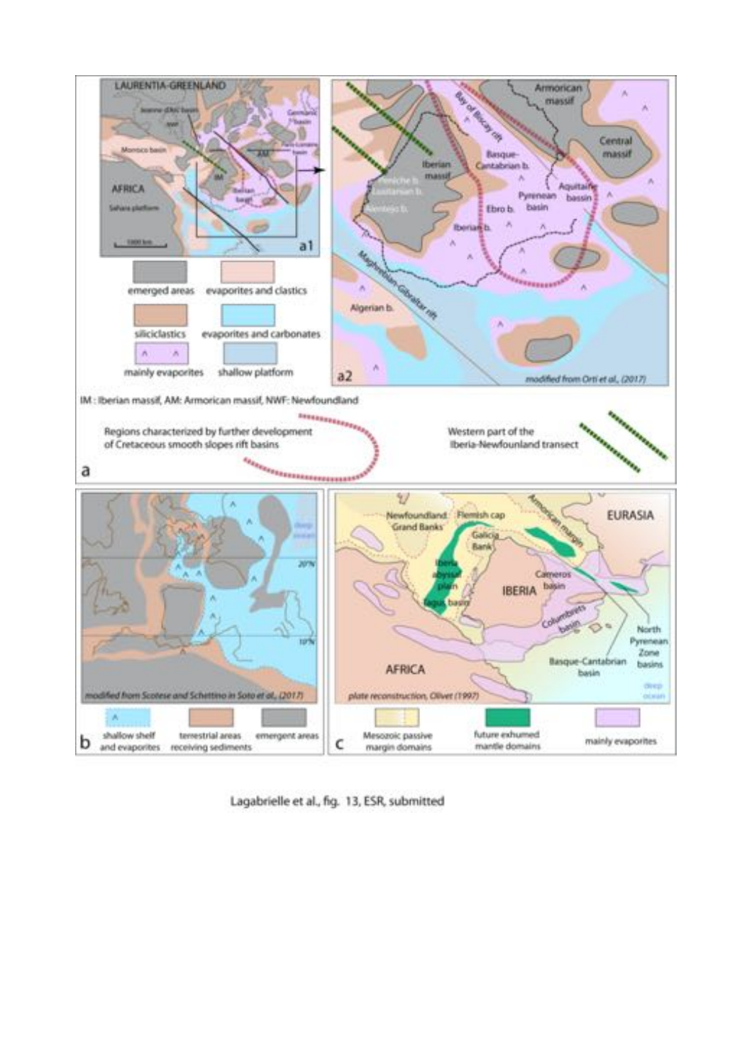Lagabrielle et al., fig. 13, ESR, submitted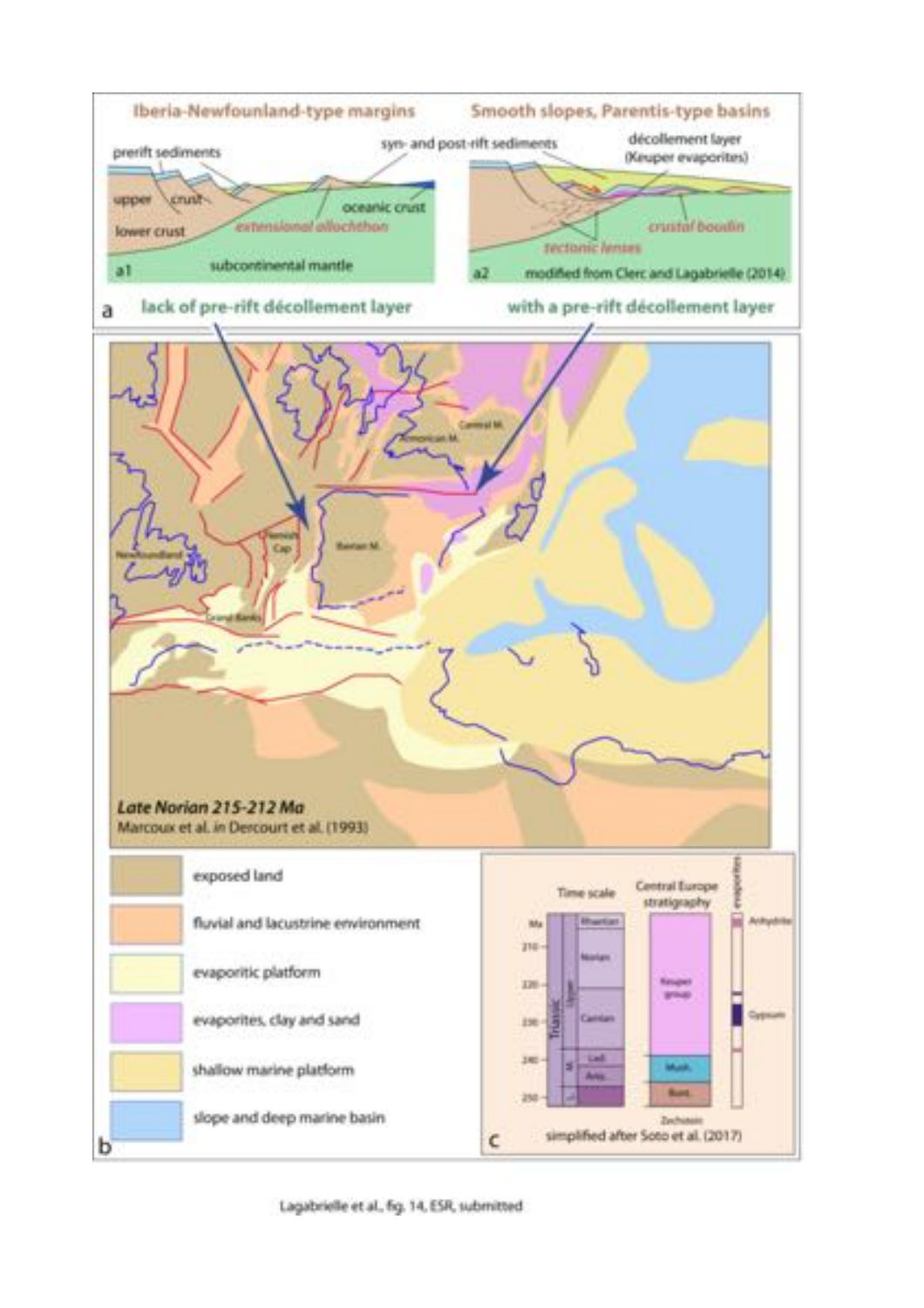Iberia-Newfounland-type margins

Smooth slopes, Parentis-type basins

prerift sediments

syn- and post-rift sediments

décollement layer (Keuper evaporites)

upper crust

lower crust

oceanic crust

extensional allochthon

subcontinental mantle

a1

crustal boudin

tectonic lenses

a2 modified from Clerc and Lagabrielle (2014)

a lack of pre-rift décollement layer

with a pre-rift décollement layer

Central M.

Armorican M.

Flemish Cap

Iberian M.

Newfoundland

Grand Banks

*Late Norian 215-212 Ma*

Marcoux et al. *in* Dercourt et al. (1993)

- exposed land
- fluvial and lacustrine environment
- evaporitic platform
- evaporites, clay and sand
- shallow marine platform
- slope and deep marine basin

b

Time scale

Central Europe stratigraphy

evaporites

Ma

210

220

230

240

250

Triassic

Upper

M

L

Rhaetian

Norian

Carnian

Ladi.

Anis.

Keuper group

Musch.

Bunt.

Zechstein

Anhydrite

Gypsum

c simplified after Soto et al. (2017)

Lagabrielle et al., fig. 14, ESR, submitted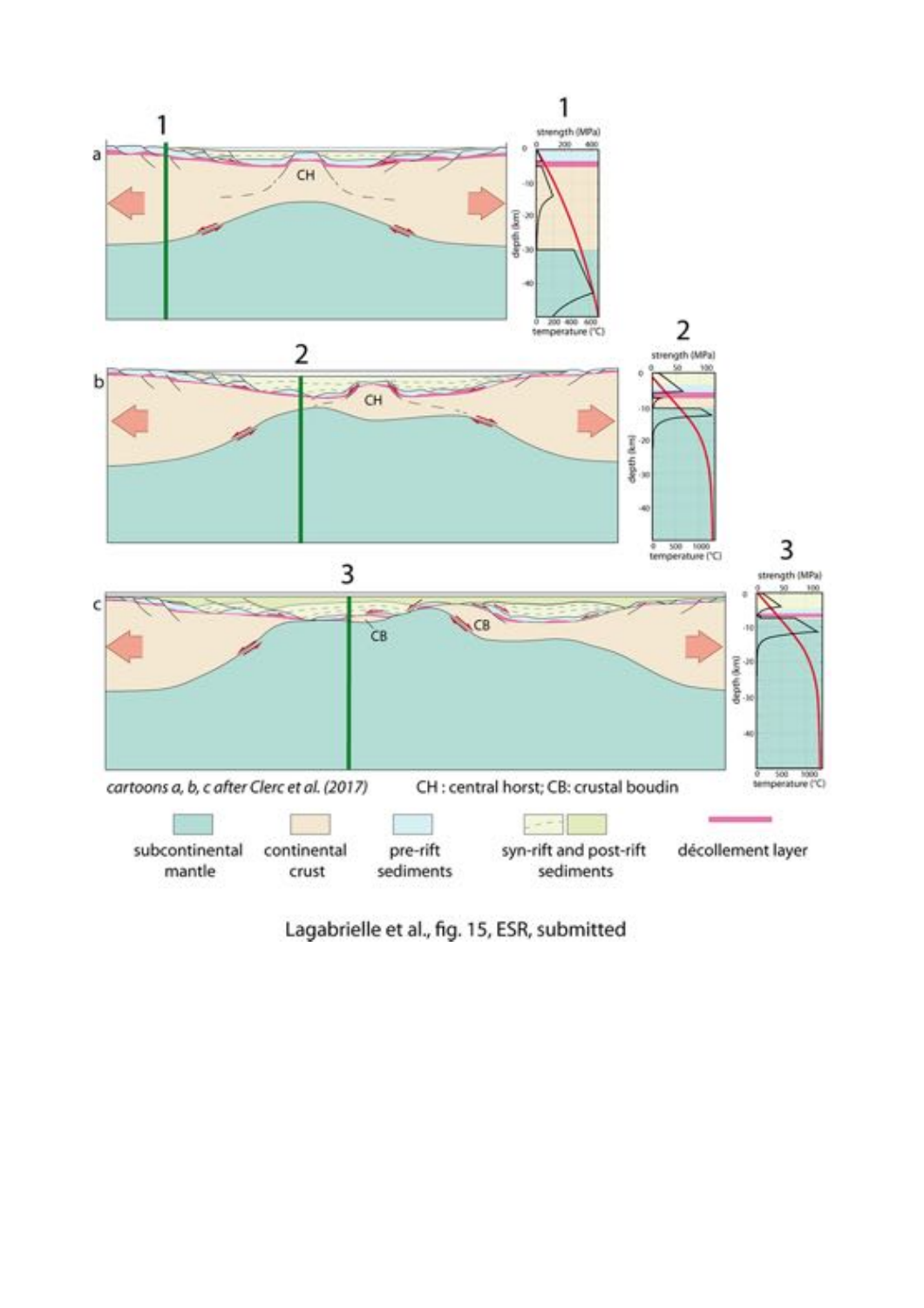cartoons a, b, c after Clerc et al. (2017)

CH : central horst; CB: crustal boudin

subcontinental mantle | continental crust | pre-rift sediments | syn-rift and post-rift sediments | décollement layer

Lagabrielle et al., fig. 15, ESR, submitted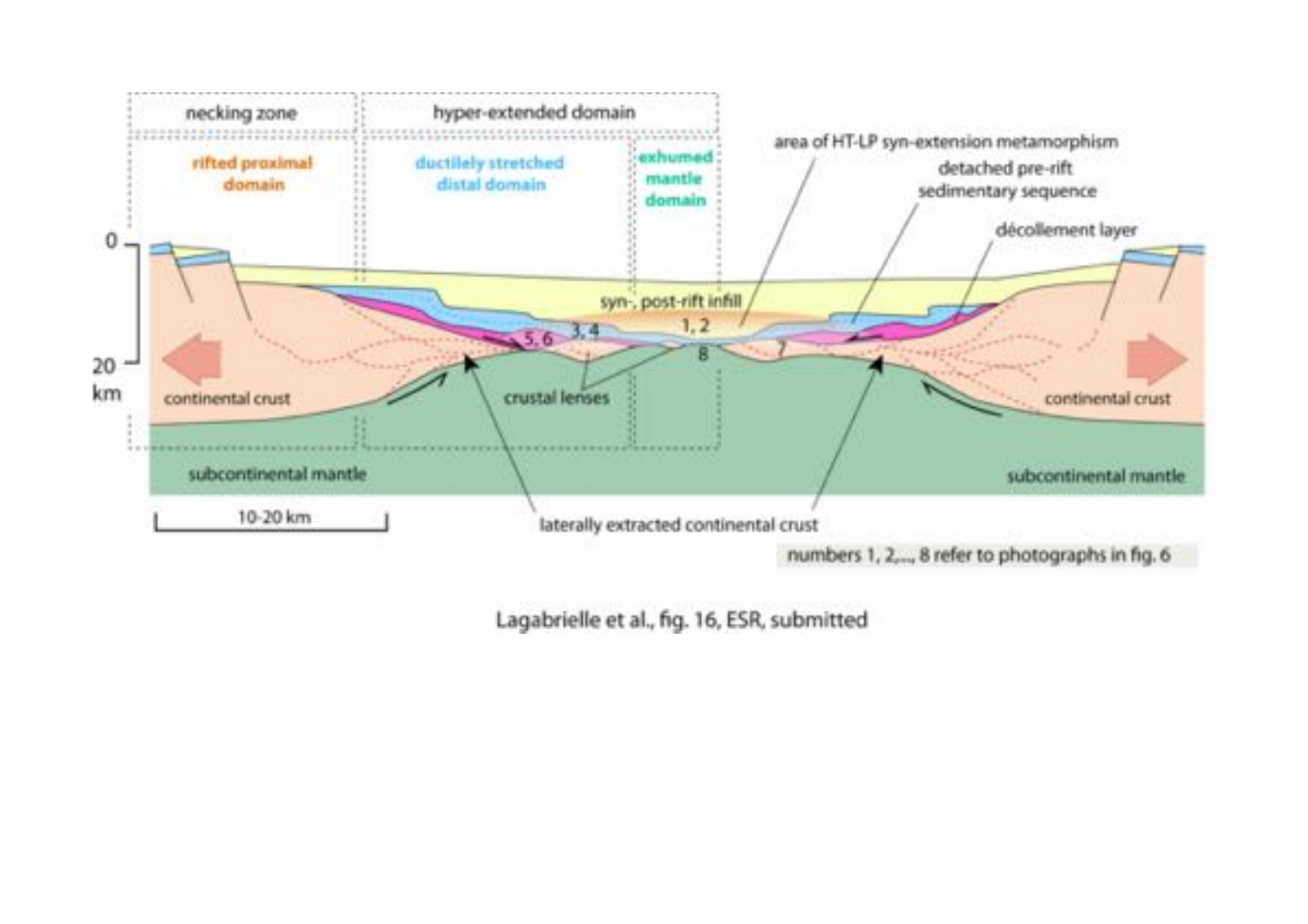necking zone

hyper-extended domain

rifted proximal domain

ductilely stretched distal domain

exhumed mantle domain

area of HT-LP syn-extension metamorphism

detached pre-rift sedimentary sequence

décollement layer

0

20 km

syn-, post-rift infill

1, 2

3, 4

5, 6

7

8

continental crust

crustal lenses

continental crust

subcontinental mantle

subcontinental mantle

10-20 km

laterally extracted continental crust

numbers 1, 2,..., 8 refer to photographs in fig. 6

Lagabrielle et al., fig. 16, ESR, submitted